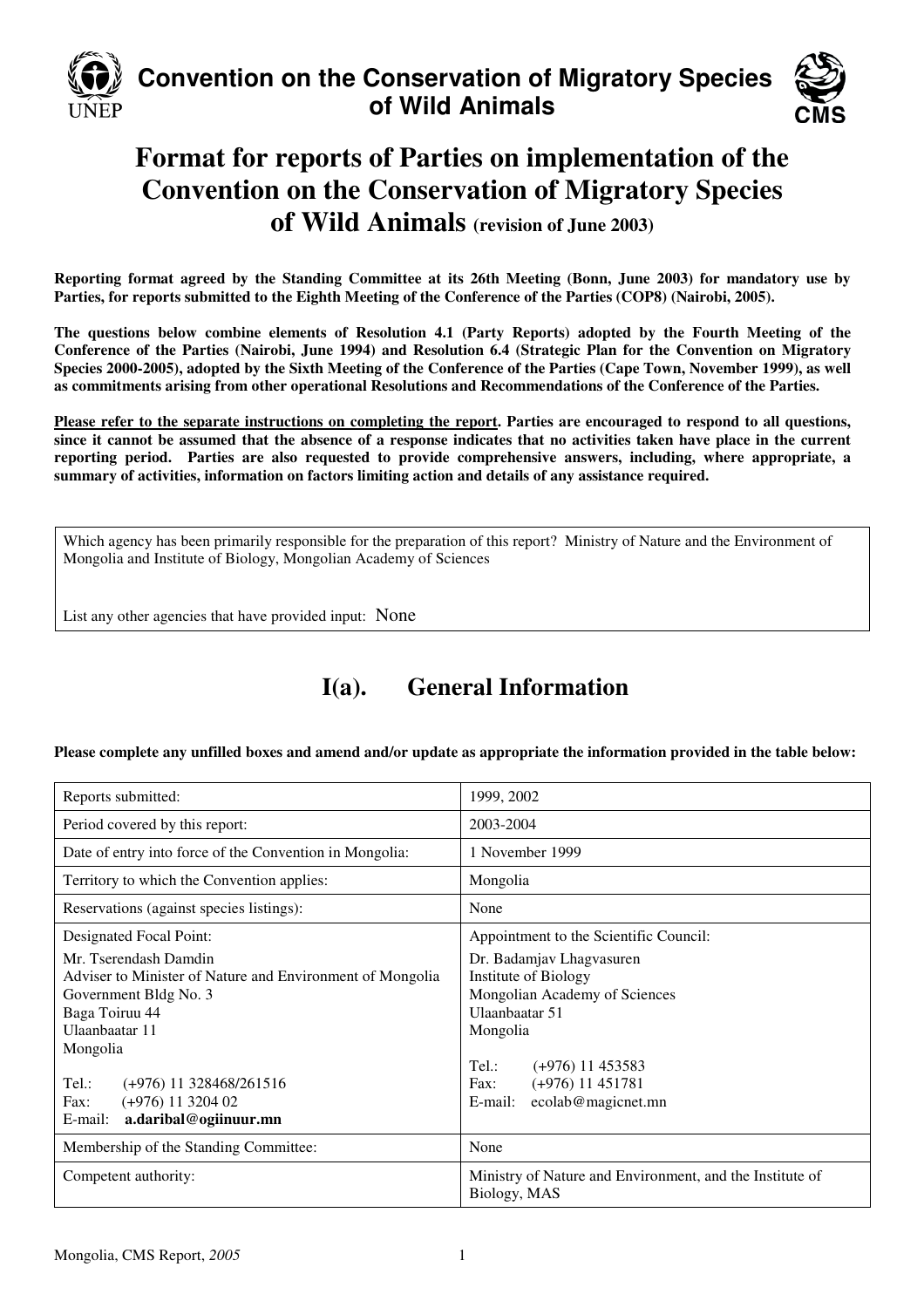# Convention on the Conservation of Migratory Species of Wild Animals

# Format for reports of Parties on implementation of the Convention on the Conservation of Migratory Species of Wild Animals (revision of June 2003)

**Reporting format agreed by the Standing Committee at its 26th Meeting (Bonn, June 2003) for mandatory use by Parties, for reports submitted to the Eighth Meeting of the Conference of the Parties (COP8) (Nairobi, 2005).**

**The questions below combine elements of Resolution 4.1 (Party Reports) adopted by the Fourth Meeting of the Conference of the Parties (Nairobi, June 1994) and Resolution 6.4 (Strategic Plan for the Convention on Migratory Species 2000-2005), adopted by the Sixth Meeting of the Conference of the Parties (Cape Town, November 1999), as well as commitments arising from other operational Resolutions and Recommendations of the Conference of the Parties.**

**Please refer to the separate instructions on completing the report. Parties are encouraged to respond to all questions, since it cannot be assumed that the absence of a response indicates that no activities taken have place in the current reporting period. Parties are also requested to provide comprehensive answers, including, where appropriate, a summary of activities, information on factors limiting action and details of any assistance required.**

Which agency has been primarily responsible for the preparation of this report? Ministry of Nature and the Environment of Mongolia and Institute of Biology, Mongolian Academy of Sciences

List any other agencies that have provided input: None

## I(a). General Information

**Please complete any unfilled boxes and amend and/or update as appropriate the information provided in the table below:**

| | |
|---|---|
| Reports submitted: | 1999, 2002 |
| Period covered by this report: | 2003-2004 |
| Date of entry into force of the Convention in Mongolia: | 1 November 1999 |
| Territory to which the Convention applies: | Mongolia |
| Reservations (against species listings): | None |
| Designated Focal Point:<br>Mr. Tserendash Damdin<br>Adviser to Minister of Nature and Environment of Mongolia<br>Government Bldg No. 3<br>Baga Toiruu 44<br>Ulaanbaatar 11<br>Mongolia<br><br>Tel.: (+976) 11 328468/261516<br>Fax: (+976) 11 3204 02<br>E-mail: **a.daribal@ogiinuur.mn** | Appointment to the Scientific Council:<br>Dr. Badamjav Lhagvasuren<br>Institute of Biology<br>Mongolian Academy of Sciences<br>Ulaanbaatar 51<br>Mongolia<br><br>Tel.: (+976) 11 453583<br>Fax: (+976) 11 451781<br>E-mail: ecolab@magicnet.mn |
| Membership of the Standing Committee: | None |
| Competent authority: | Ministry of Nature and Environment, and the Institute of Biology, MAS |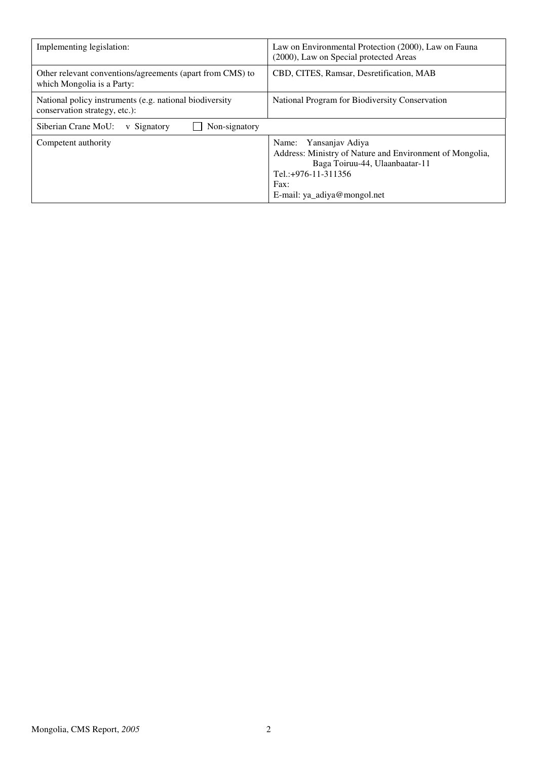| Implementing legislation: | Law on Environmental Protection (2000), Law on Fauna (2000), Law on Special protected Areas |
|---|---|
| Other relevant conventions/agreements (apart from CMS) to which Mongolia is a Party: | CBD, CITES, Ramsar, Desretification, MAB |
| National policy instruments (e.g. national biodiversity conservation strategy, etc.): | National Program for Biodiversity Conservation |
| Siberian Crane MoU: v Signatory ☐ Non-signatory | |
| Competent authority | Name: Yansanjav Adiya<br>Address: Ministry of Nature and Environment of Mongolia, Baga Toiruu-44, Ulaanbaatar-11<br>Tel.:+976-11-311356<br>Fax:<br>E-mail: ya_adiya@mongol.net |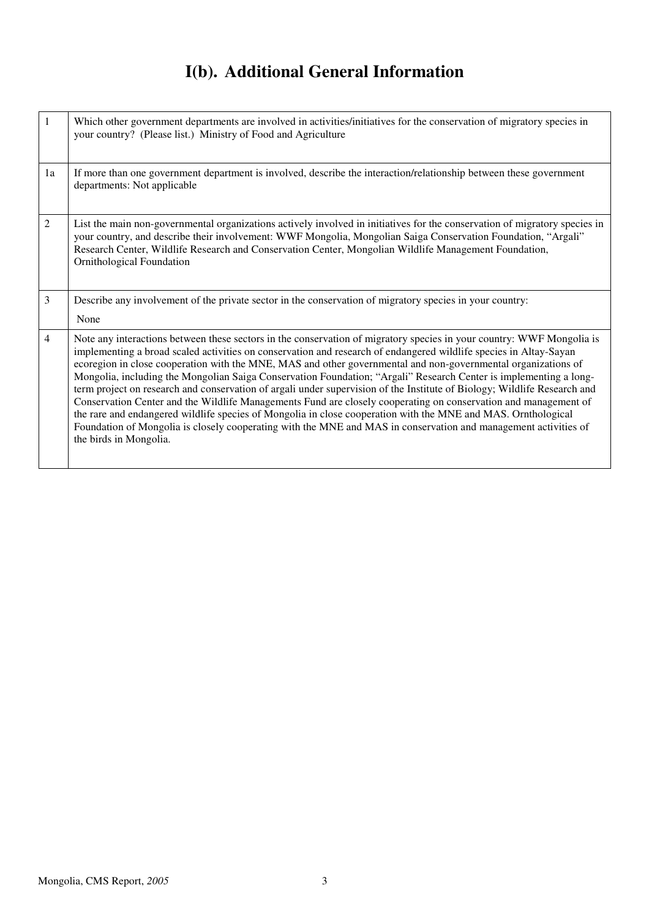# I(b). Additional General Information

| | |
|---|---|
| 1 | Which other government departments are involved in activities/initiatives for the conservation of migratory species in your country? (Please list.) Ministry of Food and Agriculture |
| 1a | If more than one government department is involved, describe the interaction/relationship between these government departments: Not applicable |
| 2 | List the main non-governmental organizations actively involved in initiatives for the conservation of migratory species in your country, and describe their involvement: WWF Mongolia, Mongolian Saiga Conservation Foundation, "Argali" Research Center, Wildlife Research and Conservation Center, Mongolian Wildlife Management Foundation, Ornithological Foundation |
| 3 | Describe any involvement of the private sector in the conservation of migratory species in your country: None |
| 4 | Note any interactions between these sectors in the conservation of migratory species in your country: WWF Mongolia is implementing a broad scaled activities on conservation and research of endangered wildlife species in Altay-Sayan ecoregion in close cooperation with the MNE, MAS and other governmental and non-governmental organizations of Mongolia, including the Mongolian Saiga Conservation Foundation; "Argali" Research Center is implementing a long-term project on research and conservation of argali under supervision of the Institute of Biology; Wildlife Research and Conservation Center and the Wildlife Managements Fund are closely cooperating on conservation and management of the rare and endangered wildlife species of Mongolia in close cooperation with the MNE and MAS. Ornthological Foundation of Mongolia is closely cooperating with the MNE and MAS in conservation and management activities of the birds in Mongolia. |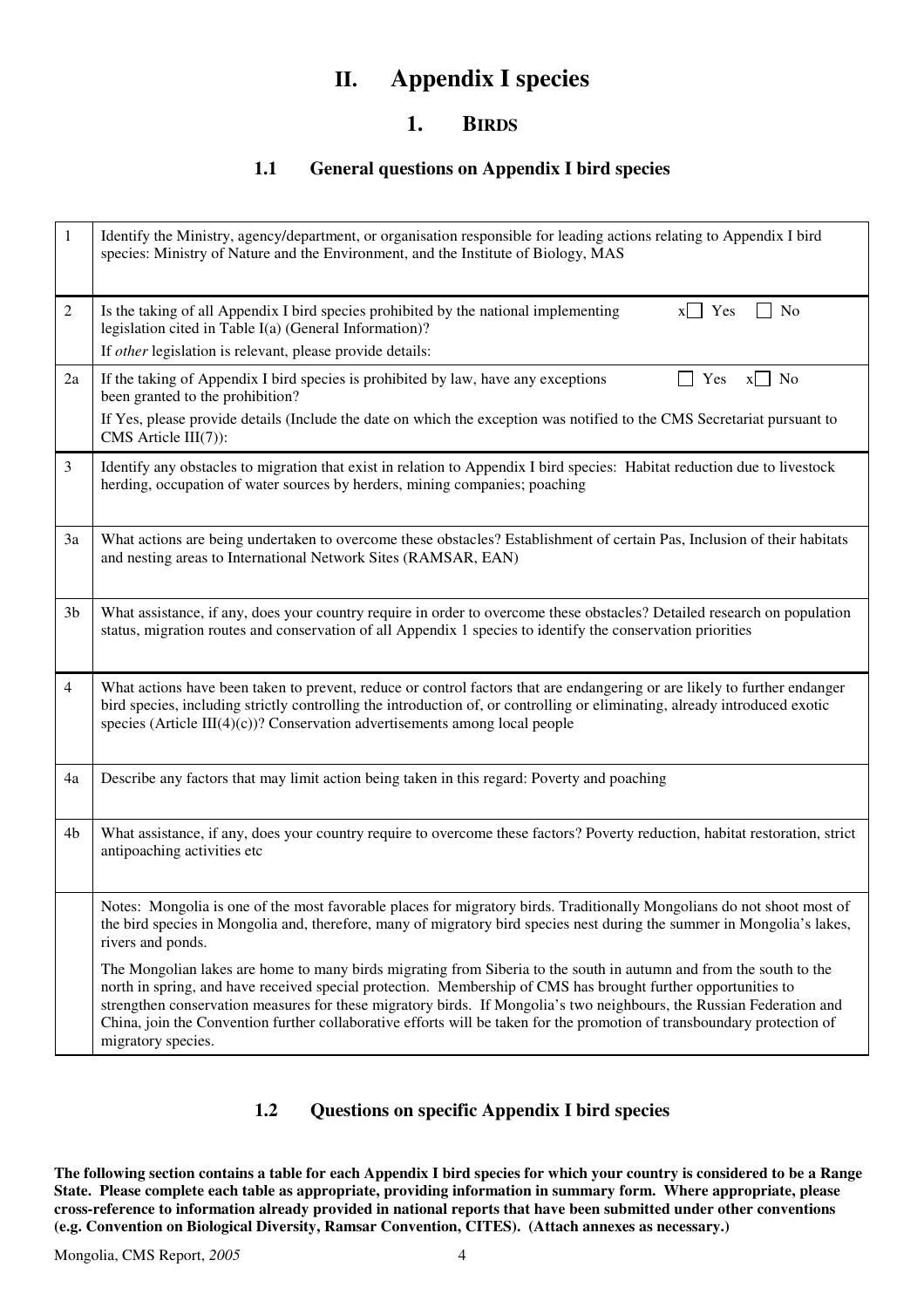# II. Appendix I species

## 1. BIRDS

### 1.1 General questions on Appendix I bird species

| | |
|---|---|
| 1 | Identify the Ministry, agency/department, or organisation responsible for leading actions relating to Appendix I bird species: Ministry of Nature and the Environment, and the Institute of Biology, MAS |
| 2 | Is the taking of all Appendix I bird species prohibited by the national implementing legislation cited in Table I(a) (General Information)? x☐ Yes ☐ No<br>If *other* legislation is relevant, please provide details: |
| 2a | If the taking of Appendix I bird species is prohibited by law, have any exceptions been granted to the prohibition? ☐ Yes x☐ No<br>If Yes, please provide details (Include the date on which the exception was notified to the CMS Secretariat pursuant to CMS Article III(7)): |
| 3 | Identify any obstacles to migration that exist in relation to Appendix I bird species: Habitat reduction due to livestock herding, occupation of water sources by herders, mining companies; poaching |
| 3a | What actions are being undertaken to overcome these obstacles? Establishment of certain Pas, Inclusion of their habitats and nesting areas to International Network Sites (RAMSAR, EAN) |
| 3b | What assistance, if any, does your country require in order to overcome these obstacles? Detailed research on population status, migration routes and conservation of all Appendix 1 species to identify the conservation priorities |
| 4 | What actions have been taken to prevent, reduce or control factors that are endangering or are likely to further endanger bird species, including strictly controlling the introduction of, or controlling or eliminating, already introduced exotic species (Article III(4)(c))? Conservation advertisements among local people |
| 4a | Describe any factors that may limit action being taken in this regard: Poverty and poaching |
| 4b | What assistance, if any, does your country require to overcome these factors? Poverty reduction, habitat restoration, strict antipoaching activities etc |
| | Notes: Mongolia is one of the most favorable places for migratory birds. Traditionally Mongolians do not shoot most of the bird species in Mongolia and, therefore, many of migratory bird species nest during the summer in Mongolia's lakes, rivers and ponds.<br>The Mongolian lakes are home to many birds migrating from Siberia to the south in autumn and from the south to the north in spring, and have received special protection. Membership of CMS has brought further opportunities to strengthen conservation measures for these migratory birds. If Mongolia's two neighbours, the Russian Federation and China, join the Convention further collaborative efforts will be taken for the promotion of transboundary protection of migratory species. |

### 1.2 Questions on specific Appendix I bird species

**The following section contains a table for each Appendix I bird species for which your country is considered to be a Range State. Please complete each table as appropriate, providing information in summary form. Where appropriate, please cross-reference to information already provided in national reports that have been submitted under other conventions (e.g. Convention on Biological Diversity, Ramsar Convention, CITES). (Attach annexes as necessary.)**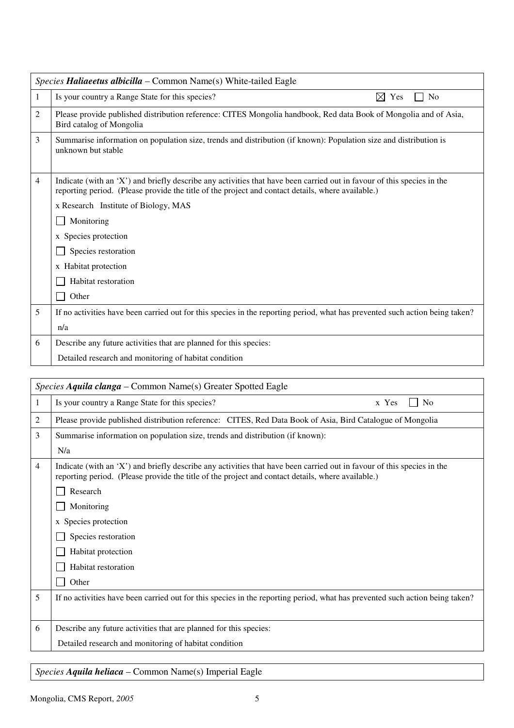| *Species* ***Haliaeetus albicilla*** – Common Name(s) White-tailed Eagle | |
|---|---|
| 1 | Is your country a Range State for this species? ☒ Yes ☐ No |
| 2 | Please provide published distribution reference: CITES Mongolia handbook, Red data Book of Mongolia and of Asia, Bird catalog of Mongolia |
| 3 | Summarise information on population size, trends and distribution (if known): Population size and distribution is unknown but stable |
| 4 | Indicate (with an 'X') and briefly describe any activities that have been carried out in favour of this species in the reporting period. (Please provide the title of the project and contact details, where available.)<br>x Research Institute of Biology, MAS<br>☐ Monitoring<br>x Species protection<br>☐ Species restoration<br>x Habitat protection<br>☐ Habitat restoration<br>☐ Other |
| 5 | If no activities have been carried out for this species in the reporting period, what has prevented such action being taken?<br>n/a |
| 6 | Describe any future activities that are planned for this species:<br>Detailed research and monitoring of habitat condition |

| *Species* ***Aquila clanga*** – Common Name(s) Greater Spotted Eagle | |
|---|---|
| 1 | Is your country a Range State for this species? x Yes ☐ No |
| 2 | Please provide published distribution reference: CITES, Red Data Book of Asia, Bird Catalogue of Mongolia |
| 3 | Summarise information on population size, trends and distribution (if known):<br>N/a |
| 4 | Indicate (with an 'X') and briefly describe any activities that have been carried out in favour of this species in the reporting period. (Please provide the title of the project and contact details, where available.)<br>☐ Research<br>☐ Monitoring<br>x Species protection<br>☐ Species restoration<br>☐ Habitat protection<br>☐ Habitat restoration<br>☐ Other |
| 5 | If no activities have been carried out for this species in the reporting period, what has prevented such action being taken? |
| 6 | Describe any future activities that are planned for this species:<br>Detailed research and monitoring of habitat condition |

| *Species* ***Aquila heliaca*** – Common Name(s) Imperial Eagle |
|---|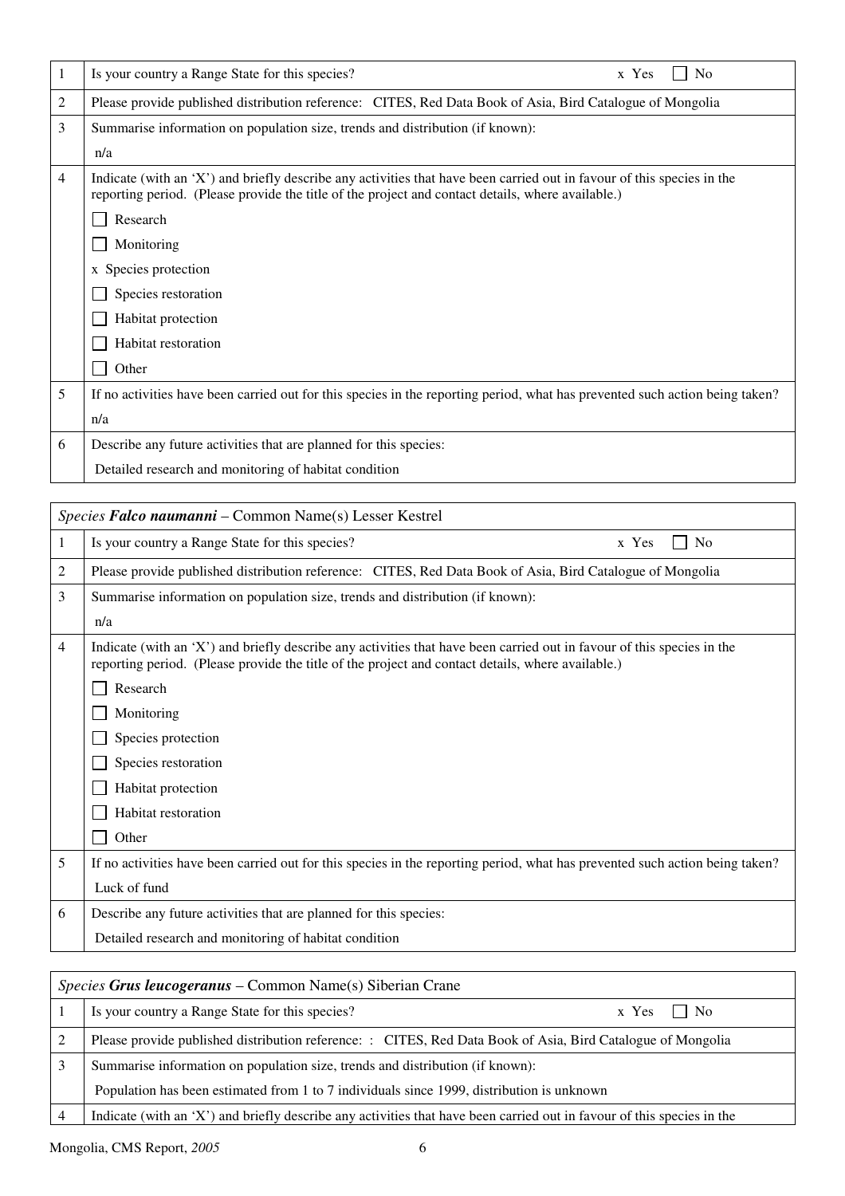| | |
|---|---|
| 1 | Is your country a Range State for this species? x Yes ☐ No |
| 2 | Please provide published distribution reference: CITES, Red Data Book of Asia, Bird Catalogue of Mongolia |
| 3 | Summarise information on population size, trends and distribution (if known):<br>n/a |
| 4 | Indicate (with an 'X') and briefly describe any activities that have been carried out in favour of this species in the reporting period. (Please provide the title of the project and contact details, where available.)<br>☐ Research<br>☐ Monitoring<br>x Species protection<br>☐ Species restoration<br>☐ Habitat protection<br>☐ Habitat restoration<br>☐ Other |
| 5 | If no activities have been carried out for this species in the reporting period, what has prevented such action being taken?<br>n/a |
| 6 | Describe any future activities that are planned for this species:<br>Detailed research and monitoring of habitat condition |

| *Species* ***Falco naumanni*** – Common Name(s) Lesser Kestrel | |
|---|---|
| 1 | Is your country a Range State for this species? x Yes ☐ No |
| 2 | Please provide published distribution reference: CITES, Red Data Book of Asia, Bird Catalogue of Mongolia |
| 3 | Summarise information on population size, trends and distribution (if known):<br>n/a |
| 4 | Indicate (with an 'X') and briefly describe any activities that have been carried out in favour of this species in the reporting period. (Please provide the title of the project and contact details, where available.)<br>☐ Research<br>☐ Monitoring<br>☐ Species protection<br>☐ Species restoration<br>☐ Habitat protection<br>☐ Habitat restoration<br>☐ Other |
| 5 | If no activities have been carried out for this species in the reporting period, what has prevented such action being taken?<br>Luck of fund |
| 6 | Describe any future activities that are planned for this species:<br>Detailed research and monitoring of habitat condition |

| *Species* ***Grus leucogeranus*** – Common Name(s) Siberian Crane | |
|---|---|
| 1 | Is your country a Range State for this species? x Yes ☐ No |
| 2 | Please provide published distribution reference: : CITES, Red Data Book of Asia, Bird Catalogue of Mongolia |
| 3 | Summarise information on population size, trends and distribution (if known):<br>Population has been estimated from 1 to 7 individuals since 1999, distribution is unknown |
| 4 | Indicate (with an 'X') and briefly describe any activities that have been carried out in favour of this species in the |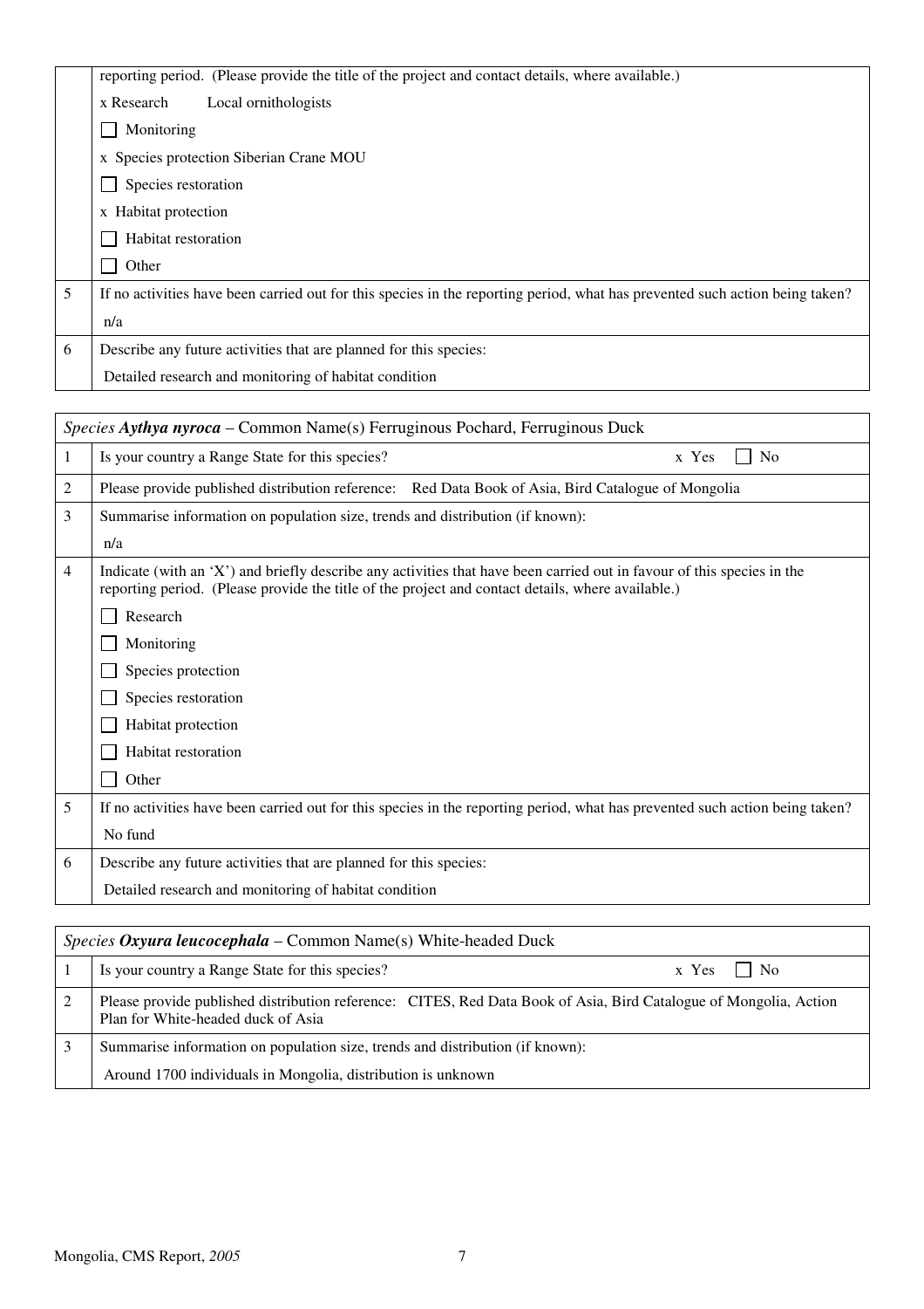| | |
|---|---|
| | reporting period. (Please provide the title of the project and contact details, where available.) |
| | x Research Local ornithologists |
| | ☐ Monitoring |
| | x Species protection Siberian Crane MOU |
| | ☐ Species restoration |
| | x Habitat protection |
| | ☐ Habitat restoration |
| | ☐ Other |
| 5 | If no activities have been carried out for this species in the reporting period, what has prevented such action being taken? |
| | n/a |
| 6 | Describe any future activities that are planned for this species: |
| | Detailed research and monitoring of habitat condition |

| *Species* ***Aythya nyroca*** – Common Name(s) Ferruginous Pochard, Ferruginous Duck | |
|---|---|
| 1 | Is your country a Range State for this species? x Yes ☐ No |
| 2 | Please provide published distribution reference: Red Data Book of Asia, Bird Catalogue of Mongolia |
| 3 | Summarise information on population size, trends and distribution (if known): |
| | n/a |
| 4 | Indicate (with an 'X') and briefly describe any activities that have been carried out in favour of this species in the reporting period. (Please provide the title of the project and contact details, where available.) |
| | ☐ Research |
| | ☐ Monitoring |
| | ☐ Species protection |
| | ☐ Species restoration |
| | ☐ Habitat protection |
| | ☐ Habitat restoration |
| | ☐ Other |
| 5 | If no activities have been carried out for this species in the reporting period, what has prevented such action being taken? |
| | No fund |
| 6 | Describe any future activities that are planned for this species: |
| | Detailed research and monitoring of habitat condition |

| *Species* ***Oxyura leucocephala*** – Common Name(s) White-headed Duck | |
|---|---|
| 1 | Is your country a Range State for this species? x Yes ☐ No |
| 2 | Please provide published distribution reference: CITES, Red Data Book of Asia, Bird Catalogue of Mongolia, Action Plan for White-headed duck of Asia |
| 3 | Summarise information on population size, trends and distribution (if known): |
| | Around 1700 individuals in Mongolia, distribution is unknown |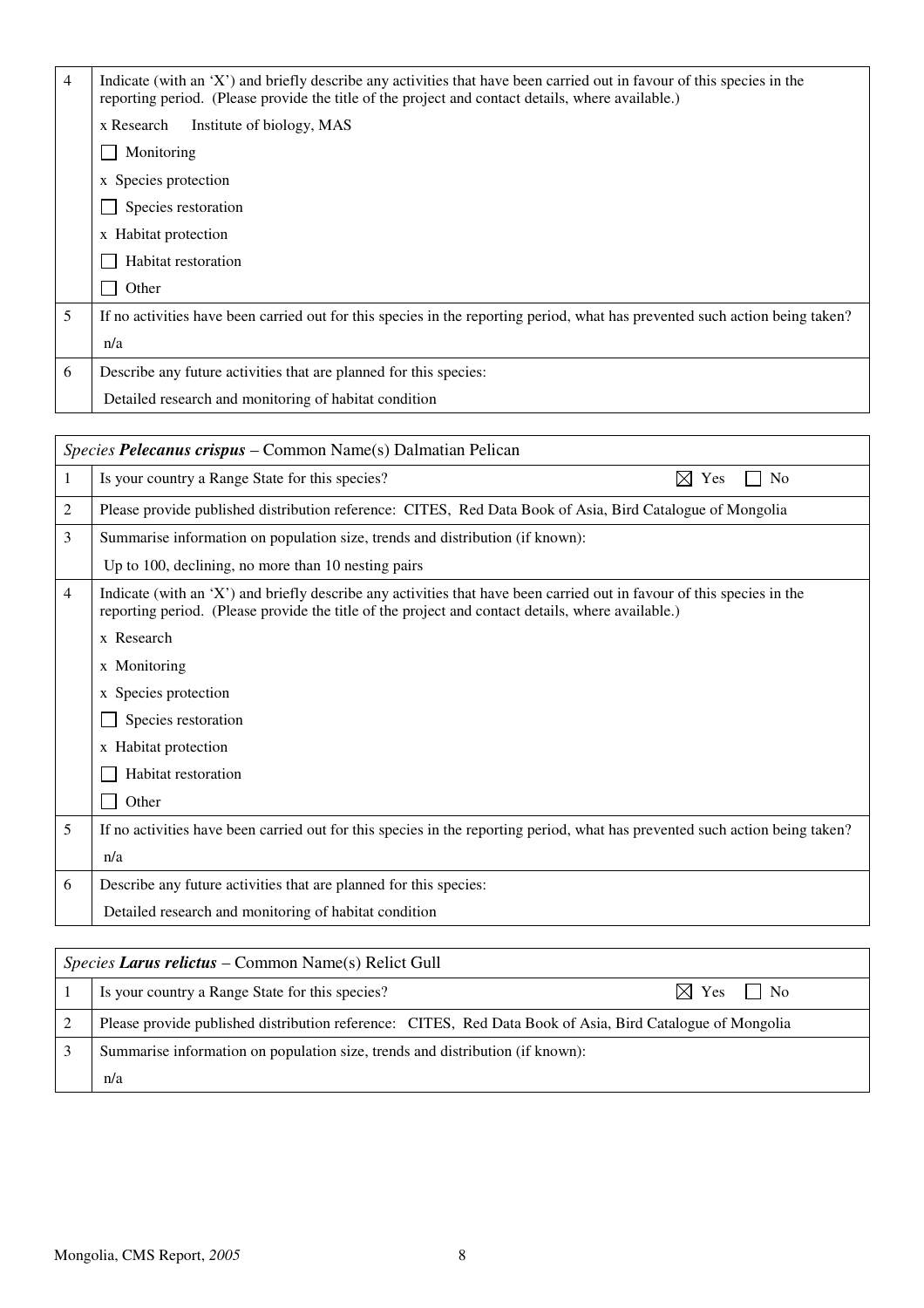| 4 | Indicate (with an 'X') and briefly describe any activities that have been carried out in favour of this species in the reporting period. (Please provide the title of the project and contact details, where available.) |
|---|---|
| | x Research    Institute of biology, MAS |
| | ☐ Monitoring |
| | x Species protection |
| | ☐ Species restoration |
| | x Habitat protection |
| | ☐ Habitat restoration |
| | ☐ Other |
| 5 | If no activities have been carried out for this species in the reporting period, what has prevented such action being taken? |
| | n/a |
| 6 | Describe any future activities that are planned for this species: |
| | Detailed research and monitoring of habitat condition |

| *Species* ***Pelecanus crispus*** – Common Name(s) Dalmatian Pelican | |
|---|---|
| 1 | Is your country a Range State for this species? ☒ Yes ☐ No |
| 2 | Please provide published distribution reference: CITES, Red Data Book of Asia, Bird Catalogue of Mongolia |
| 3 | Summarise information on population size, trends and distribution (if known): |
| | Up to 100, declining, no more than 10 nesting pairs |
| 4 | Indicate (with an 'X') and briefly describe any activities that have been carried out in favour of this species in the reporting period. (Please provide the title of the project and contact details, where available.) |
| | x Research |
| | x Monitoring |
| | x Species protection |
| | ☐ Species restoration |
| | x Habitat protection |
| | ☐ Habitat restoration |
| | ☐ Other |
| 5 | If no activities have been carried out for this species in the reporting period, what has prevented such action being taken? |
| | n/a |
| 6 | Describe any future activities that are planned for this species: |
| | Detailed research and monitoring of habitat condition |

| *Species* ***Larus relictus*** – Common Name(s) Relict Gull | |
|---|---|
| 1 | Is your country a Range State for this species? ☒ Yes ☐ No |
| 2 | Please provide published distribution reference: CITES, Red Data Book of Asia, Bird Catalogue of Mongolia |
| 3 | Summarise information on population size, trends and distribution (if known): |
| | n/a |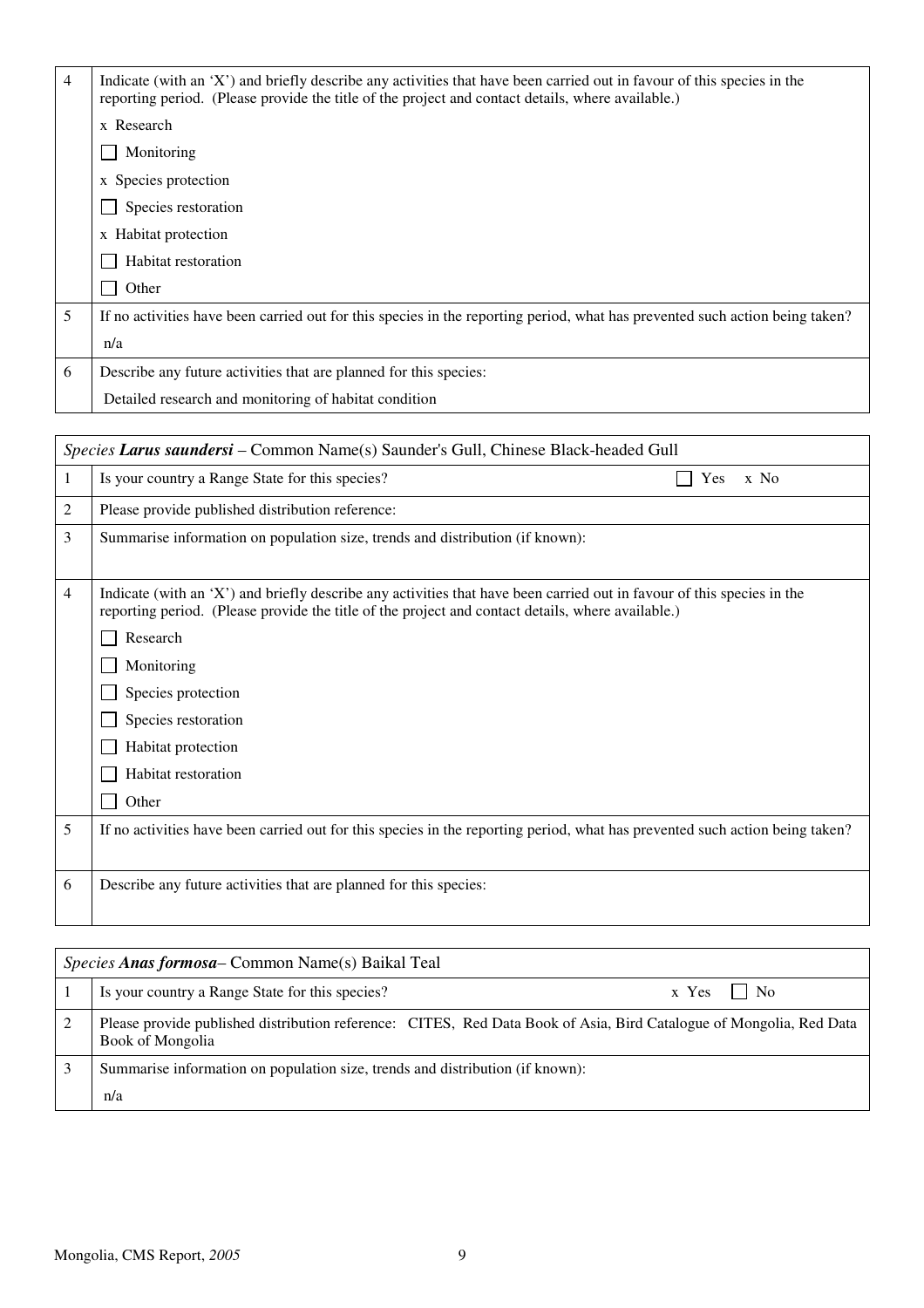| 4 | Indicate (with an 'X') and briefly describe any activities that have been carried out in favour of this species in the reporting period. (Please provide the title of the project and contact details, where available.) |
|---|---|
| | x Research |
| | ☐ Monitoring |
| | x Species protection |
| | ☐ Species restoration |
| | x Habitat protection |
| | ☐ Habitat restoration |
| | ☐ Other |
| 5 | If no activities have been carried out for this species in the reporting period, what has prevented such action being taken? |
| | n/a |
| 6 | Describe any future activities that are planned for this species: |
| | Detailed research and monitoring of habitat condition |

| *Species **Larus saundersi*** – Common Name(s) Saunder's Gull, Chinese Black-headed Gull | |
|---|---|
| 1 | Is your country a Range State for this species? ☐ Yes x No |
| 2 | Please provide published distribution reference: |
| 3 | Summarise information on population size, trends and distribution (if known): |
| 4 | Indicate (with an 'X') and briefly describe any activities that have been carried out in favour of this species in the reporting period. (Please provide the title of the project and contact details, where available.) |
| | ☐ Research |
| | ☐ Monitoring |
| | ☐ Species protection |
| | ☐ Species restoration |
| | ☐ Habitat protection |
| | ☐ Habitat restoration |
| | ☐ Other |
| 5 | If no activities have been carried out for this species in the reporting period, what has prevented such action being taken? |
| 6 | Describe any future activities that are planned for this species: |

| *Species **Anas formosa***– Common Name(s) Baikal Teal | |
|---|---|
| 1 | Is your country a Range State for this species? x Yes ☐ No |
| 2 | Please provide published distribution reference: CITES, Red Data Book of Asia, Bird Catalogue of Mongolia, Red Data Book of Mongolia |
| 3 | Summarise information on population size, trends and distribution (if known): |
| | n/a |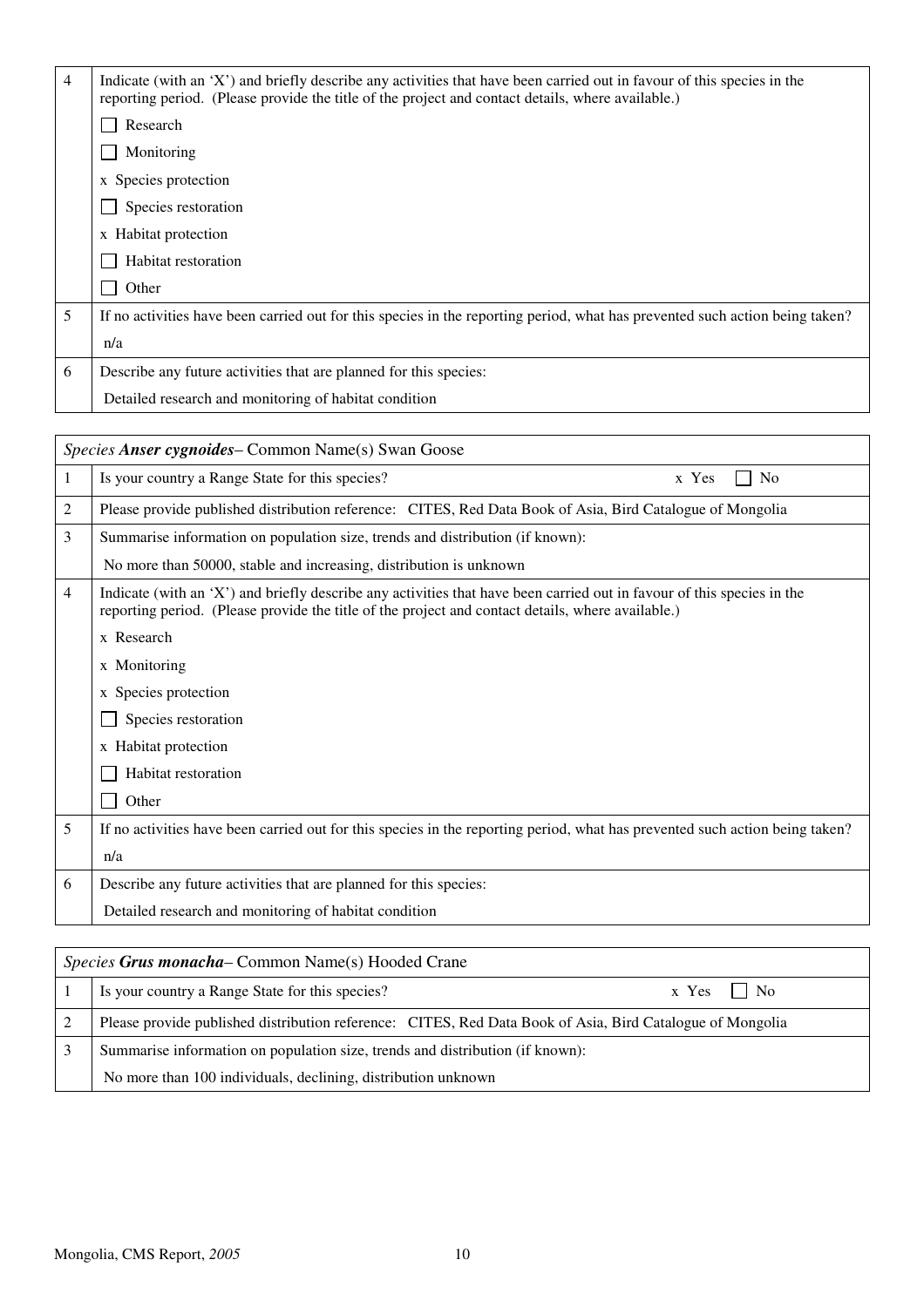| 4 | Indicate (with an 'X') and briefly describe any activities that have been carried out in favour of this species in the reporting period. (Please provide the title of the project and contact details, where available.) |
|---|---|
| | ☐ Research |
| | ☐ Monitoring |
| | x Species protection |
| | ☐ Species restoration |
| | x Habitat protection |
| | ☐ Habitat restoration |
| | ☐ Other |
| 5 | If no activities have been carried out for this species in the reporting period, what has prevented such action being taken? |
| | n/a |
| 6 | Describe any future activities that are planned for this species: |
| | Detailed research and monitoring of habitat condition |

| *Species* ***Anser cygnoides***– Common Name(s) Swan Goose | |
|---|---|
| 1 | Is your country a Range State for this species? x Yes ☐ No |
| 2 | Please provide published distribution reference: CITES, Red Data Book of Asia, Bird Catalogue of Mongolia |
| 3 | Summarise information on population size, trends and distribution (if known): |
| | No more than 50000, stable and increasing, distribution is unknown |
| 4 | Indicate (with an 'X') and briefly describe any activities that have been carried out in favour of this species in the reporting period. (Please provide the title of the project and contact details, where available.) |
| | x Research |
| | x Monitoring |
| | x Species protection |
| | ☐ Species restoration |
| | x Habitat protection |
| | ☐ Habitat restoration |
| | ☐ Other |
| 5 | If no activities have been carried out for this species in the reporting period, what has prevented such action being taken? |
| | n/a |
| 6 | Describe any future activities that are planned for this species: |
| | Detailed research and monitoring of habitat condition |

| *Species* ***Grus monacha***– Common Name(s) Hooded Crane | |
|---|---|
| 1 | Is your country a Range State for this species? x Yes ☐ No |
| 2 | Please provide published distribution reference: CITES, Red Data Book of Asia, Bird Catalogue of Mongolia |
| 3 | Summarise information on population size, trends and distribution (if known): |
| | No more than 100 individuals, declining, distribution unknown |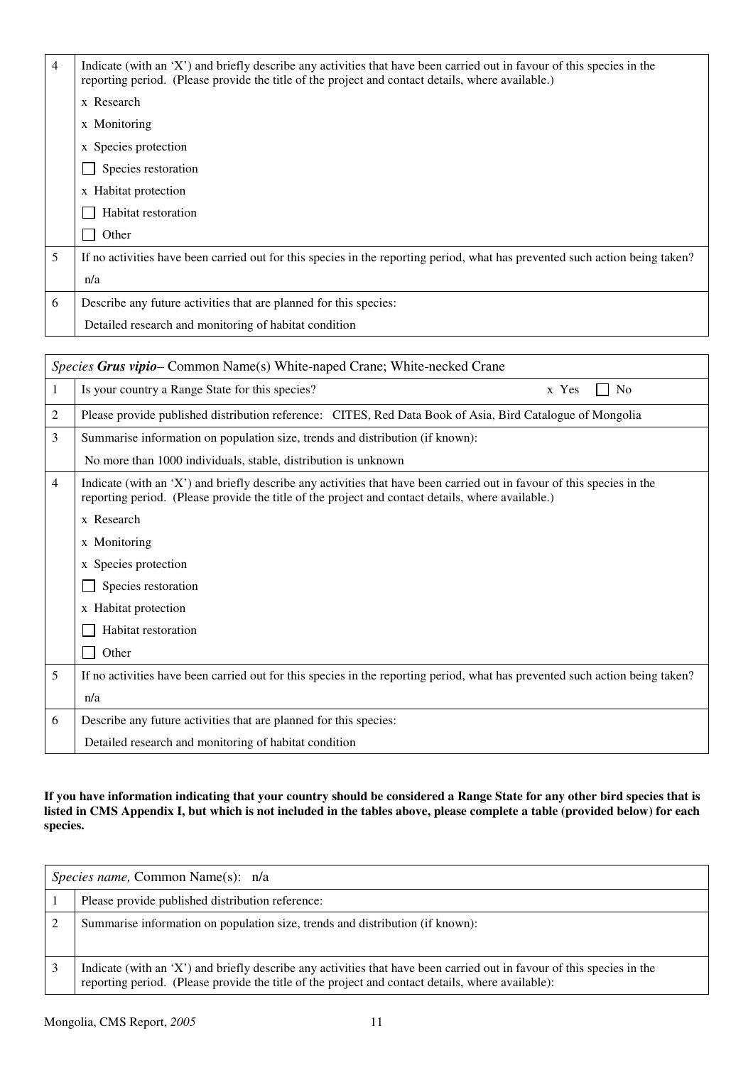| 4 | Indicate (with an 'X') and briefly describe any activities that have been carried out in favour of this species in the reporting period. (Please provide the title of the project and contact details, where available.)<br>x Research<br>x Monitoring<br>x Species protection<br>☐ Species restoration<br>x Habitat protection<br>☐ Habitat restoration<br>☐ Other |
|---|---|
| 5 | If no activities have been carried out for this species in the reporting period, what has prevented such action being taken?<br>n/a |
| 6 | Describe any future activities that are planned for this species:<br>Detailed research and monitoring of habitat condition |

| *Species* ***Grus vipio***– Common Name(s) White-naped Crane; White-necked Crane | |
|---|---|
| 1 | Is your country a Range State for this species? x Yes ☐ No |
| 2 | Please provide published distribution reference: CITES, Red Data Book of Asia, Bird Catalogue of Mongolia |
| 3 | Summarise information on population size, trends and distribution (if known):<br>No more than 1000 individuals, stable, distribution is unknown |
| 4 | Indicate (with an 'X') and briefly describe any activities that have been carried out in favour of this species in the reporting period. (Please provide the title of the project and contact details, where available.)<br>x Research<br>x Monitoring<br>x Species protection<br>☐ Species restoration<br>x Habitat protection<br>☐ Habitat restoration<br>☐ Other |
| 5 | If no activities have been carried out for this species in the reporting period, what has prevented such action being taken?<br>n/a |
| 6 | Describe any future activities that are planned for this species:<br>Detailed research and monitoring of habitat condition |

**If you have information indicating that your country should be considered a Range State for any other bird species that is listed in CMS Appendix I, but which is not included in the tables above, please complete a table (provided below) for each species.**

| *Species name,* Common Name(s): n/a | |
|---|---|
| 1 | Please provide published distribution reference: |
| 2 | Summarise information on population size, trends and distribution (if known): |
| 3 | Indicate (with an 'X') and briefly describe any activities that have been carried out in favour of this species in the reporting period. (Please provide the title of the project and contact details, where available): |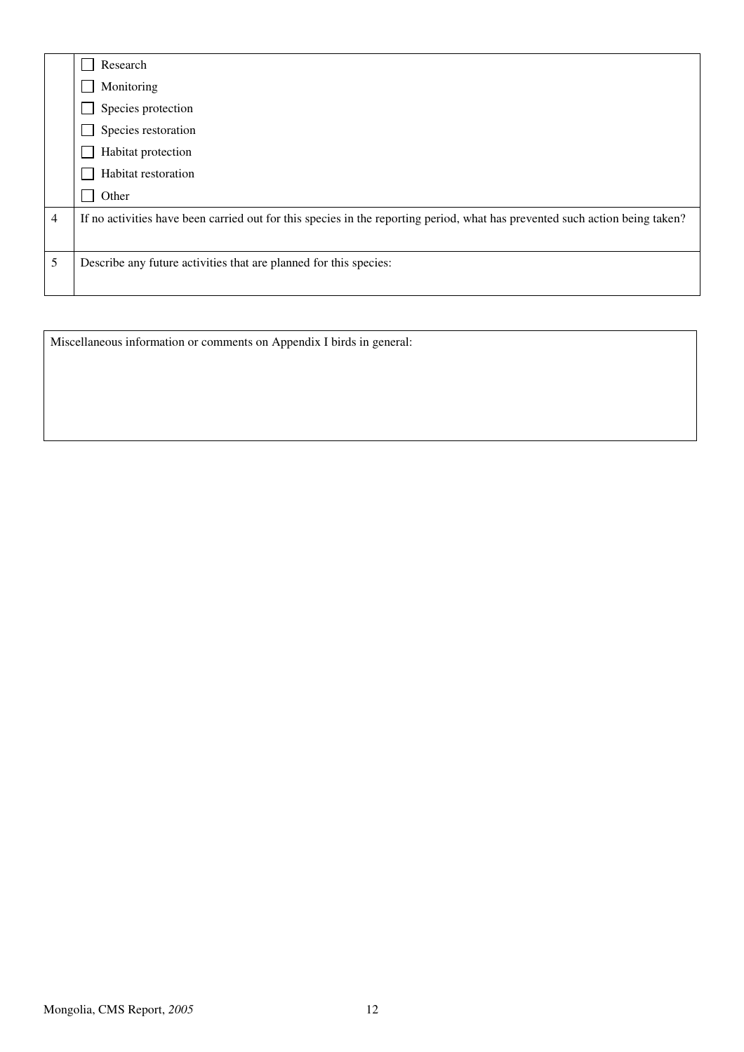|   |   |
|---|---|
|   | ☐ Research<br>☐ Monitoring<br>☐ Species protection<br>☐ Species restoration<br>☐ Habitat protection<br>☐ Habitat restoration<br>☐ Other |
| 4 | If no activities have been carried out for this species in the reporting period, what has prevented such action being taken? |
| 5 | Describe any future activities that are planned for this species: |

| Miscellaneous information or comments on Appendix I birds in general: |
|---|
|   |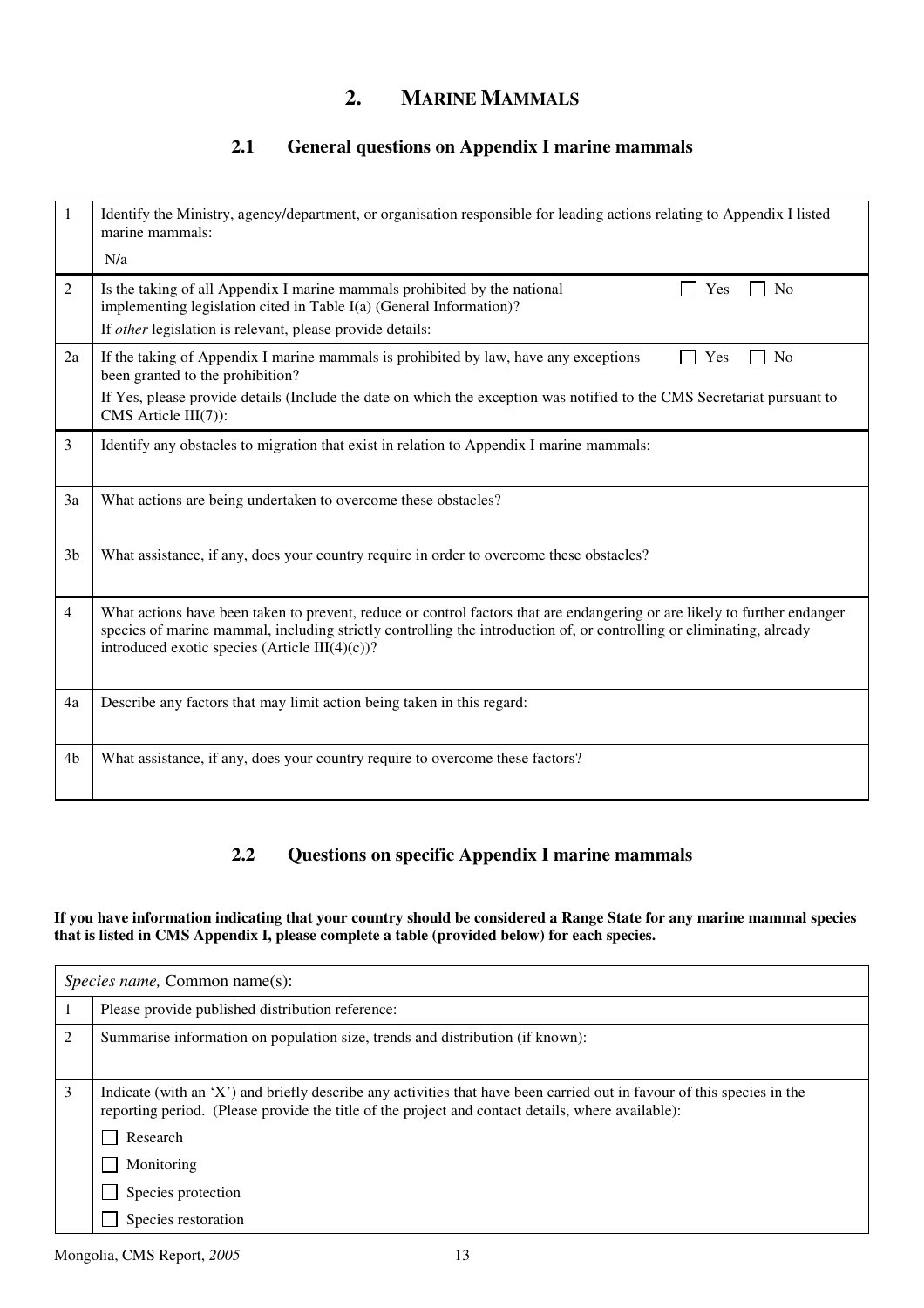# 2. MARINE MAMMALS

## 2.1 General questions on Appendix I marine mammals

| | |
|---|---|
| 1 | Identify the Ministry, agency/department, or organisation responsible for leading actions relating to Appendix I listed marine mammals:<br>N/a |
| 2 | Is the taking of all Appendix I marine mammals prohibited by the national implementing legislation cited in Table I(a) (General Information)? ☐ Yes ☐ No<br>If *other* legislation is relevant, please provide details: |
| 2a | If the taking of Appendix I marine mammals is prohibited by law, have any exceptions been granted to the prohibition? ☐ Yes ☐ No<br>If Yes, please provide details (Include the date on which the exception was notified to the CMS Secretariat pursuant to CMS Article III(7)): |
| 3 | Identify any obstacles to migration that exist in relation to Appendix I marine mammals: |
| 3a | What actions are being undertaken to overcome these obstacles? |
| 3b | What assistance, if any, does your country require in order to overcome these obstacles? |
| 4 | What actions have been taken to prevent, reduce or control factors that are endangering or are likely to further endanger species of marine mammal, including strictly controlling the introduction of, or controlling or eliminating, already introduced exotic species (Article III(4)(c))? |
| 4a | Describe any factors that may limit action being taken in this regard: |
| 4b | What assistance, if any, does your country require to overcome these factors? |

## 2.2 Questions on specific Appendix I marine mammals

**If you have information indicating that your country should be considered a Range State for any marine mammal species that is listed in CMS Appendix I, please complete a table (provided below) for each species.**

| *Species name,* Common name(s): | |
|---|---|
| 1 | Please provide published distribution reference: |
| 2 | Summarise information on population size, trends and distribution (if known): |
| 3 | Indicate (with an 'X') and briefly describe any activities that have been carried out in favour of this species in the reporting period. (Please provide the title of the project and contact details, where available):<br>☐ Research<br>☐ Monitoring<br>☐ Species protection<br>☐ Species restoration |

Mongolia, CMS Report, *2005*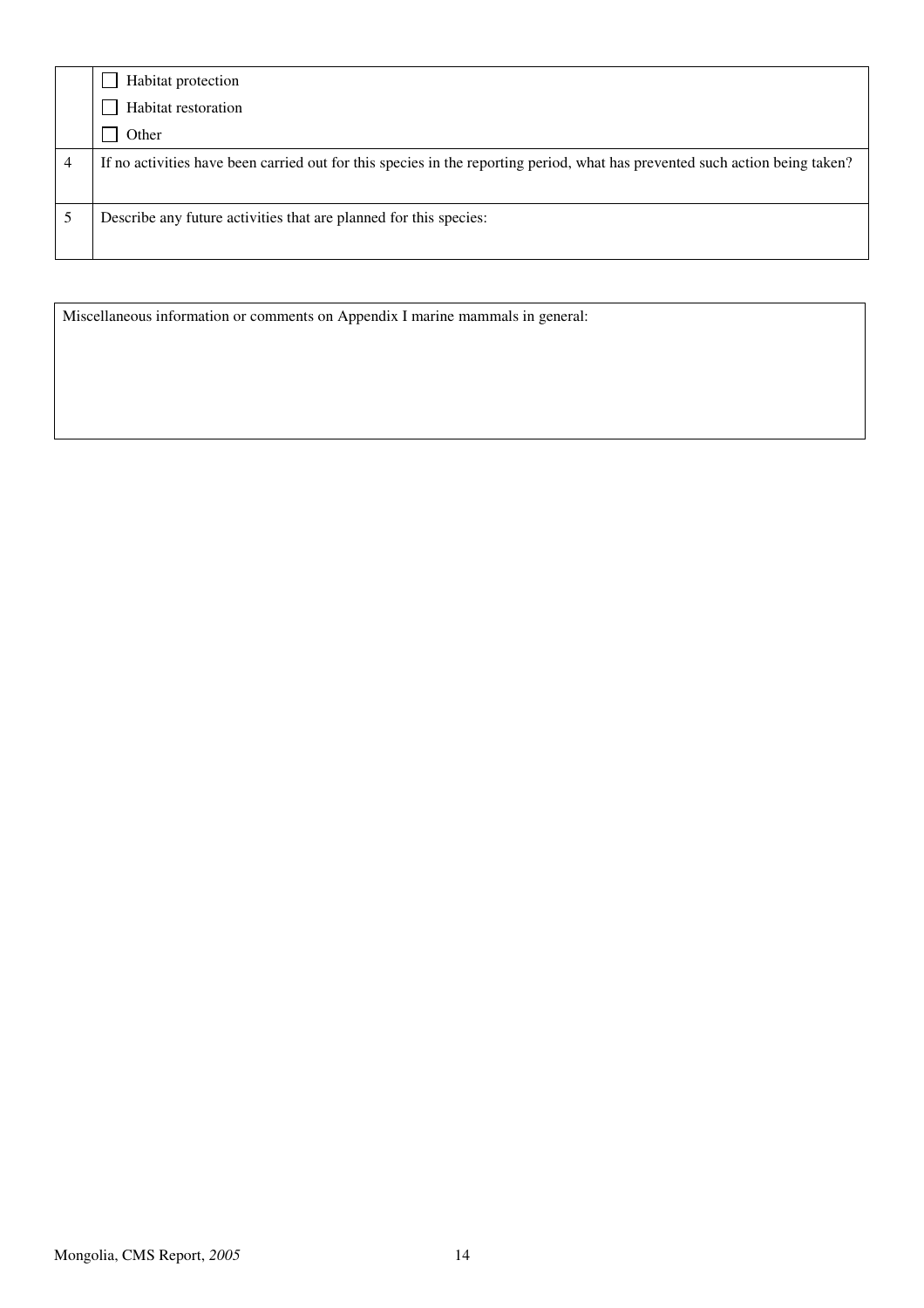| | |
|---|---|
| | ☐ Habitat protection<br>☐ Habitat restoration<br>☐ Other |
| 4 | If no activities have been carried out for this species in the reporting period, what has prevented such action being taken? |
| 5 | Describe any future activities that are planned for this species: |

| Miscellaneous information or comments on Appendix I marine mammals in general: |
|---|
| |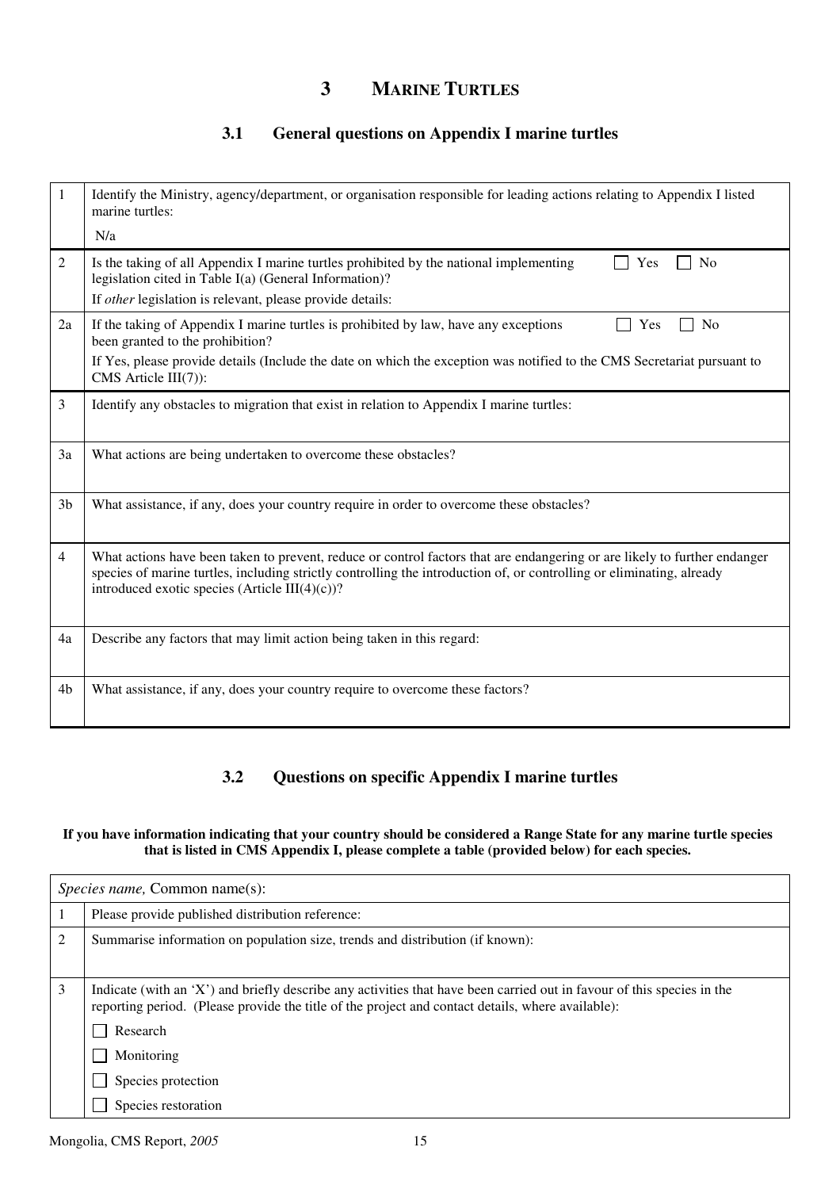# 3 MARINE TURTLES

## 3.1 General questions on Appendix I marine turtles

| | |
|---|---|
| 1 | Identify the Ministry, agency/department, or organisation responsible for leading actions relating to Appendix I listed marine turtles:<br>N/a |
| 2 | Is the taking of all Appendix I marine turtles prohibited by the national implementing legislation cited in Table I(a) (General Information)? ☐ Yes ☐ No<br>If *other* legislation is relevant, please provide details: |
| 2a | If the taking of Appendix I marine turtles is prohibited by law, have any exceptions been granted to the prohibition? ☐ Yes ☐ No<br>If Yes, please provide details (Include the date on which the exception was notified to the CMS Secretariat pursuant to CMS Article III(7)): |
| 3 | Identify any obstacles to migration that exist in relation to Appendix I marine turtles: |
| 3a | What actions are being undertaken to overcome these obstacles? |
| 3b | What assistance, if any, does your country require in order to overcome these obstacles? |
| 4 | What actions have been taken to prevent, reduce or control factors that are endangering or are likely to further endanger species of marine turtles, including strictly controlling the introduction of, or controlling or eliminating, already introduced exotic species (Article III(4)(c))? |
| 4a | Describe any factors that may limit action being taken in this regard: |
| 4b | What assistance, if any, does your country require to overcome these factors? |

## 3.2 Questions on specific Appendix I marine turtles

**If you have information indicating that your country should be considered a Range State for any marine turtle species that is listed in CMS Appendix I, please complete a table (provided below) for each species.**

| *Species name,* Common name(s): | |
|---|---|
| 1 | Please provide published distribution reference: |
| 2 | Summarise information on population size, trends and distribution (if known): |
| 3 | Indicate (with an 'X') and briefly describe any activities that have been carried out in favour of this species in the reporting period. (Please provide the title of the project and contact details, where available):<br>☐ Research<br>☐ Monitoring<br>☐ Species protection<br>☐ Species restoration |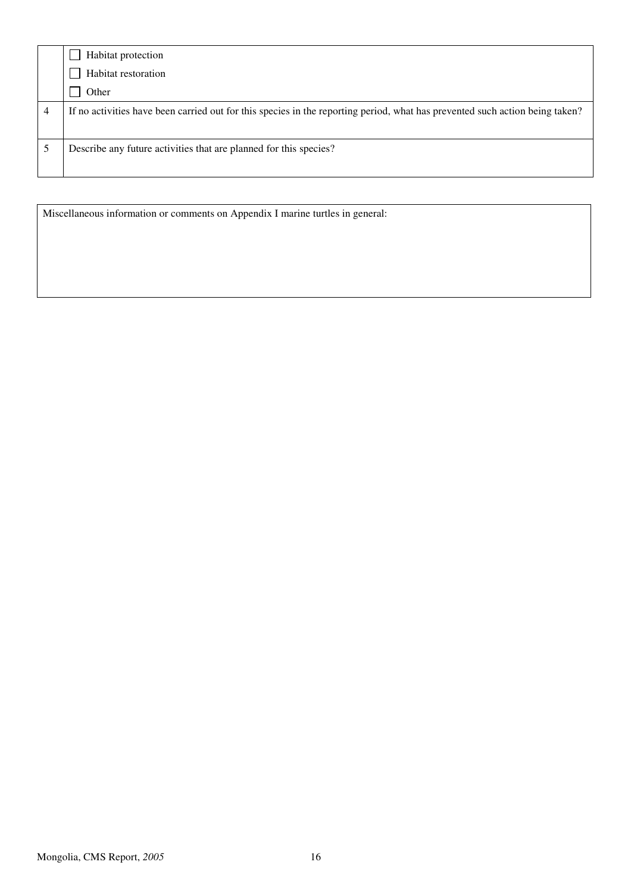| | |
|---|---|
| | ☐ Habitat protection<br>☐ Habitat restoration<br>☐ Other |
| 4 | If no activities have been carried out for this species in the reporting period, what has prevented such action being taken? |
| 5 | Describe any future activities that are planned for this species? |

| |
|---|
| Miscellaneous information or comments on Appendix I marine turtles in general: |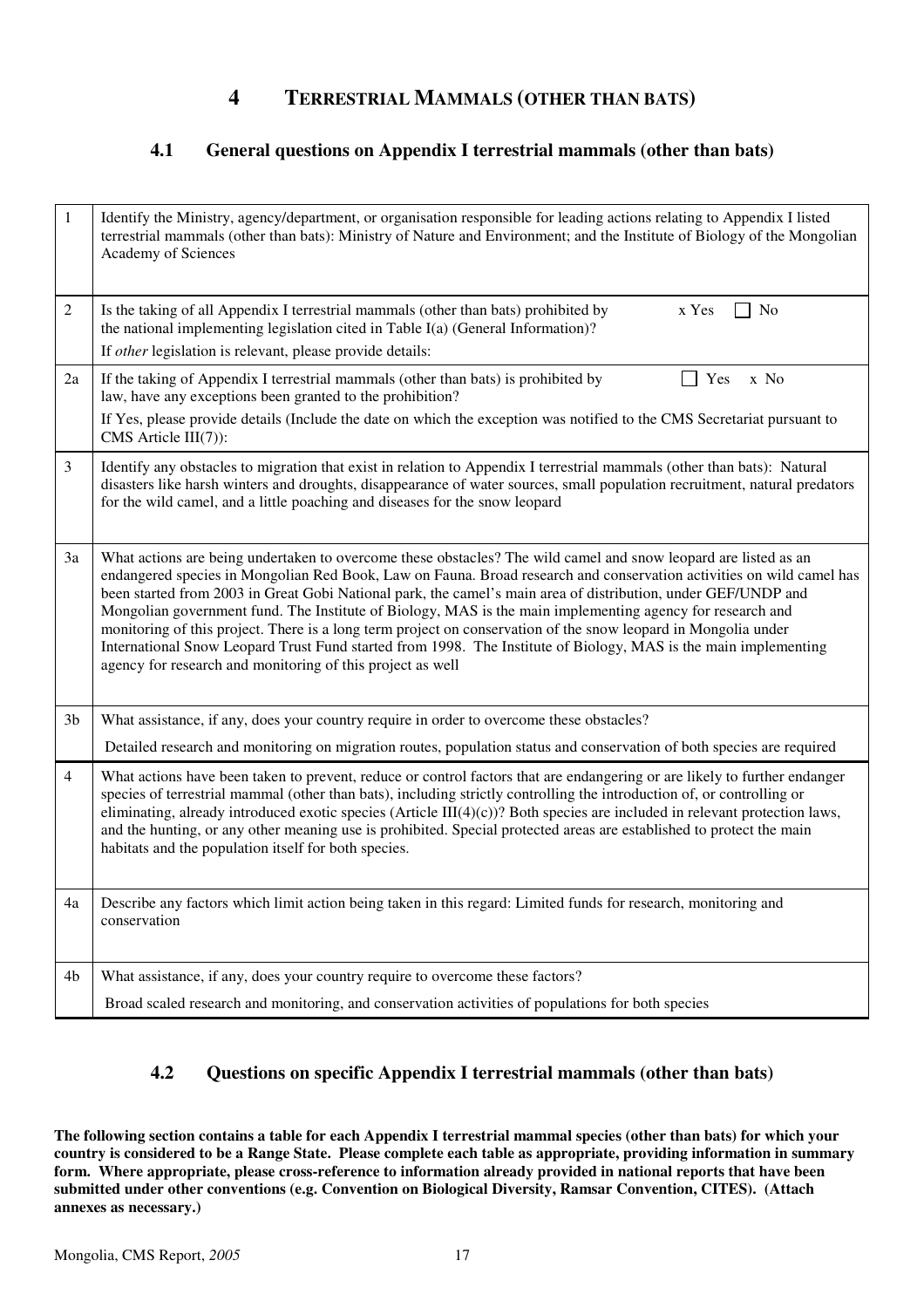# 4 TERRESTRIAL MAMMALS (OTHER THAN BATS)

## 4.1 General questions on Appendix I terrestrial mammals (other than bats)

| | |
|---|---|
| 1 | Identify the Ministry, agency/department, or organisation responsible for leading actions relating to Appendix I listed terrestrial mammals (other than bats): Ministry of Nature and Environment; and the Institute of Biology of the Mongolian Academy of Sciences |
| 2 | Is the taking of all Appendix I terrestrial mammals (other than bats) prohibited by the national implementing legislation cited in Table I(a) (General Information)? x Yes ☐ No<br>If *other* legislation is relevant, please provide details: |
| 2a | If the taking of Appendix I terrestrial mammals (other than bats) is prohibited by law, have any exceptions been granted to the prohibition? ☐ Yes x No<br>If Yes, please provide details (Include the date on which the exception was notified to the CMS Secretariat pursuant to CMS Article III(7)): |
| 3 | Identify any obstacles to migration that exist in relation to Appendix I terrestrial mammals (other than bats): Natural disasters like harsh winters and droughts, disappearance of water sources, small population recruitment, natural predators for the wild camel, and a little poaching and diseases for the snow leopard |
| 3a | What actions are being undertaken to overcome these obstacles? The wild camel and snow leopard are listed as an endangered species in Mongolian Red Book, Law on Fauna. Broad research and conservation activities on wild camel has been started from 2003 in Great Gobi National park, the camel's main area of distribution, under GEF/UNDP and Mongolian government fund. The Institute of Biology, MAS is the main implementing agency for research and monitoring of this project. There is a long term project on conservation of the snow leopard in Mongolia under International Snow Leopard Trust Fund started from 1998. The Institute of Biology, MAS is the main implementing agency for research and monitoring of this project as well |
| 3b | What assistance, if any, does your country require in order to overcome these obstacles?<br>Detailed research and monitoring on migration routes, population status and conservation of both species are required |
| 4 | What actions have been taken to prevent, reduce or control factors that are endangering or are likely to further endanger species of terrestrial mammal (other than bats), including strictly controlling the introduction of, or controlling or eliminating, already introduced exotic species (Article III(4)(c))? Both species are included in relevant protection laws, and the hunting, or any other meaning use is prohibited. Special protected areas are established to protect the main habitats and the population itself for both species. |
| 4a | Describe any factors which limit action being taken in this regard: Limited funds for research, monitoring and conservation |
| 4b | What assistance, if any, does your country require to overcome these factors?<br>Broad scaled research and monitoring, and conservation activities of populations for both species |

## 4.2 Questions on specific Appendix I terrestrial mammals (other than bats)

**The following section contains a table for each Appendix I terrestrial mammal species (other than bats) for which your country is considered to be a Range State. Please complete each table as appropriate, providing information in summary form. Where appropriate, please cross-reference to information already provided in national reports that have been submitted under other conventions (e.g. Convention on Biological Diversity, Ramsar Convention, CITES). (Attach annexes as necessary.)**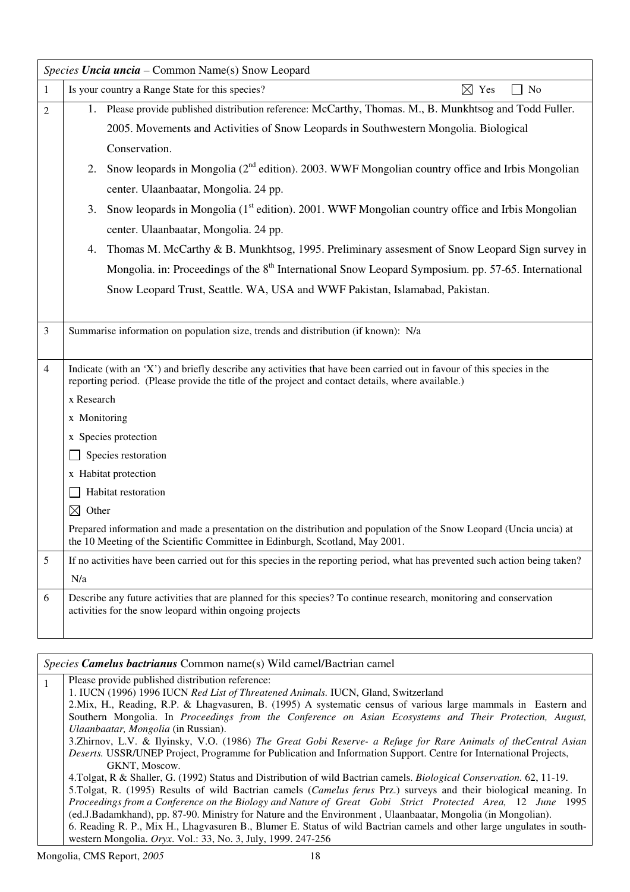| *Species* ***Uncia uncia*** – Common Name(s) Snow Leopard | |
|---|---|
| 1 | Is your country a Range State for this species? ☒ Yes ☐ No |
| 2 | 1. Please provide published distribution reference: McCarthy, Thomas. M., B. Munkhtsog and Todd Fuller. 2005. Movements and Activities of Snow Leopards in Southwestern Mongolia. Biological Conservation.<br>2. Snow leopards in Mongolia (2nd edition). 2003. WWF Mongolian country office and Irbis Mongolian center. Ulaanbaatar, Mongolia. 24 pp.<br>3. Snow leopards in Mongolia (1st edition). 2001. WWF Mongolian country office and Irbis Mongolian center. Ulaanbaatar, Mongolia. 24 pp.<br>4. Thomas M. McCarthy & B. Munkhtsog, 1995. Preliminary assesment of Snow Leopard Sign survey in Mongolia. in: Proceedings of the 8th International Snow Leopard Symposium. pp. 57-65. International Snow Leopard Trust, Seattle. WA, USA and WWF Pakistan, Islamabad, Pakistan. |
| 3 | Summarise information on population size, trends and distribution (if known): N/a |
| 4 | Indicate (with an 'X') and briefly describe any activities that have been carried out in favour of this species in the reporting period. (Please provide the title of the project and contact details, where available.)<br>x Research<br>x Monitoring<br>x Species protection<br>☐ Species restoration<br>x Habitat protection<br>☐ Habitat restoration<br>☒ Other<br>Prepared information and made a presentation on the distribution and population of the Snow Leopard (Uncia uncia) at the 10 Meeting of the Scientific Committee in Edinburgh, Scotland, May 2001. |
| 5 | If no activities have been carried out for this species in the reporting period, what has prevented such action being taken?<br>N/a |
| 6 | Describe any future activities that are planned for this species? To continue research, monitoring and conservation activities for the snow leopard within ongoing projects |

| *Species* ***Camelus bactrianus*** Common name(s) Wild camel/Bactrian camel | |
|---|---|
| 1 | Please provide published distribution reference:<br>1. IUCN (1996) 1996 IUCN *Red List of Threatened Animals.* IUCN, Gland, Switzerland<br>2.Mix, H., Reading, R.P. & Lhagvasuren, B. (1995) A systematic census of various large mammals in Eastern and Southern Mongolia. In *Proceedings from the Conference on Asian Ecosystems and Their Protection, August, Ulaanbaatar, Mongolia* (in Russian).<br>3.Zhirnov, L.V. & Ilyinsky, V.O. (1986) *The Great Gobi Reserve- a Refuge for Rare Animals of theCentral Asian Deserts.* USSR/UNEP Project, Programme for Publication and Information Support. Centre for International Projects, GKNT, Moscow.<br>4.Tolgat, R & Shaller, G. (1992) Status and Distribution of wild Bactrian camels. *Biological Conservation.* 62, 11-19.<br>5.Tolgat, R. (1995) Results of wild Bactrian camels (*Camelus ferus* Prz.) surveys and their biological meaning. In *Proceedings from a Conference on the Biology and Nature of Great Gobi Strict Protected Area,* 12 *June* 1995 (ed.J.Badamkhand), pp. 87-90. Ministry for Nature and the Environment , Ulaanbaatar, Mongolia (in Mongolian).<br>6. Reading R. P., Mix H., Lhagvasuren B., Blumer E. Status of wild Bactrian camels and other large ungulates in south-western Mongolia. *Oryx*. Vol.: 33, No. 3, July, 1999. 247-256 |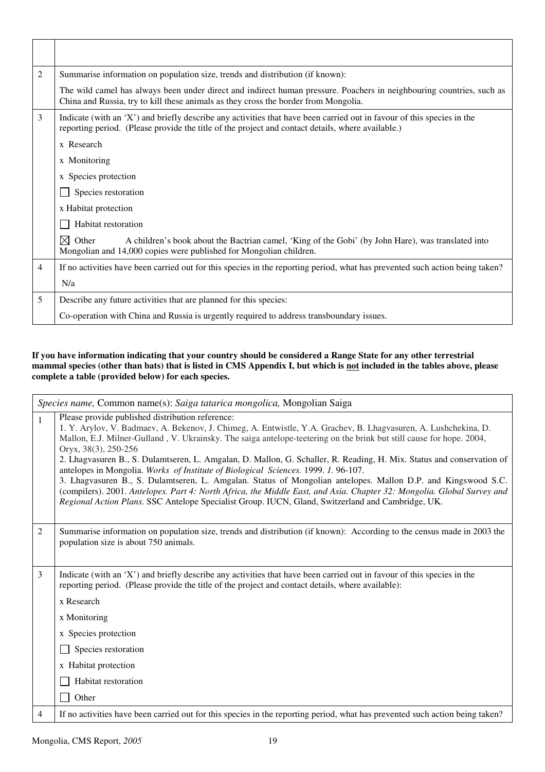| | |
|---|---|
| | |
| 2 | Summarise information on population size, trends and distribution (if known): |
| | The wild camel has always been under direct and indirect human pressure. Poachers in neighbouring countries, such as China and Russia, try to kill these animals as they cross the border from Mongolia. |
| 3 | Indicate (with an 'X') and briefly describe any activities that have been carried out in favour of this species in the reporting period. (Please provide the title of the project and contact details, where available.) |
| | x Research |
| | x Monitoring |
| | x Species protection |
| | ☐ Species restoration |
| | x Habitat protection |
| | ☐ Habitat restoration |
| | ☒ Other A children's book about the Bactrian camel, 'King of the Gobi' (by John Hare), was translated into Mongolian and 14,000 copies were published for Mongolian children. |
| 4 | If no activities have been carried out for this species in the reporting period, what has prevented such action being taken? |
| | N/a |
| 5 | Describe any future activities that are planned for this species: |
| | Co-operation with China and Russia is urgently required to address transboundary issues. |

**If you have information indicating that your country should be considered a Range State for any other terrestrial mammal species (other than bats) that is listed in CMS Appendix I, but which is not included in the tables above, please complete a table (provided below) for each species.**

| *Species name,* Common name(s): *Saiga tatarica mongolica,* Mongolian Saiga | |
|---|---|
| 1 | Please provide published distribution reference:<br>1. Y. Arylov, V. Badmaev, A. Bekenov, J. Chimeg, A. Entwistle, Y.A. Grachev, B. Lhagvasuren, A. Lushchekina, D. Mallon, E.J. Milner-Gulland , V. Ukrainsky. The saiga antelope-teetering on the brink but still cause for hope. 2004, Oryx, 38(3), 250-256<br>2. Lhagvasuren B., S. Dulamtseren, L. Amgalan, D. Mallon, G. Schaller, R. Reading, H. Mix. Status and conservation of antelopes in Mongolia. *Works of Institute of Biological Sciences.* 1999. *1.* 96-107.<br>3. Lhagvasuren B., S. Dulamtseren, L. Amgalan. Status of Mongolian antelopes. Mallon D.P. and Kingswood S.C. (compilers). 2001. *Antelopes. Part 4: North Africa, the Middle East, and Asia. Chapter 32: Mongolia. Global Survey and Regional Action Plans.* SSC Antelope Specialist Group. IUCN, Gland, Switzerland and Cambridge, UK. |
| 2 | Summarise information on population size, trends and distribution (if known): According to the census made in 2003 the population size is about 750 animals. |
| 3 | Indicate (with an 'X') and briefly describe any activities that have been carried out in favour of this species in the reporting period. (Please provide the title of the project and contact details, where available): |
| | x Research |
| | x Monitoring |
| | x Species protection |
| | ☐ Species restoration |
| | x Habitat protection |
| | ☐ Habitat restoration |
| | ☐ Other |
| 4 | If no activities have been carried out for this species in the reporting period, what has prevented such action being taken? |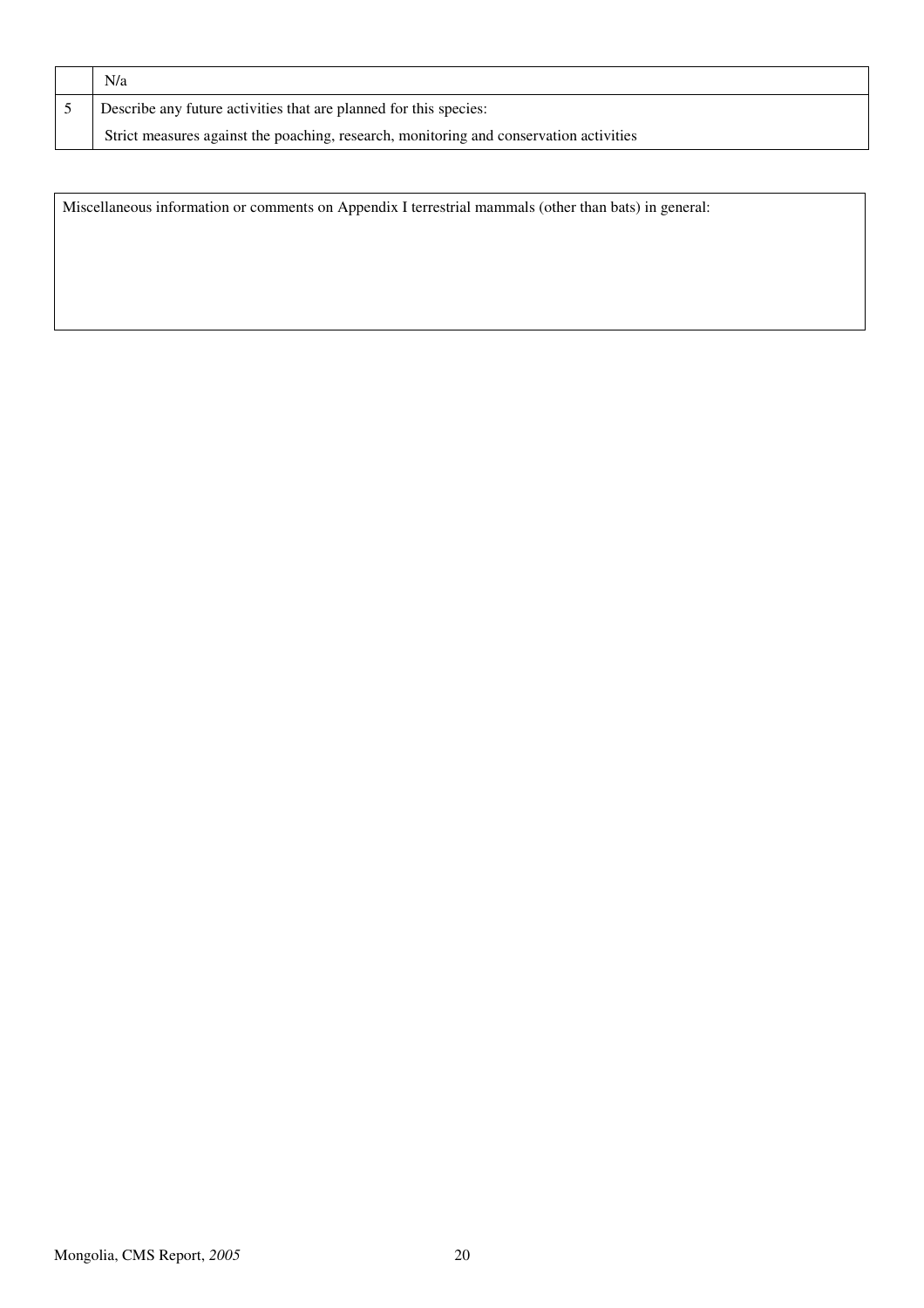|   | N/a |
|---|---|
| 5 | Describe any future activities that are planned for this species: |
|   | Strict measures against the poaching, research, monitoring and conservation activities |

| Miscellaneous information or comments on Appendix I terrestrial mammals (other than bats) in general: |
|---|
|   |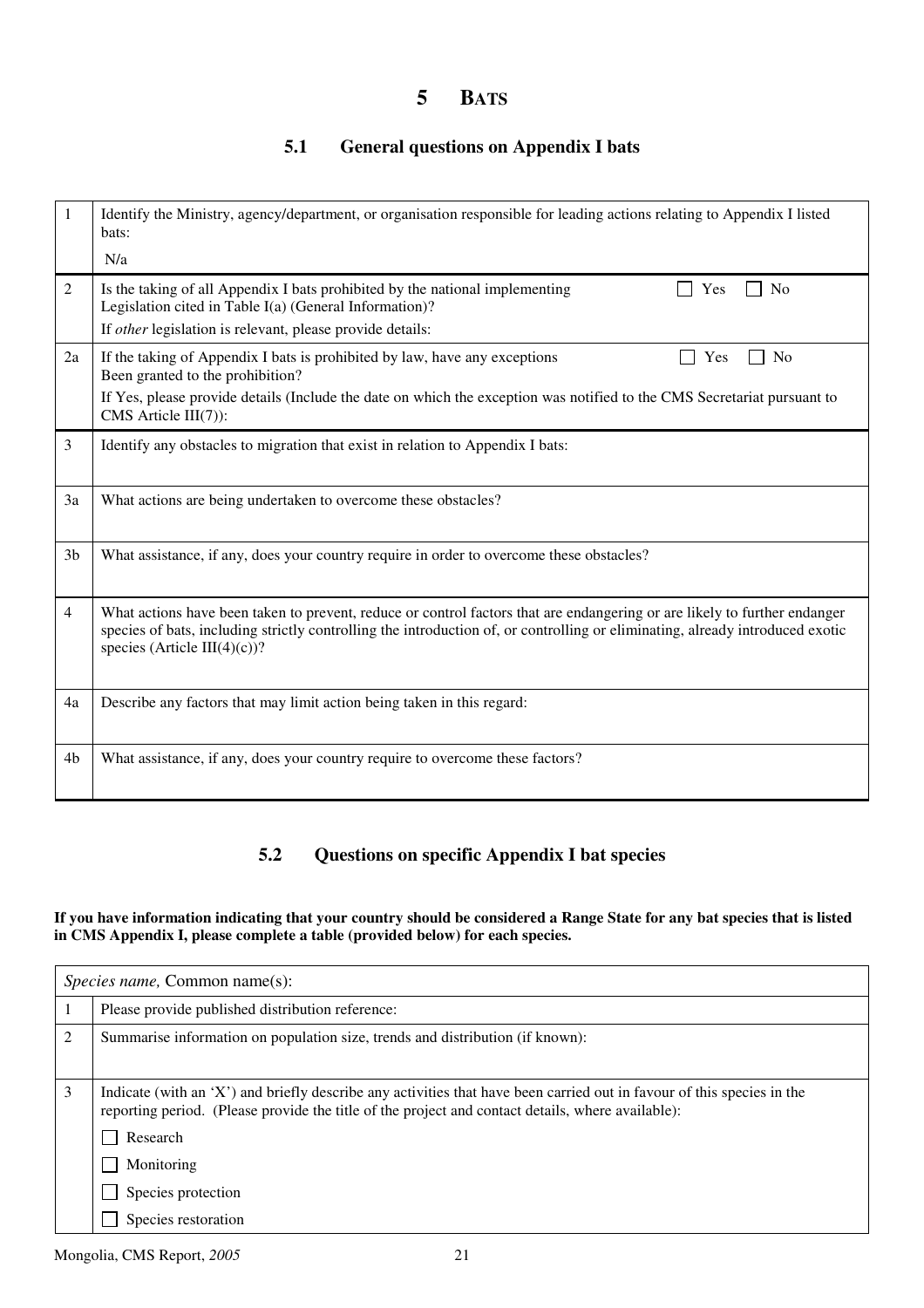# 5 BATS

## 5.1 General questions on Appendix I bats

| | |
|---|---|
| 1 | Identify the Ministry, agency/department, or organisation responsible for leading actions relating to Appendix I listed bats:<br>N/a |
| 2 | Is the taking of all Appendix I bats prohibited by the national implementing Legislation cited in Table I(a) (General Information)? ☐ Yes ☐ No<br>If *other* legislation is relevant, please provide details: |
| 2a | If the taking of Appendix I bats is prohibited by law, have any exceptions Been granted to the prohibition? ☐ Yes ☐ No<br>If Yes, please provide details (Include the date on which the exception was notified to the CMS Secretariat pursuant to CMS Article III(7)): |
| 3 | Identify any obstacles to migration that exist in relation to Appendix I bats: |
| 3a | What actions are being undertaken to overcome these obstacles? |
| 3b | What assistance, if any, does your country require in order to overcome these obstacles? |
| 4 | What actions have been taken to prevent, reduce or control factors that are endangering or are likely to further endanger species of bats, including strictly controlling the introduction of, or controlling or eliminating, already introduced exotic species (Article III(4)(c))? |
| 4a | Describe any factors that may limit action being taken in this regard: |
| 4b | What assistance, if any, does your country require to overcome these factors? |

## 5.2 Questions on specific Appendix I bat species

**If you have information indicating that your country should be considered a Range State for any bat species that is listed in CMS Appendix I, please complete a table (provided below) for each species.**

| *Species name,* Common name(s): | |
|---|---|
| 1 | Please provide published distribution reference: |
| 2 | Summarise information on population size, trends and distribution (if known): |
| 3 | Indicate (with an 'X') and briefly describe any activities that have been carried out in favour of this species in the reporting period. (Please provide the title of the project and contact details, where available):<br>☐ Research<br>☐ Monitoring<br>☐ Species protection<br>☐ Species restoration |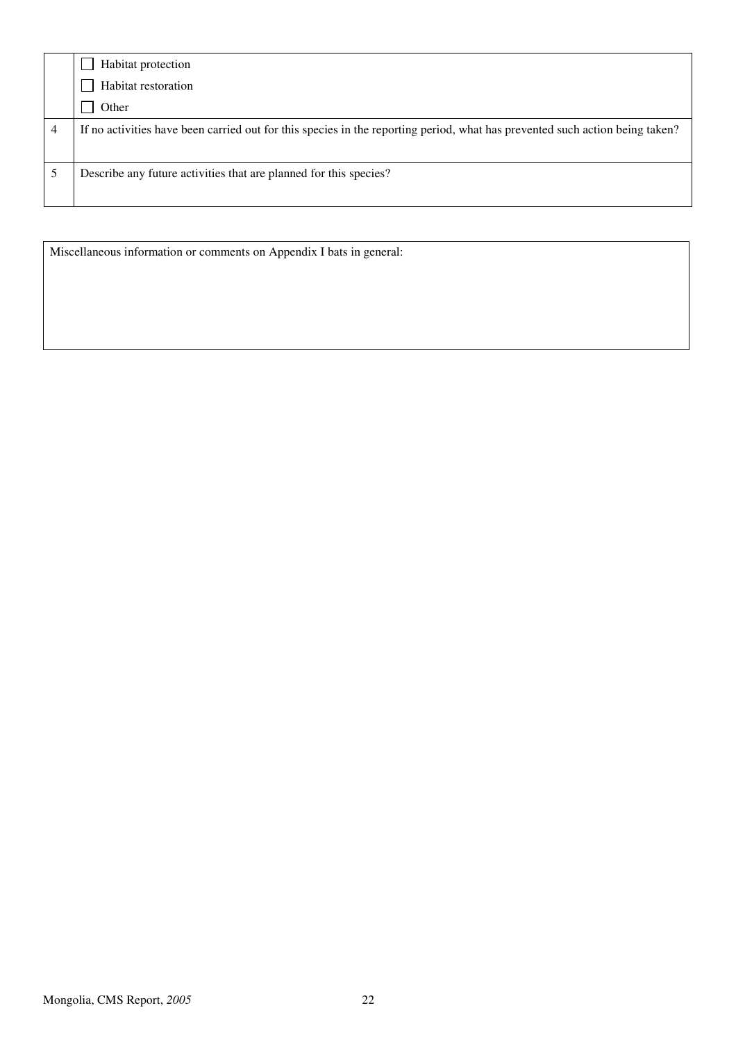| | |
|---|---|
| | ☐ Habitat protection<br>☐ Habitat restoration<br>☐ Other |
| 4 | If no activities have been carried out for this species in the reporting period, what has prevented such action being taken? |
| 5 | Describe any future activities that are planned for this species? |

| Miscellaneous information or comments on Appendix I bats in general: |
|---|
| |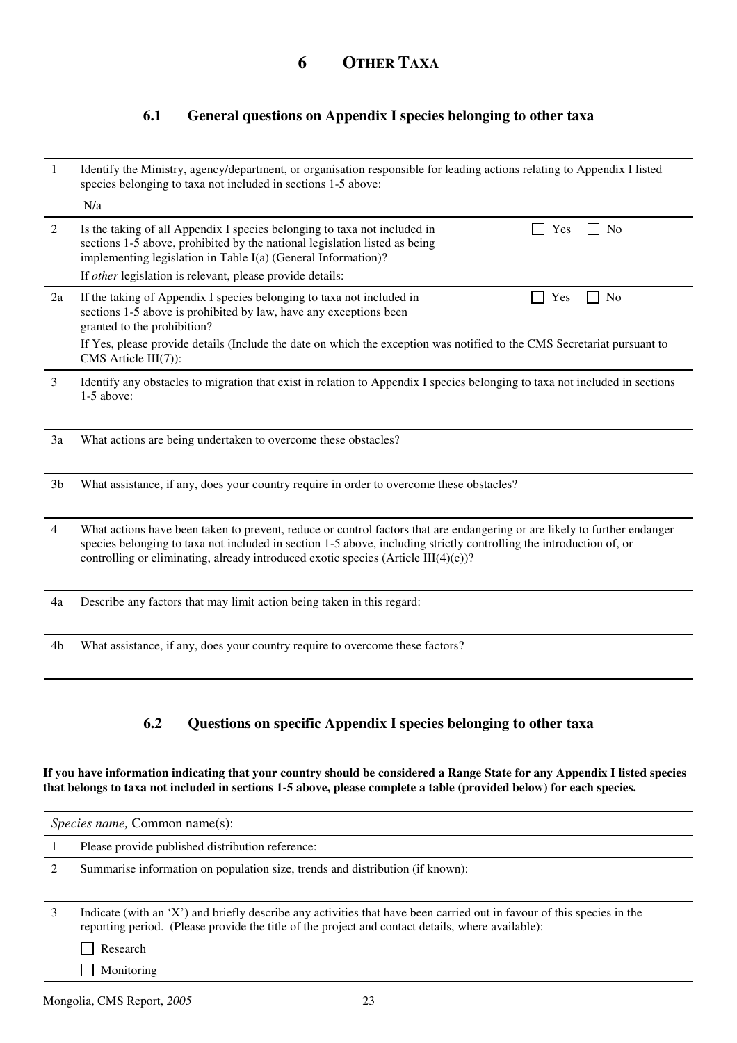# 6 OTHER TAXA

## 6.1 General questions on Appendix I species belonging to other taxa

| | |
|---|---|
| 1 | Identify the Ministry, agency/department, or organisation responsible for leading actions relating to Appendix I listed species belonging to taxa not included in sections 1-5 above:<br>N/a |
| 2 | Is the taking of all Appendix I species belonging to taxa not included in sections 1-5 above, prohibited by the national legislation listed as being implementing legislation in Table I(a) (General Information)? ☐ Yes ☐ No<br>If *other* legislation is relevant, please provide details: |
| 2a | If the taking of Appendix I species belonging to taxa not included in sections 1-5 above is prohibited by law, have any exceptions been granted to the prohibition? ☐ Yes ☐ No<br>If Yes, please provide details (Include the date on which the exception was notified to the CMS Secretariat pursuant to CMS Article III(7)): |
| 3 | Identify any obstacles to migration that exist in relation to Appendix I species belonging to taxa not included in sections 1-5 above: |
| 3a | What actions are being undertaken to overcome these obstacles? |
| 3b | What assistance, if any, does your country require in order to overcome these obstacles? |
| 4 | What actions have been taken to prevent, reduce or control factors that are endangering or are likely to further endanger species belonging to taxa not included in section 1-5 above, including strictly controlling the introduction of, or controlling or eliminating, already introduced exotic species (Article III(4)(c))? |
| 4a | Describe any factors that may limit action being taken in this regard: |
| 4b | What assistance, if any, does your country require to overcome these factors? |

## 6.2 Questions on specific Appendix I species belonging to other taxa

**If you have information indicating that your country should be considered a Range State for any Appendix I listed species that belongs to taxa not included in sections 1-5 above, please complete a table (provided below) for each species.**

| *Species name,* Common name(s): | |
|---|---|
| 1 | Please provide published distribution reference: |
| 2 | Summarise information on population size, trends and distribution (if known): |
| 3 | Indicate (with an 'X') and briefly describe any activities that have been carried out in favour of this species in the reporting period. (Please provide the title of the project and contact details, where available):<br>☐ Research<br>☐ Monitoring |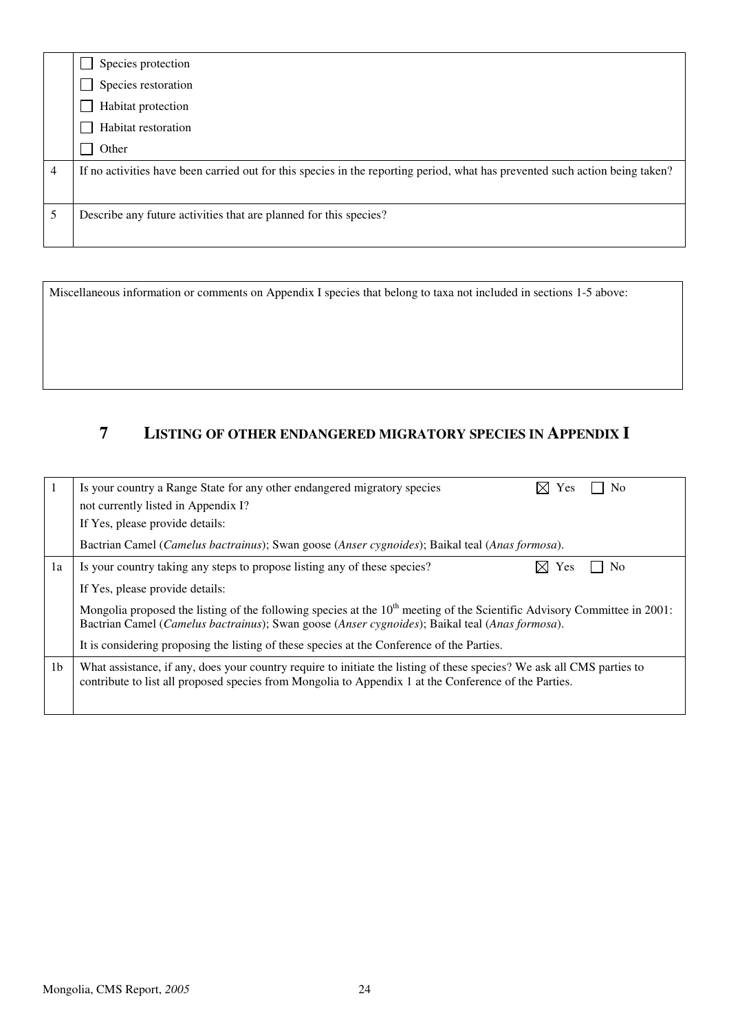| | |
|---|---|
| | ☐ Species protection<br>☐ Species restoration<br>☐ Habitat protection<br>☐ Habitat restoration<br>☐ Other |
| 4 | If no activities have been carried out for this species in the reporting period, what has prevented such action being taken? |
| 5 | Describe any future activities that are planned for this species? |

| Miscellaneous information or comments on Appendix I species that belong to taxa not included in sections 1-5 above: |
|---|

## 7 LISTING OF OTHER ENDANGERED MIGRATORY SPECIES IN APPENDIX I

| | |
|---|---|
| 1 | Is your country a Range State for any other endangered migratory species not currently listed in Appendix I? ☒ Yes ☐ No<br>If Yes, please provide details:<br>Bactrian Camel (*Camelus bactrainus*); Swan goose (*Anser cygnoides*); Baikal teal (*Anas formosa*). |
| 1a | Is your country taking any steps to propose listing any of these species? ☒ Yes ☐ No<br>If Yes, please provide details:<br>Mongolia proposed the listing of the following species at the 10th meeting of the Scientific Advisory Committee in 2001: Bactrian Camel (*Camelus bactrainus*); Swan goose (*Anser cygnoides*); Baikal teal (*Anas formosa*).<br>It is considering proposing the listing of these species at the Conference of the Parties. |
| 1b | What assistance, if any, does your country require to initiate the listing of these species? We ask all CMS parties to contribute to list all proposed species from Mongolia to Appendix 1 at the Conference of the Parties. |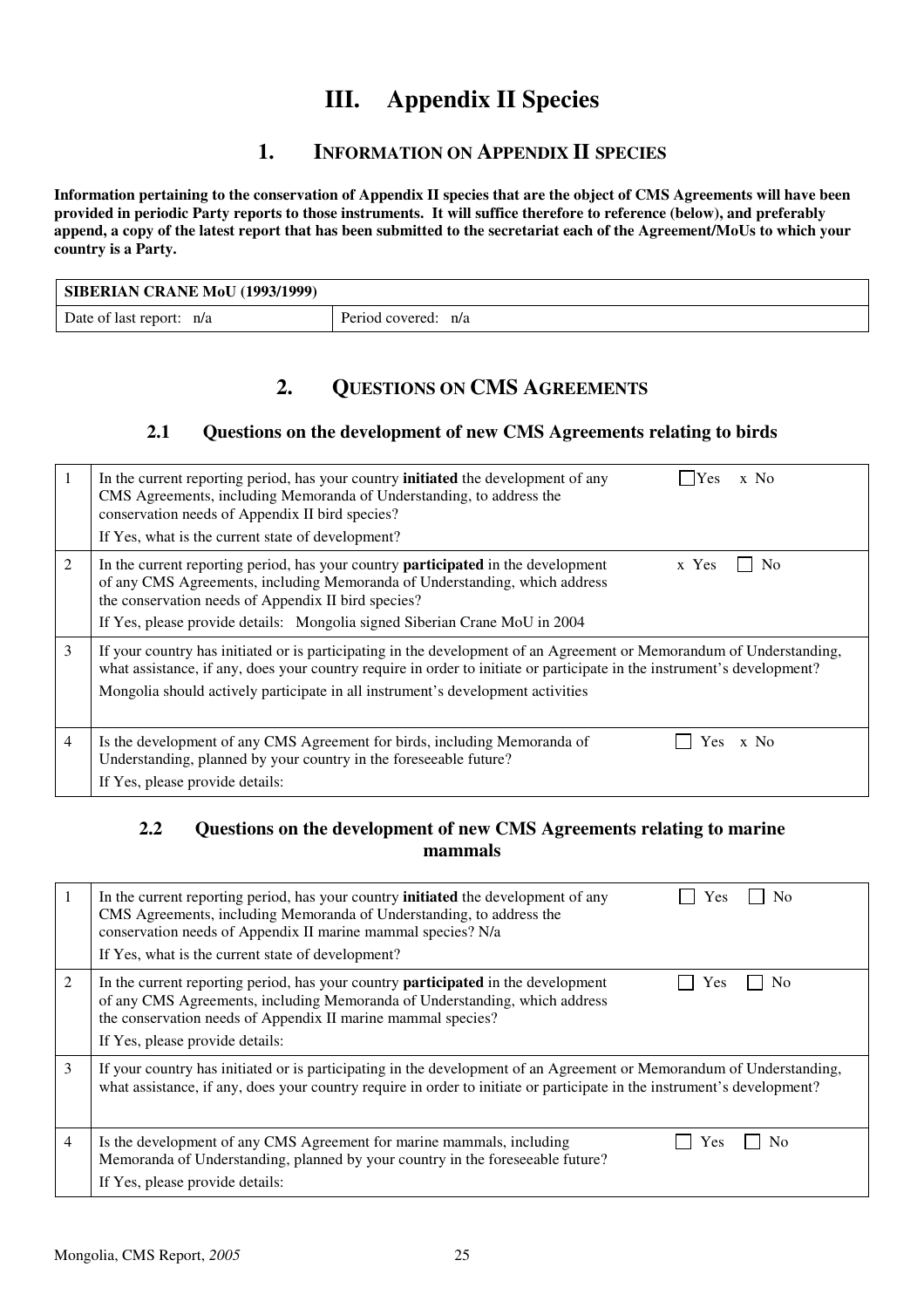# III. Appendix II Species

## 1. INFORMATION ON APPENDIX II SPECIES

**Information pertaining to the conservation of Appendix II species that are the object of CMS Agreements will have been provided in periodic Party reports to those instruments. It will suffice therefore to reference (below), and preferably append, a copy of the latest report that has been submitted to the secretariat each of the Agreement/MoUs to which your country is a Party.**

| **SIBERIAN CRANE MoU (1993/1999)** | |
|---|---|
| Date of last report: n/a | Period covered: n/a |

## 2. QUESTIONS ON CMS AGREEMENTS

### 2.1 Questions on the development of new CMS Agreements relating to birds

| | | |
|---|---|---|
| 1 | In the current reporting period, has your country **initiated** the development of any CMS Agreements, including Memoranda of Understanding, to address the conservation needs of Appendix II bird species?<br>If Yes, what is the current state of development? | ☐ Yes x No |
| 2 | In the current reporting period, has your country **participated** in the development of any CMS Agreements, including Memoranda of Understanding, which address the conservation needs of Appendix II bird species?<br>If Yes, please provide details: Mongolia signed Siberian Crane MoU in 2004 | x Yes ☐ No |
| 3 | If your country has initiated or is participating in the development of an Agreement or Memorandum of Understanding, what assistance, if any, does your country require in order to initiate or participate in the instrument's development?<br>Mongolia should actively participate in all instrument's development activities | |
| 4 | Is the development of any CMS Agreement for birds, including Memoranda of Understanding, planned by your country in the foreseeable future?<br>If Yes, please provide details: | ☐ Yes x No |

### 2.2 Questions on the development of new CMS Agreements relating to marine mammals

| | | |
|---|---|---|
| 1 | In the current reporting period, has your country **initiated** the development of any CMS Agreements, including Memoranda of Understanding, to address the conservation needs of Appendix II marine mammal species? N/a<br>If Yes, what is the current state of development? | ☐ Yes ☐ No |
| 2 | In the current reporting period, has your country **participated** in the development of any CMS Agreements, including Memoranda of Understanding, which address the conservation needs of Appendix II marine mammal species?<br>If Yes, please provide details: | ☐ Yes ☐ No |
| 3 | If your country has initiated or is participating in the development of an Agreement or Memorandum of Understanding, what assistance, if any, does your country require in order to initiate or participate in the instrument's development? | |
| 4 | Is the development of any CMS Agreement for marine mammals, including Memoranda of Understanding, planned by your country in the foreseeable future?<br>If Yes, please provide details: | ☐ Yes ☐ No |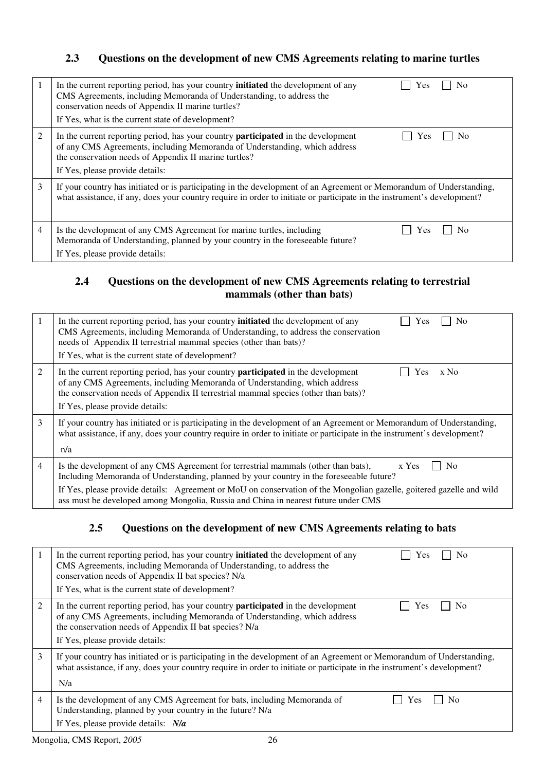### 2.3 Questions on the development of new CMS Agreements relating to marine turtles

| | | |
|---|---|---|
| 1 | In the current reporting period, has your country **initiated** the development of any CMS Agreements, including Memoranda of Understanding, to address the conservation needs of Appendix II marine turtles?<br>If Yes, what is the current state of development? | ☐ Yes ☐ No |
| 2 | In the current reporting period, has your country **participated** in the development of any CMS Agreements, including Memoranda of Understanding, which address the conservation needs of Appendix II marine turtles?<br>If Yes, please provide details: | ☐ Yes ☐ No |
| 3 | If your country has initiated or is participating in the development of an Agreement or Memorandum of Understanding, what assistance, if any, does your country require in order to initiate or participate in the instrument's development? | |
| 4 | Is the development of any CMS Agreement for marine turtles, including Memoranda of Understanding, planned by your country in the foreseeable future?<br>If Yes, please provide details: | ☐ Yes ☐ No |

### 2.4 Questions on the development of new CMS Agreements relating to terrestrial mammals (other than bats)

| | | |
|---|---|---|
| 1 | In the current reporting period, has your country **initiated** the development of any CMS Agreements, including Memoranda of Understanding, to address the conservation needs of Appendix II terrestrial mammal species (other than bats)?<br>If Yes, what is the current state of development? | ☐ Yes ☐ No |
| 2 | In the current reporting period, has your country **participated** in the development of any CMS Agreements, including Memoranda of Understanding, which address the conservation needs of Appendix II terrestrial mammal species (other than bats)?<br>If Yes, please provide details: | ☐ Yes x No |
| 3 | If your country has initiated or is participating in the development of an Agreement or Memorandum of Understanding, what assistance, if any, does your country require in order to initiate or participate in the instrument's development?<br>n/a | |
| 4 | Is the development of any CMS Agreement for terrestrial mammals (other than bats), Including Memoranda of Understanding, planned by your country in the foreseeable future?<br>If Yes, please provide details: Agreement or MoU on conservation of the Mongolian gazelle, goitered gazelle and wild ass must be developed among Mongolia, Russia and China in nearest future under CMS | x Yes ☐ No |

### 2.5 Questions on the development of new CMS Agreements relating to bats

| | | |
|---|---|---|
| 1 | In the current reporting period, has your country **initiated** the development of any CMS Agreements, including Memoranda of Understanding, to address the conservation needs of Appendix II bat species? N/a<br>If Yes, what is the current state of development? | ☐ Yes ☐ No |
| 2 | In the current reporting period, has your country **participated** in the development of any CMS Agreements, including Memoranda of Understanding, which address the conservation needs of Appendix II bat species? N/a<br>If Yes, please provide details: | ☐ Yes ☐ No |
| 3 | If your country has initiated or is participating in the development of an Agreement or Memorandum of Understanding, what assistance, if any, does your country require in order to initiate or participate in the instrument's development?<br>N/a | |
| 4 | Is the development of any CMS Agreement for bats, including Memoranda of Understanding, planned by your country in the future? N/a<br>If Yes, please provide details: ***N/a*** | ☐ Yes ☐ No |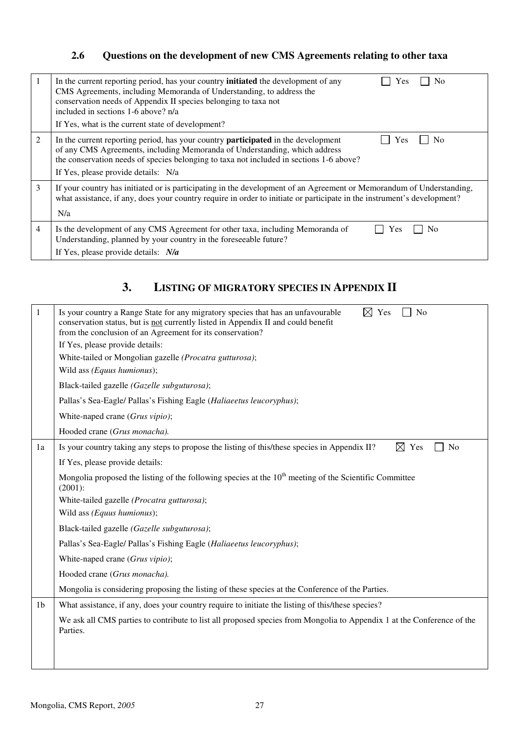### 2.6 Questions on the development of new CMS Agreements relating to other taxa

| | | |
|---|---|---|
| 1 | In the current reporting period, has your country **initiated** the development of any CMS Agreements, including Memoranda of Understanding, to address the conservation needs of Appendix II species belonging to taxa not included in sections 1-6 above? n/a<br>If Yes, what is the current state of development? | ☐ Yes ☐ No |
| 2 | In the current reporting period, has your country **participated** in the development of any CMS Agreements, including Memoranda of Understanding, which address the conservation needs of species belonging to taxa not included in sections 1-6 above?<br>If Yes, please provide details: N/a | ☐ Yes ☐ No |
| 3 | If your country has initiated or is participating in the development of an Agreement or Memorandum of Understanding, what assistance, if any, does your country require in order to initiate or participate in the instrument's development?<br>N/a | |
| 4 | Is the development of any CMS Agreement for other taxa, including Memoranda of Understanding, planned by your country in the foreseeable future?<br>If Yes, please provide details: ***N/a*** | ☐ Yes ☐ No |

## 3. LISTING OF MIGRATORY SPECIES IN APPENDIX II

| | | |
|---|---|---|
| 1 | Is your country a Range State for any migratory species that has an unfavourable conservation status, but is not currently listed in Appendix II and could benefit from the conclusion of an Agreement for its conservation?<br>If Yes, please provide details:<br>White-tailed or Mongolian gazelle *(Procatra gutturosa)*;<br>Wild ass *(Equus humionus)*;<br>Black-tailed gazelle *(Gazelle subguturosa)*;<br>Pallas's Sea-Eagle/ Pallas's Fishing Eagle (*Haliaeetus leucoryphus)*;<br>White-naped crane (*Grus vipio)*;<br>Hooded crane (*Grus monacha).* | ☒ Yes ☐ No |
| 1a | Is your country taking any steps to propose the listing of this/these species in Appendix II?<br>If Yes, please provide details:<br>Mongolia proposed the listing of the following species at the 10th meeting of the Scientific Committee (2001):<br>White-tailed gazelle *(Procatra gutturosa)*;<br>Wild ass *(Equus humionus)*;<br>Black-tailed gazelle *(Gazelle subguturosa)*;<br>Pallas's Sea-Eagle/ Pallas's Fishing Eagle (*Haliaeetus leucoryphus)*;<br>White-naped crane (*Grus vipio)*;<br>Hooded crane (*Grus monacha).*<br>Mongolia is considering proposing the listing of these species at the Conference of the Parties. | ☒ Yes ☐ No |
| 1b | What assistance, if any, does your country require to initiate the listing of this/these species?<br>We ask all CMS parties to contribute to list all proposed species from Mongolia to Appendix 1 at the Conference of the Parties. | |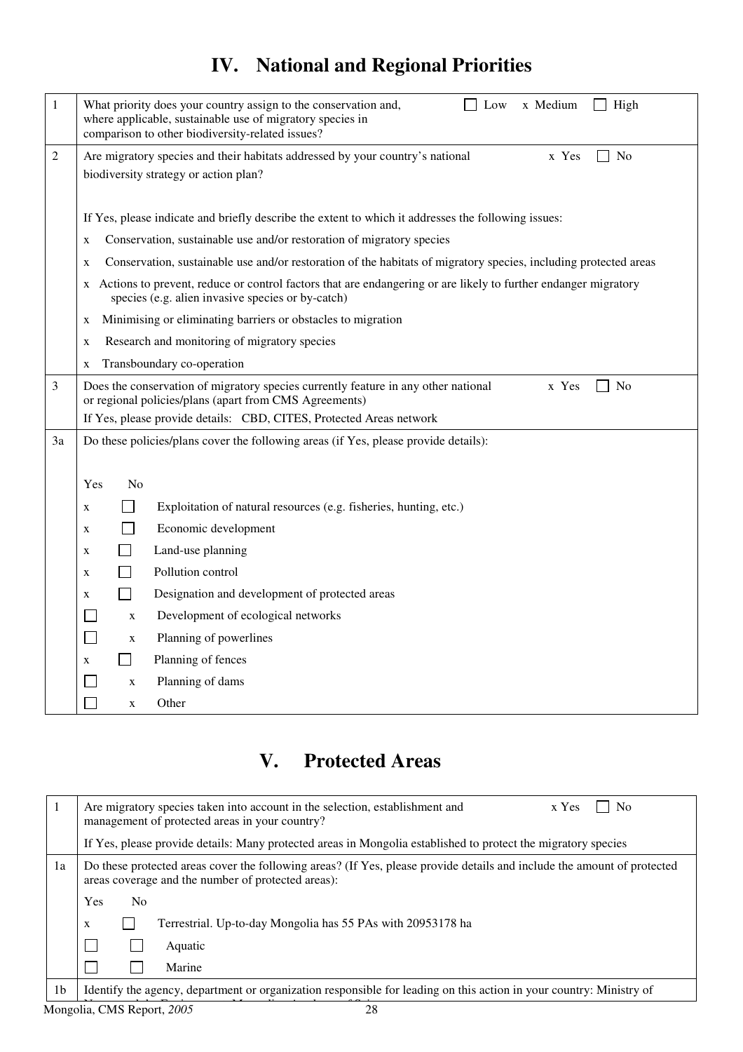# IV. National and Regional Priorities

| | |
|---|---|
| 1 | What priority does your country assign to the conservation and, where applicable, sustainable use of migratory species in comparison to other biodiversity-related issues? ☐ Low x Medium ☐ High |
| 2 | Are migratory species and their habitats addressed by your country's national biodiversity strategy or action plan? x Yes ☐ No<br><br>If Yes, please indicate and briefly describe the extent to which it addresses the following issues:<br>x Conservation, sustainable use and/or restoration of migratory species<br>x Conservation, sustainable use and/or restoration of the habitats of migratory species, including protected areas<br>x Actions to prevent, reduce or control factors that are endangering or are likely to further endanger migratory species (e.g. alien invasive species or by-catch)<br>x Minimising or eliminating barriers or obstacles to migration<br>x Research and monitoring of migratory species<br>x Transboundary co-operation |
| 3 | Does the conservation of migratory species currently feature in any other national or regional policies/plans (apart from CMS Agreements) x Yes ☐ No<br>If Yes, please provide details: CBD, CITES, Protected Areas network |
| 3a | Do these policies/plans cover the following areas (if Yes, please provide details):<br><br>Yes No<br>x ☐ Exploitation of natural resources (e.g. fisheries, hunting, etc.)<br>x ☐ Economic development<br>x ☐ Land-use planning<br>x ☐ Pollution control<br>x ☐ Designation and development of protected areas<br>☐ x Development of ecological networks<br>☐ x Planning of powerlines<br>x ☐ Planning of fences<br>☐ x Planning of dams<br>☐ x Other |

# V. Protected Areas

| | |
|---|---|
| 1 | Are migratory species taken into account in the selection, establishment and management of protected areas in your country? x Yes ☐ No<br>If Yes, please provide details: Many protected areas in Mongolia established to protect the migratory species |
| 1a | Do these protected areas cover the following areas? (If Yes, please provide details and include the amount of protected areas coverage and the number of protected areas):<br>Yes No<br>x ☐ Terrestrial. Up-to-day Mongolia has 55 PAs with 20953178 ha<br>☐ ☐ Aquatic<br>☐ ☐ Marine |
| 1b | Identify the agency, department or organization responsible for leading on this action in your country: Ministry of |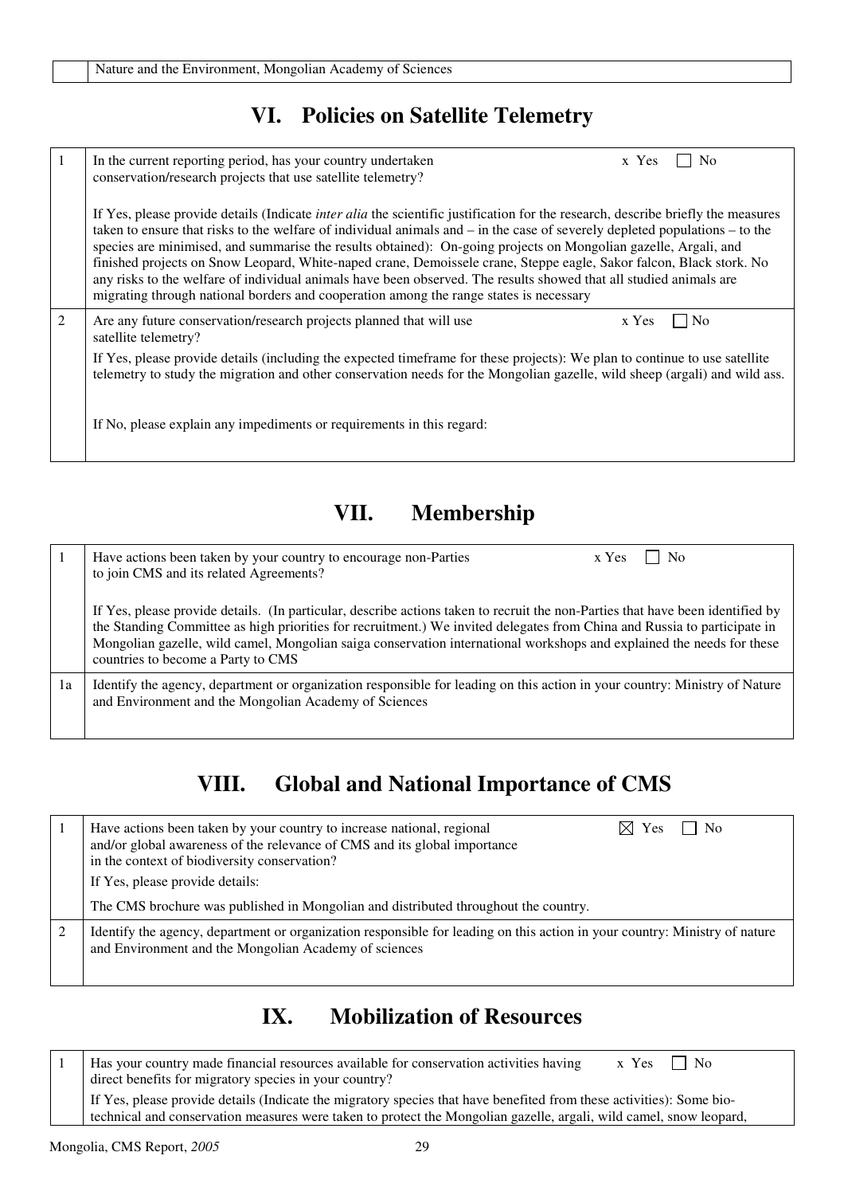| | Nature and the Environment, Mongolian Academy of Sciences |
|---|---|

## VI. Policies on Satellite Telemetry

| | |
|---|---|
| 1 | In the current reporting period, has your country undertaken conservation/research projects that use satellite telemetry? x Yes ☐ No<br><br>If Yes, please provide details (Indicate *inter alia* the scientific justification for the research, describe briefly the measures taken to ensure that risks to the welfare of individual animals and – in the case of severely depleted populations – to the species are minimised, and summarise the results obtained): On-going projects on Mongolian gazelle, Argali, and finished projects on Snow Leopard, White-naped crane, Demoissele crane, Steppe eagle, Sakor falcon, Black stork. No any risks to the welfare of individual animals have been observed. The results showed that all studied animals are migrating through national borders and cooperation among the range states is necessary |
| 2 | Are any future conservation/research projects planned that will use satellite telemetry? x Yes ☐ No<br><br>If Yes, please provide details (including the expected timeframe for these projects): We plan to continue to use satellite telemetry to study the migration and other conservation needs for the Mongolian gazelle, wild sheep (argali) and wild ass.<br><br>If No, please explain any impediments or requirements in this regard: |

## VII. Membership

| | |
|---|---|
| 1 | Have actions been taken by your country to encourage non-Parties to join CMS and its related Agreements? x Yes ☐ No<br><br>If Yes, please provide details. (In particular, describe actions taken to recruit the non-Parties that have been identified by the Standing Committee as high priorities for recruitment.) We invited delegates from China and Russia to participate in Mongolian gazelle, wild camel, Mongolian saiga conservation international workshops and explained the needs for these countries to become a Party to CMS |
| 1a | Identify the agency, department or organization responsible for leading on this action in your country: Ministry of Nature and Environment and the Mongolian Academy of Sciences |

## VIII. Global and National Importance of CMS

| | |
|---|---|
| 1 | Have actions been taken by your country to increase national, regional and/or global awareness of the relevance of CMS and its global importance in the context of biodiversity conservation? ☒ Yes ☐ No<br><br>If Yes, please provide details:<br><br>The CMS brochure was published in Mongolian and distributed throughout the country. |
| 2 | Identify the agency, department or organization responsible for leading on this action in your country: Ministry of nature and Environment and the Mongolian Academy of sciences |

## IX. Mobilization of Resources

| | |
|---|---|
| 1 | Has your country made financial resources available for conservation activities having direct benefits for migratory species in your country? x Yes ☐ No<br><br>If Yes, please provide details (Indicate the migratory species that have benefited from these activities): Some bio-technical and conservation measures were taken to protect the Mongolian gazelle, argali, wild camel, snow leopard, |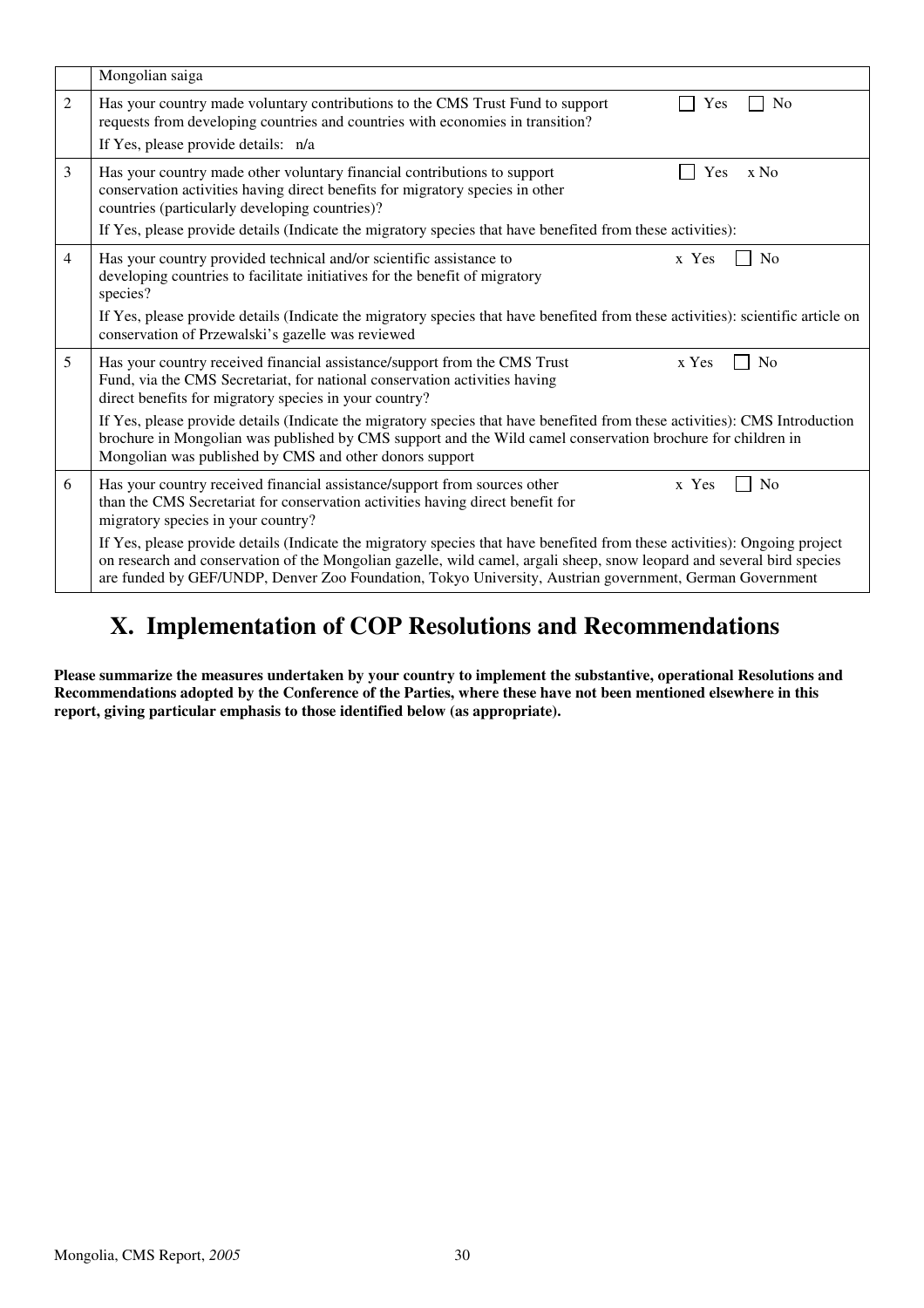| | | |
|---|---|---|
| | Mongolian saiga | |
| 2 | Has your country made voluntary contributions to the CMS Trust Fund to support requests from developing countries and countries with economies in transition?<br>If Yes, please provide details: n/a | ☐ Yes ☐ No |
| 3 | Has your country made other voluntary financial contributions to support conservation activities having direct benefits for migratory species in other countries (particularly developing countries)?<br>If Yes, please provide details (Indicate the migratory species that have benefited from these activities): | ☐ Yes x No |
| 4 | Has your country provided technical and/or scientific assistance to developing countries to facilitate initiatives for the benefit of migratory species?<br>If Yes, please provide details (Indicate the migratory species that have benefited from these activities): scientific article on conservation of Przewalski's gazelle was reviewed | x Yes ☐ No |
| 5 | Has your country received financial assistance/support from the CMS Trust Fund, via the CMS Secretariat, for national conservation activities having direct benefits for migratory species in your country?<br>If Yes, please provide details (Indicate the migratory species that have benefited from these activities): CMS Introduction brochure in Mongolian was published by CMS support and the Wild camel conservation brochure for children in Mongolian was published by CMS and other donors support | x Yes ☐ No |
| 6 | Has your country received financial assistance/support from sources other than the CMS Secretariat for conservation activities having direct benefit for migratory species in your country?<br>If Yes, please provide details (Indicate the migratory species that have benefited from these activities): Ongoing project on research and conservation of the Mongolian gazelle, wild camel, argali sheep, snow leopard and several bird species are funded by GEF/UNDP, Denver Zoo Foundation, Tokyo University, Austrian government, German Government | x Yes ☐ No |

# X. Implementation of COP Resolutions and Recommendations

**Please summarize the measures undertaken by your country to implement the substantive, operational Resolutions and Recommendations adopted by the Conference of the Parties, where these have not been mentioned elsewhere in this report, giving particular emphasis to those identified below (as appropriate).**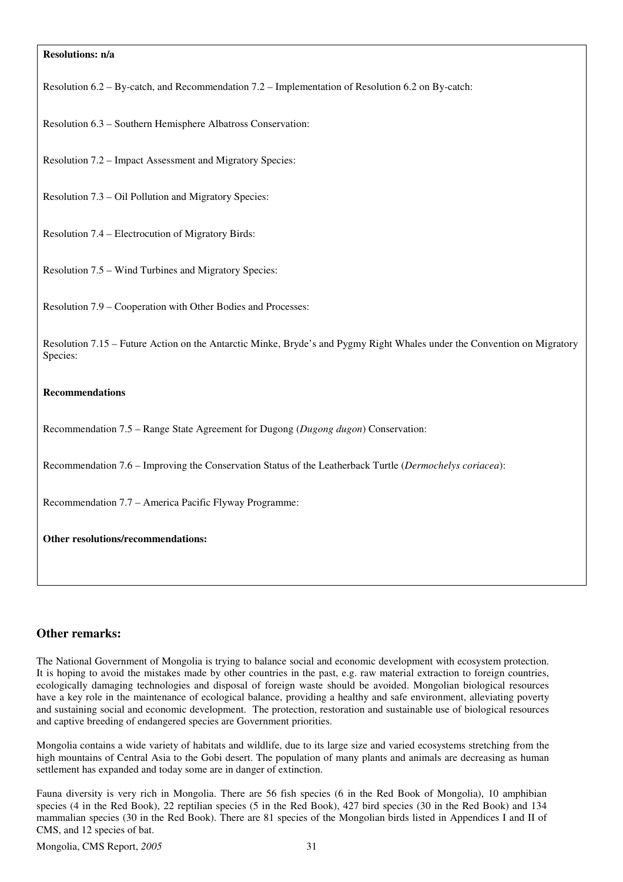**Resolutions: n/a**

Resolution 6.2 – By-catch, and Recommendation 7.2 – Implementation of Resolution 6.2 on By-catch:

Resolution 6.3 – Southern Hemisphere Albatross Conservation:

Resolution 7.2 – Impact Assessment and Migratory Species:

Resolution 7.3 – Oil Pollution and Migratory Species:

Resolution 7.4 – Electrocution of Migratory Birds:

Resolution 7.5 – Wind Turbines and Migratory Species:

Resolution 7.9 – Cooperation with Other Bodies and Processes:

Resolution 7.15 – Future Action on the Antarctic Minke, Bryde's and Pygmy Right Whales under the Convention on Migratory Species:

**Recommendations**

Recommendation 7.5 – Range State Agreement for Dugong (*Dugong dugon*) Conservation:

Recommendation 7.6 – Improving the Conservation Status of the Leatherback Turtle (*Dermochelys coriacea*):

Recommendation 7.7 – America Pacific Flyway Programme:

**Other resolutions/recommendations:**

## Other remarks:

The National Government of Mongolia is trying to balance social and economic development with ecosystem protection. It is hoping to avoid the mistakes made by other countries in the past, e.g. raw material extraction to foreign countries, ecologically damaging technologies and disposal of foreign waste should be avoided. Mongolian biological resources have a key role in the maintenance of ecological balance, providing a healthy and safe environment, alleviating poverty and sustaining social and economic development. The protection, restoration and sustainable use of biological resources and captive breeding of endangered species are Government priorities.

Mongolia contains a wide variety of habitats and wildlife, due to its large size and varied ecosystems stretching from the high mountains of Central Asia to the Gobi desert. The population of many plants and animals are decreasing as human settlement has expanded and today some are in danger of extinction.

Fauna diversity is very rich in Mongolia. There are 56 fish species (6 in the Red Book of Mongolia), 10 amphibian species (4 in the Red Book), 22 reptilian species (5 in the Red Book), 427 bird species (30 in the Red Book) and 134 mammalian species (30 in the Red Book). There are 81 species of the Mongolian birds listed in Appendices I and II of CMS, and 12 species of bat.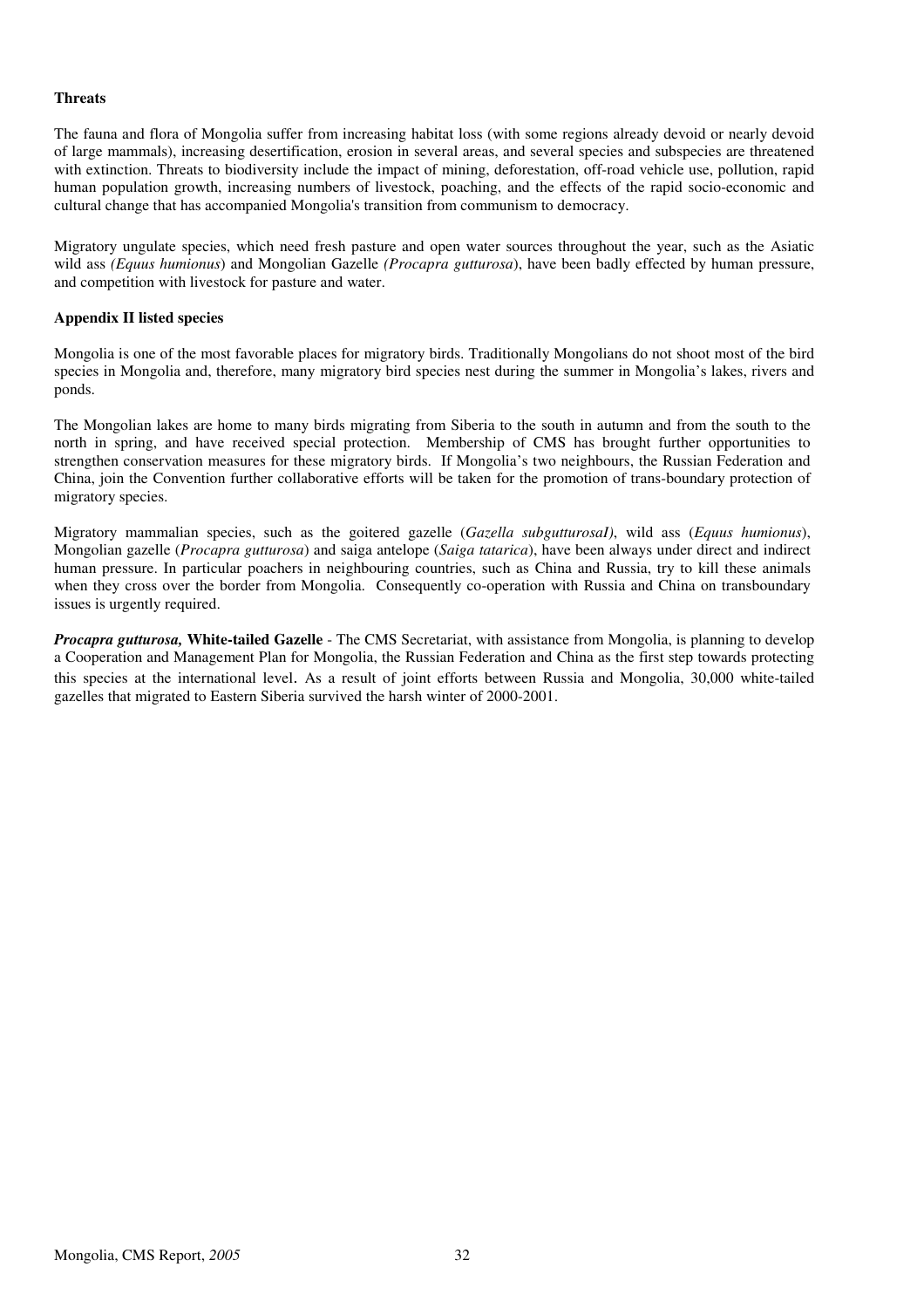**Threats**

The fauna and flora of Mongolia suffer from increasing habitat loss (with some regions already devoid or nearly devoid of large mammals), increasing desertification, erosion in several areas, and several species and subspecies are threatened with extinction. Threats to biodiversity include the impact of mining, deforestation, off-road vehicle use, pollution, rapid human population growth, increasing numbers of livestock, poaching, and the effects of the rapid socio-economic and cultural change that has accompanied Mongolia's transition from communism to democracy.

Migratory ungulate species, which need fresh pasture and open water sources throughout the year, such as the Asiatic wild ass *(Equus humionus*) and Mongolian Gazelle *(Procapra gutturosa*), have been badly effected by human pressure, and competition with livestock for pasture and water.

**Appendix II listed species**

Mongolia is one of the most favorable places for migratory birds. Traditionally Mongolians do not shoot most of the bird species in Mongolia and, therefore, many migratory bird species nest during the summer in Mongolia's lakes, rivers and ponds.

The Mongolian lakes are home to many birds migrating from Siberia to the south in autumn and from the south to the north in spring, and have received special protection. Membership of CMS has brought further opportunities to strengthen conservation measures for these migratory birds. If Mongolia's two neighbours, the Russian Federation and China, join the Convention further collaborative efforts will be taken for the promotion of trans-boundary protection of migratory species.

Migratory mammalian species, such as the goitered gazelle (*Gazella subgutturosaI)*, wild ass (*Equus humionus*), Mongolian gazelle (*Procapra gutturosa*) and saiga antelope (*Saiga tatarica*), have been always under direct and indirect human pressure. In particular poachers in neighbouring countries, such as China and Russia, try to kill these animals when they cross over the border from Mongolia. Consequently co-operation with Russia and China on transboundary issues is urgently required.

***Procapra gutturosa,* White-tailed Gazelle** - The CMS Secretariat, with assistance from Mongolia, is planning to develop a Cooperation and Management Plan for Mongolia, the Russian Federation and China as the first step towards protecting this species at the international level. As a result of joint efforts between Russia and Mongolia, 30,000 white-tailed gazelles that migrated to Eastern Siberia survived the harsh winter of 2000-2001.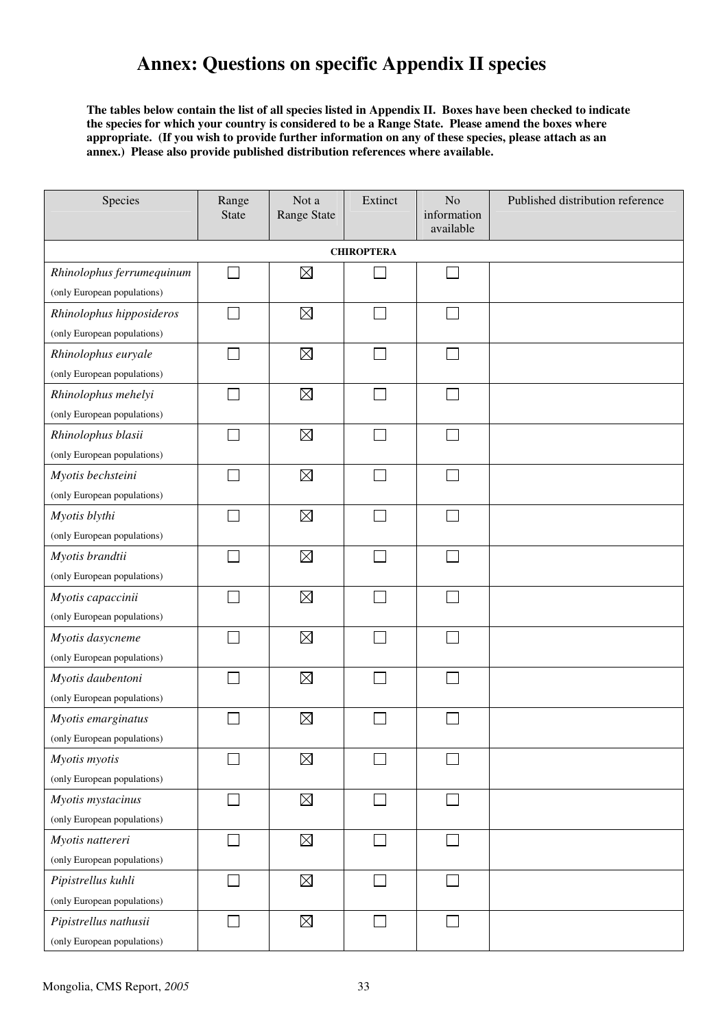# Annex: Questions on specific Appendix II species

**The tables below contain the list of all species listed in Appendix II. Boxes have been checked to indicate the species for which your country is considered to be a Range State. Please amend the boxes where appropriate. (If you wish to provide further information on any of these species, please attach as an annex.) Please also provide published distribution references where available.**

| Species | Range State | Not a Range State | Extinct | No information available | Published distribution reference |
|---|---|---|---|---|---|
| | | **CHIROPTERA** | | | |
| *Rhinolophus ferrumequinum* (only European populations) | ☐ | ☒ | ☐ | ☐ | |
| *Rhinolophus hipposideros* (only European populations) | ☐ | ☒ | ☐ | ☐ | |
| *Rhinolophus euryale* (only European populations) | ☐ | ☒ | ☐ | ☐ | |
| *Rhinolophus mehelyi* (only European populations) | ☐ | ☒ | ☐ | ☐ | |
| *Rhinolophus blasii* (only European populations) | ☐ | ☒ | ☐ | ☐ | |
| *Myotis bechsteini* (only European populations) | ☐ | ☒ | ☐ | ☐ | |
| *Myotis blythi* (only European populations) | ☐ | ☒ | ☐ | ☐ | |
| *Myotis brandtii* (only European populations) | ☐ | ☒ | ☐ | ☐ | |
| *Myotis capaccinii* (only European populations) | ☐ | ☒ | ☐ | ☐ | |
| *Myotis dasycneme* (only European populations) | ☐ | ☒ | ☐ | ☐ | |
| *Myotis daubentoni* (only European populations) | ☐ | ☒ | ☐ | ☐ | |
| *Myotis emarginatus* (only European populations) | ☐ | ☒ | ☐ | ☐ | |
| *Myotis myotis* (only European populations) | ☐ | ☒ | ☐ | ☐ | |
| *Myotis mystacinus* (only European populations) | ☐ | ☒ | ☐ | ☐ | |
| *Myotis nattereri* (only European populations) | ☐ | ☒ | ☐ | ☐ | |
| *Pipistrellus kuhli* (only European populations) | ☐ | ☒ | ☐ | ☐ | |
| *Pipistrellus nathusii* (only European populations) | ☐ | ☒ | ☐ | ☐ | |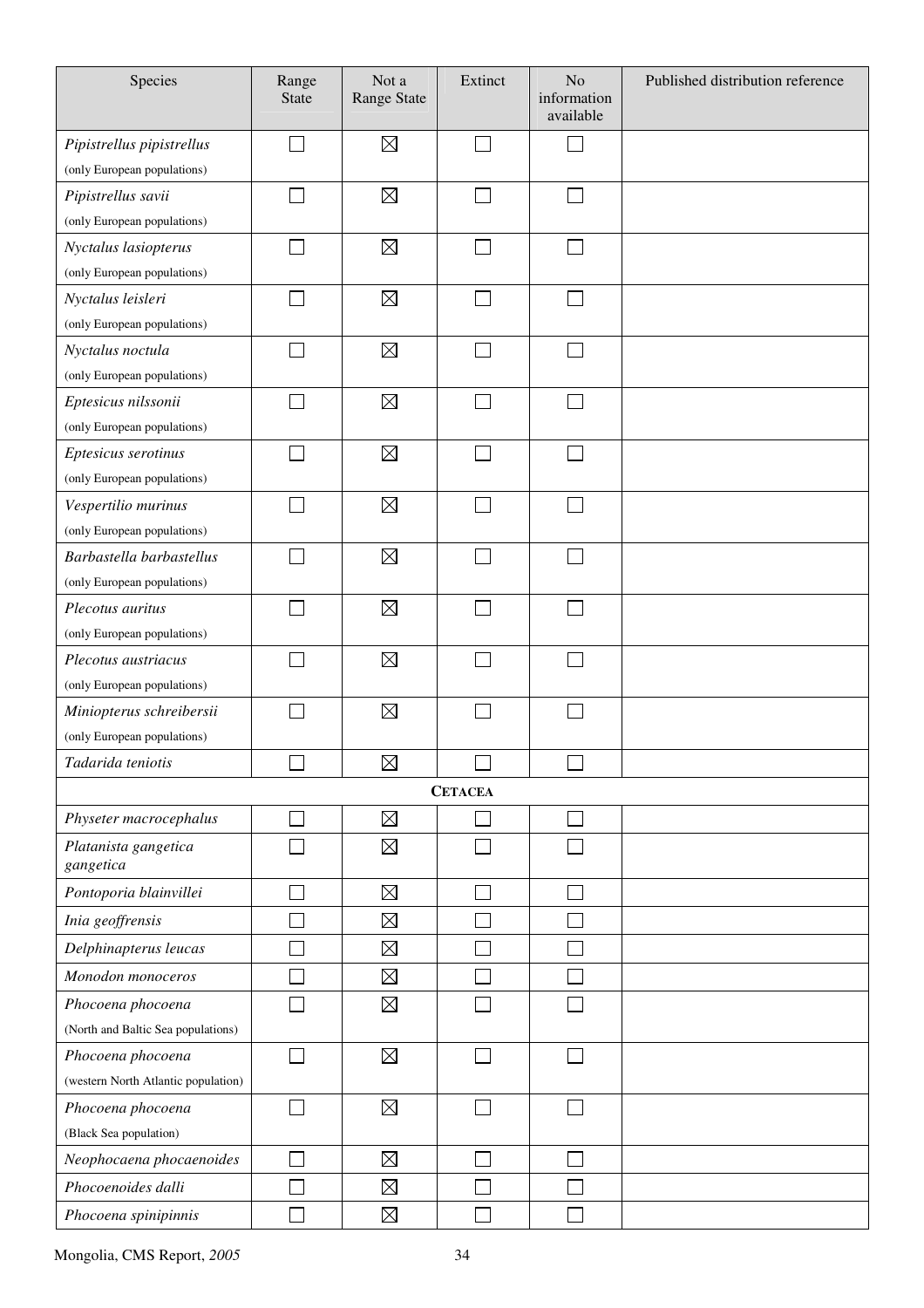| Species | Range State | Not a Range State | Extinct | No information available | Published distribution reference |
|---|---|---|---|---|---|
| *Pipistrellus pipistrellus* (only European populations) | ☐ | ☒ | ☐ | ☐ | |
| *Pipistrellus savii* (only European populations) | ☐ | ☒ | ☐ | ☐ | |
| *Nyctalus lasiopterus* (only European populations) | ☐ | ☒ | ☐ | ☐ | |
| *Nyctalus leisleri* (only European populations) | ☐ | ☒ | ☐ | ☐ | |
| *Nyctalus noctula* (only European populations) | ☐ | ☒ | ☐ | ☐ | |
| *Eptesicus nilssonii* (only European populations) | ☐ | ☒ | ☐ | ☐ | |
| *Eptesicus serotinus* (only European populations) | ☐ | ☒ | ☐ | ☐ | |
| *Vespertilio murinus* (only European populations) | ☐ | ☒ | ☐ | ☐ | |
| *Barbastella barbastellus* (only European populations) | ☐ | ☒ | ☐ | ☐ | |
| *Plecotus auritus* (only European populations) | ☐ | ☒ | ☐ | ☐ | |
| *Plecotus austriacus* (only European populations) | ☐ | ☒ | ☐ | ☐ | |
| *Miniopterus schreibersii* (only European populations) | ☐ | ☒ | ☐ | ☐ | |
| *Tadarida teniotis* | ☐ | ☒ | ☐ | ☐ | |
| | | | **CETACEA** | | |
| *Physeter macrocephalus* | ☐ | ☒ | ☐ | ☐ | |
| *Platanista gangetica gangetica* | ☐ | ☒ | ☐ | ☐ | |
| *Pontoporia blainvillei* | ☐ | ☒ | ☐ | ☐ | |
| *Inia geoffrensis* | ☐ | ☒ | ☐ | ☐ | |
| *Delphinapterus leucas* | ☐ | ☒ | ☐ | ☐ | |
| *Monodon monoceros* | ☐ | ☒ | ☐ | ☐ | |
| *Phocoena phocoena* (North and Baltic Sea populations) | ☐ | ☒ | ☐ | ☐ | |
| *Phocoena phocoena* (western North Atlantic population) | ☐ | ☒ | ☐ | ☐ | |
| *Phocoena phocoena* (Black Sea population) | ☐ | ☒ | ☐ | ☐ | |
| *Neophocaena phocaenoides* | ☐ | ☒ | ☐ | ☐ | |
| *Phocoenoides dalli* | ☐ | ☒ | ☐ | ☐ | |
| *Phocoena spinipinnis* | ☐ | ☒ | ☐ | ☐ | |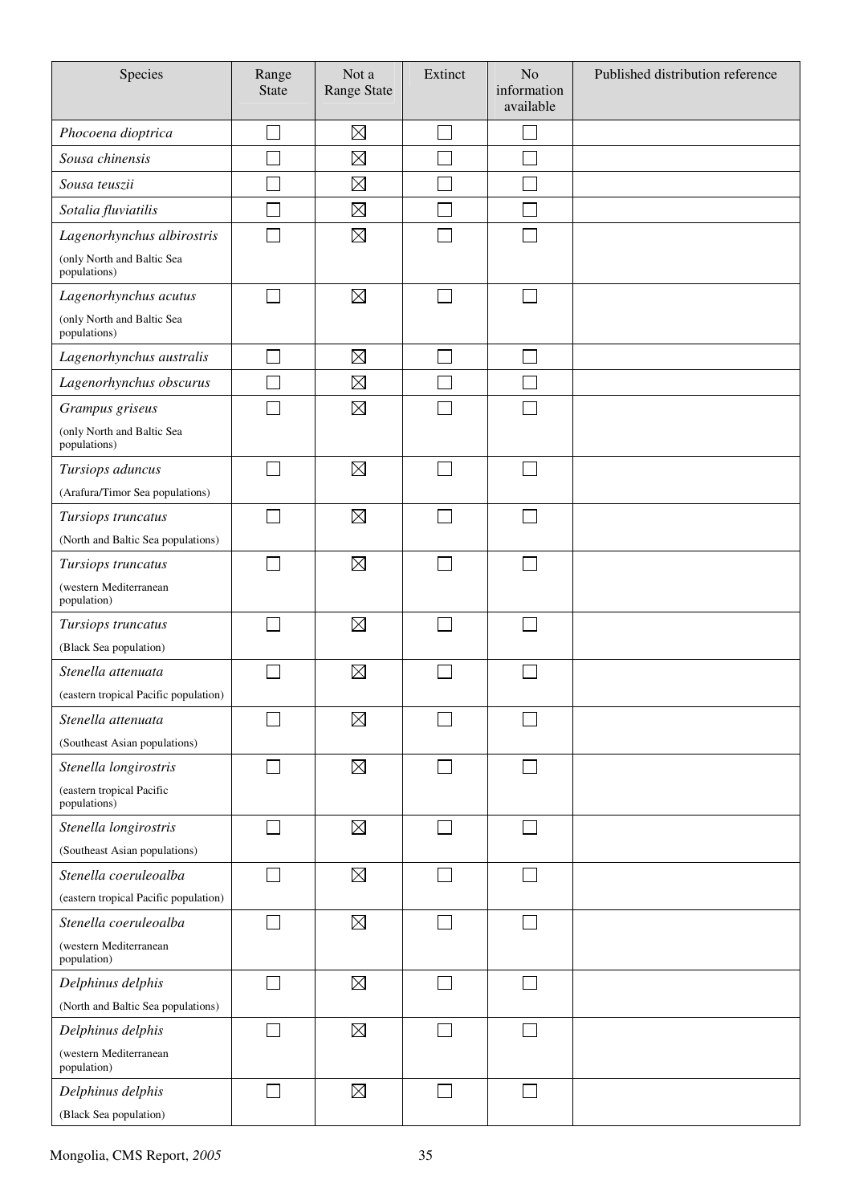| Species | Range State | Not a Range State | Extinct | No information available | Published distribution reference |
|---|---|---|---|---|---|
| *Phocoena dioptrica* | ☐ | ☒ | ☐ | ☐ | |
| *Sousa chinensis* | ☐ | ☒ | ☐ | ☐ | |
| *Sousa teuszii* | ☐ | ☒ | ☐ | ☐ | |
| *Sotalia fluviatilis* | ☐ | ☒ | ☐ | ☐ | |
| *Lagenorhynchus albirostris* (only North and Baltic Sea populations) | ☐ | ☒ | ☐ | ☐ | |
| *Lagenorhynchus acutus* (only North and Baltic Sea populations) | ☐ | ☒ | ☐ | ☐ | |
| *Lagenorhynchus australis* | ☐ | ☒ | ☐ | ☐ | |
| *Lagenorhynchus obscurus* | ☐ | ☒ | ☐ | ☐ | |
| *Grampus griseus* (only North and Baltic Sea populations) | ☐ | ☒ | ☐ | ☐ | |
| *Tursiops aduncus* (Arafura/Timor Sea populations) | ☐ | ☒ | ☐ | ☐ | |
| *Tursiops truncatus* (North and Baltic Sea populations) | ☐ | ☒ | ☐ | ☐ | |
| *Tursiops truncatus* (western Mediterranean population) | ☐ | ☒ | ☐ | ☐ | |
| *Tursiops truncatus* (Black Sea population) | ☐ | ☒ | ☐ | ☐ | |
| *Stenella attenuata* (eastern tropical Pacific population) | ☐ | ☒ | ☐ | ☐ | |
| *Stenella attenuata* (Southeast Asian populations) | ☐ | ☒ | ☐ | ☐ | |
| *Stenella longirostris* (eastern tropical Pacific populations) | ☐ | ☒ | ☐ | ☐ | |
| *Stenella longirostris* (Southeast Asian populations) | ☐ | ☒ | ☐ | ☐ | |
| *Stenella coeruleoalba* (eastern tropical Pacific population) | ☐ | ☒ | ☐ | ☐ | |
| *Stenella coeruleoalba* (western Mediterranean population) | ☐ | ☒ | ☐ | ☐ | |
| *Delphinus delphis* (North and Baltic Sea populations) | ☐ | ☒ | ☐ | ☐ | |
| *Delphinus delphis* (western Mediterranean population) | ☐ | ☒ | ☐ | ☐ | |
| *Delphinus delphis* (Black Sea population) | ☐ | ☒ | ☐ | ☐ | |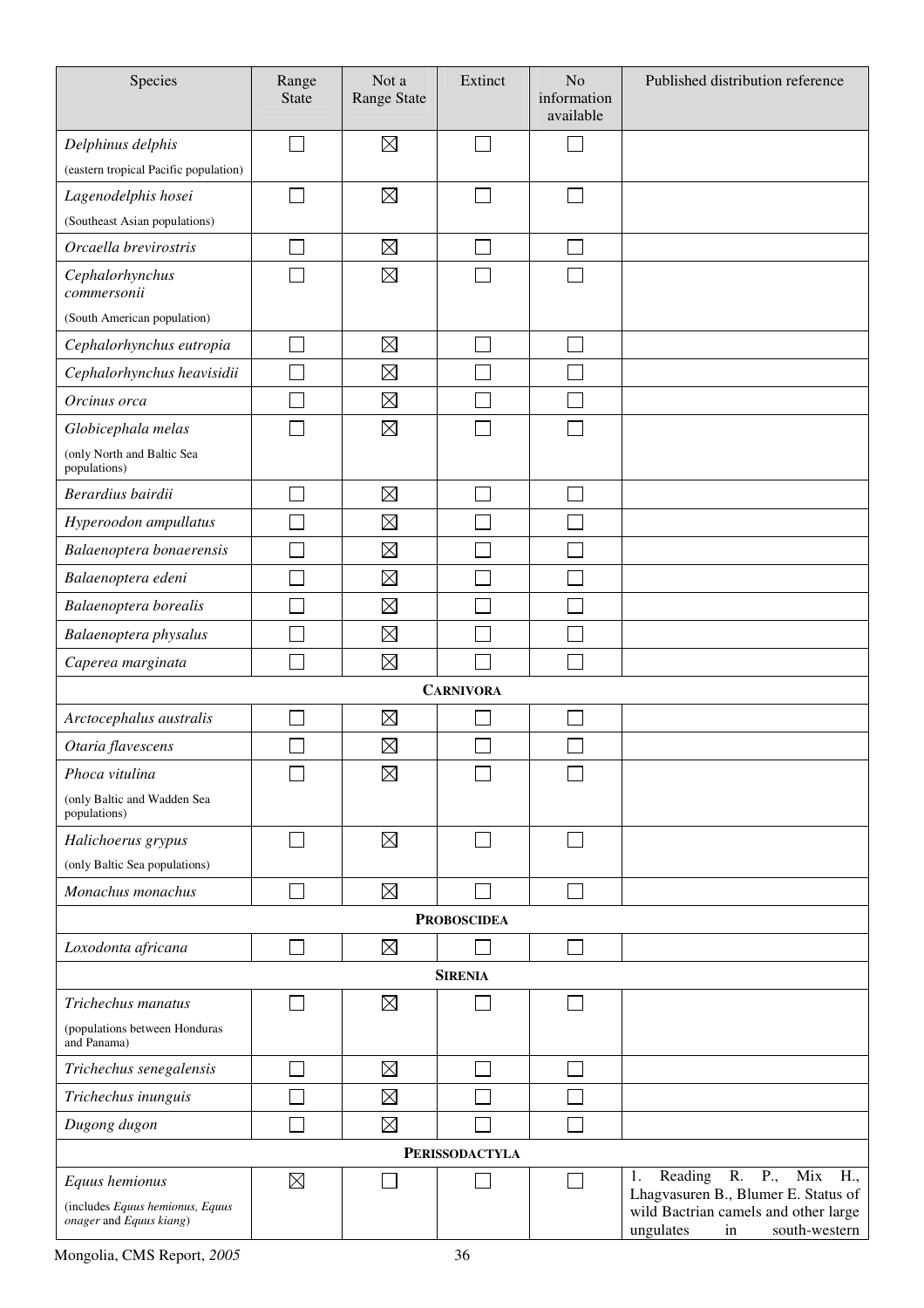| Species | Range State | Not a Range State | Extinct | No information available | Published distribution reference |
|---|---|---|---|---|---|
| *Delphinus delphis* (eastern tropical Pacific population) | ☐ | ☒ | ☐ | ☐ | |
| *Lagenodelphis hosei* (Southeast Asian populations) | ☐ | ☒ | ☐ | ☐ | |
| *Orcaella brevirostris* | ☐ | ☒ | ☐ | ☐ | |
| *Cephalorhynchus commersonii* (South American population) | ☐ | ☒ | ☐ | ☐ | |
| *Cephalorhynchus eutropia* | ☐ | ☒ | ☐ | ☐ | |
| *Cephalorhynchus heavisidii* | ☐ | ☒ | ☐ | ☐ | |
| *Orcinus orca* | ☐ | ☒ | ☐ | ☐ | |
| *Globicephala melas* (only North and Baltic Sea populations) | ☐ | ☒ | ☐ | ☐ | |
| *Berardius bairdii* | ☐ | ☒ | ☐ | ☐ | |
| *Hyperoodon ampullatus* | ☐ | ☒ | ☐ | ☐ | |
| *Balaenoptera bonaerensis* | ☐ | ☒ | ☐ | ☐ | |
| *Balaenoptera edeni* | ☐ | ☒ | ☐ | ☐ | |
| *Balaenoptera borealis* | ☐ | ☒ | ☐ | ☐ | |
| *Balaenoptera physalus* | ☐ | ☒ | ☐ | ☐ | |
| *Caperea marginata* | ☐ | ☒ | ☐ | ☐ | |
| **CARNIVORA** | | | | | |
| *Arctocephalus australis* | ☐ | ☒ | ☐ | ☐ | |
| *Otaria flavescens* | ☐ | ☒ | ☐ | ☐ | |
| *Phoca vitulina* (only Baltic and Wadden Sea populations) | ☐ | ☒ | ☐ | ☐ | |
| *Halichoerus grypus* (only Baltic Sea populations) | ☐ | ☒ | ☐ | ☐ | |
| *Monachus monachus* | ☐ | ☒ | ☐ | ☐ | |
| **PROBOSCIDEA** | | | | | |
| *Loxodonta africana* | ☐ | ☒ | ☐ | ☐ | |
| **SIRENIA** | | | | | |
| *Trichechus manatus* (populations between Honduras and Panama) | ☐ | ☒ | ☐ | ☐ | |
| *Trichechus senegalensis* | ☐ | ☒ | ☐ | ☐ | |
| *Trichechus inunguis* | ☐ | ☒ | ☐ | ☐ | |
| *Dugong dugon* | ☐ | ☒ | ☐ | ☐ | |
| **PERISSODACTYLA** | | | | | |
| *Equus hemionus* (includes *Equus hemionus, Equus onager* and *Equus kiang*) | ☒ | ☐ | ☐ | ☐ | 1. Reading R. P., Mix H., Lhagvasuren B., Blumer E. Status of wild Bactrian camels and other large ungulates in south-western |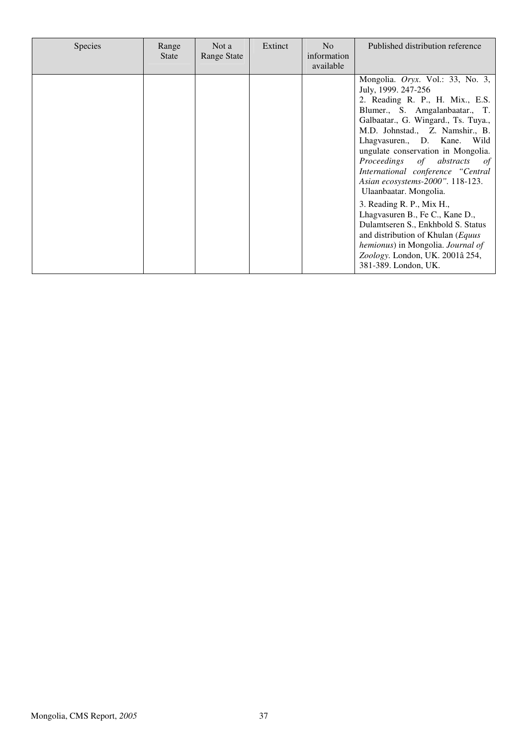| Species | Range State | Not a Range State | Extinct | No information available | Published distribution reference |
|---|---|---|---|---|---|
| | | | | | Mongolia. *Oryx*. Vol.: 33, No. 3, July, 1999. 247-256<br>2. Reading R. P., H. Mix., E.S. Blumer., S. Amgalanbaatar., T. Galbaatar., G. Wingard., Ts. Tuya., M.D. Johnstad., Z. Namshir., B. Lhagvasuren., D. Kane. Wild ungulate conservation in Mongolia. *Proceedings of abstracts of International conference "Central Asian ecosystems-2000"*. 118-123. Ulaanbaatar. Mongolia.<br>3. Reading R. P., Mix H., Lhagvasuren B., Fe C., Kane D., Dulamtseren S., Enkhbold S. Status and distribution of Khulan (*Equus hemionus*) in Mongolia. *Journal of Zoology*. London, UK. 2001â 254, 381-389. London, UK. |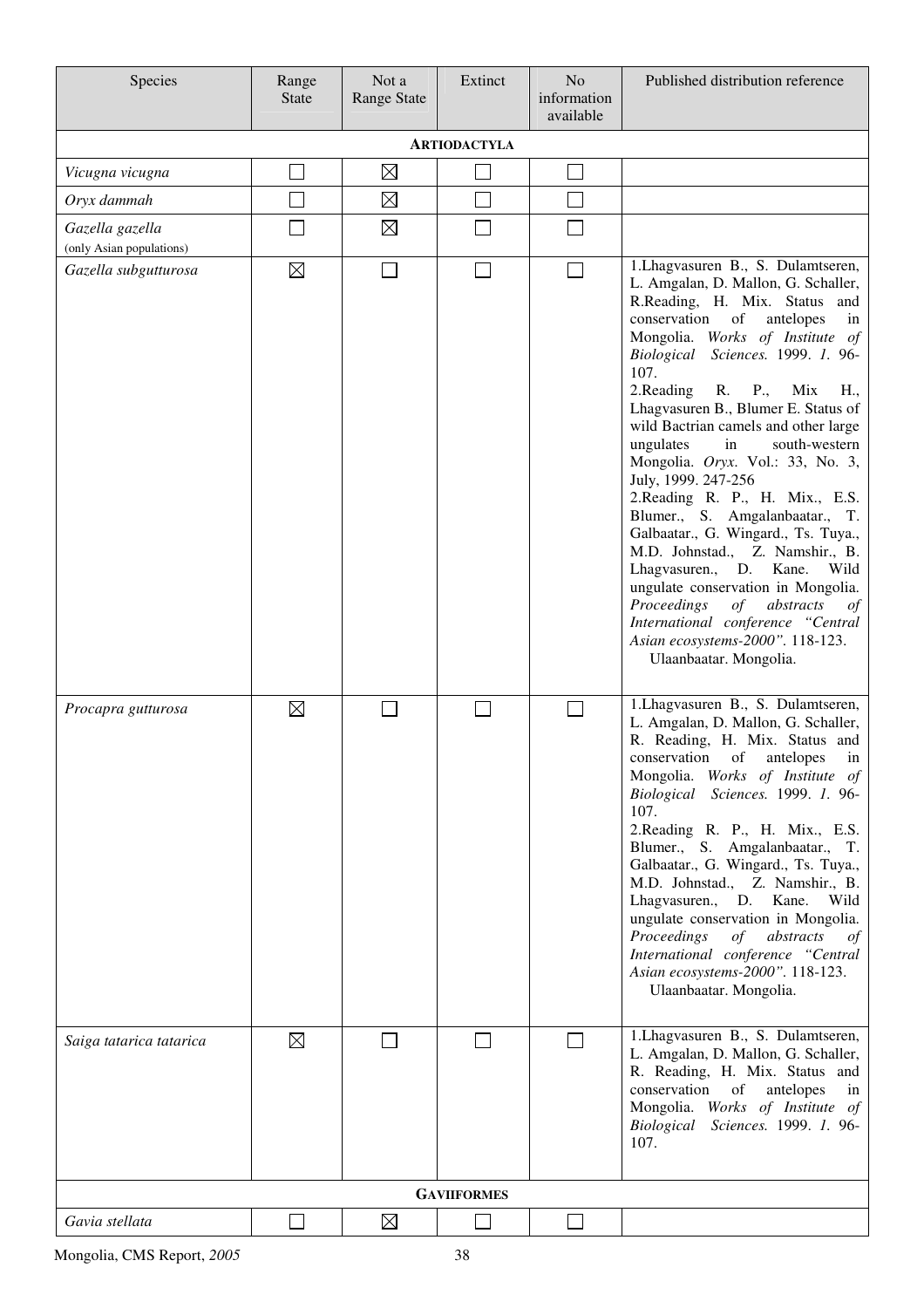| Species | Range State | Not a Range State | Extinct | No information available | Published distribution reference |
|---|---|---|---|---|---|
| | | | **ARTIODACTYLA** | | |
| *Vicugna vicugna* | ☐ | ☒ | ☐ | ☐ | |
| *Oryx dammah* | ☐ | ☒ | ☐ | ☐ | |
| *Gazella gazella* (only Asian populations) | ☐ | ☒ | ☐ | ☐ | |
| *Gazella subgutturosa* | ☒ | ☐ | ☐ | ☐ | 1.Lhagvasuren B., S. Dulamtseren, L. Amgalan, D. Mallon, G. Schaller, R.Reading, H. Mix. Status and conservation of antelopes in Mongolia. *Works of Institute of Biological Sciences.* 1999. *1.* 96-107.<br>2.Reading R. P., Mix H., Lhagvasuren B., Blumer E. Status of wild Bactrian camels and other large ungulates in south-western Mongolia. *Oryx*. Vol.: 33, No. 3, July, 1999. 247-256<br>2.Reading R. P., H. Mix., E.S. Blumer., S. Amgalanbaatar., T. Galbaatar., G. Wingard., Ts. Tuya., M.D. Johnstad., Z. Namshir., B. Lhagvasuren., D. Kane. Wild ungulate conservation in Mongolia. *Proceedings of abstracts of International conference "Central Asian ecosystems-2000".* 118-123. Ulaanbaatar. Mongolia. |
| *Procapra gutturosa* | ☒ | ☐ | ☐ | ☐ | 1.Lhagvasuren B., S. Dulamtseren, L. Amgalan, D. Mallon, G. Schaller, R. Reading, H. Mix. Status and conservation of antelopes in Mongolia. *Works of Institute of Biological Sciences.* 1999. *1.* 96-107.<br>2.Reading R. P., H. Mix., E.S. Blumer., S. Amgalanbaatar., T. Galbaatar., G. Wingard., Ts. Tuya., M.D. Johnstad., Z. Namshir., B. Lhagvasuren., D. Kane. Wild ungulate conservation in Mongolia. *Proceedings of abstracts of International conference "Central Asian ecosystems-2000".* 118-123. Ulaanbaatar. Mongolia. |
| *Saiga tatarica tatarica* | ☒ | ☐ | ☐ | ☐ | 1.Lhagvasuren B., S. Dulamtseren, L. Amgalan, D. Mallon, G. Schaller, R. Reading, H. Mix. Status and conservation of antelopes in Mongolia. *Works of Institute of Biological Sciences.* 1999. *1.* 96-107. |
| | | | **GAVIIFORMES** | | |
| *Gavia stellata* | ☐ | ☒ | ☐ | ☐ | |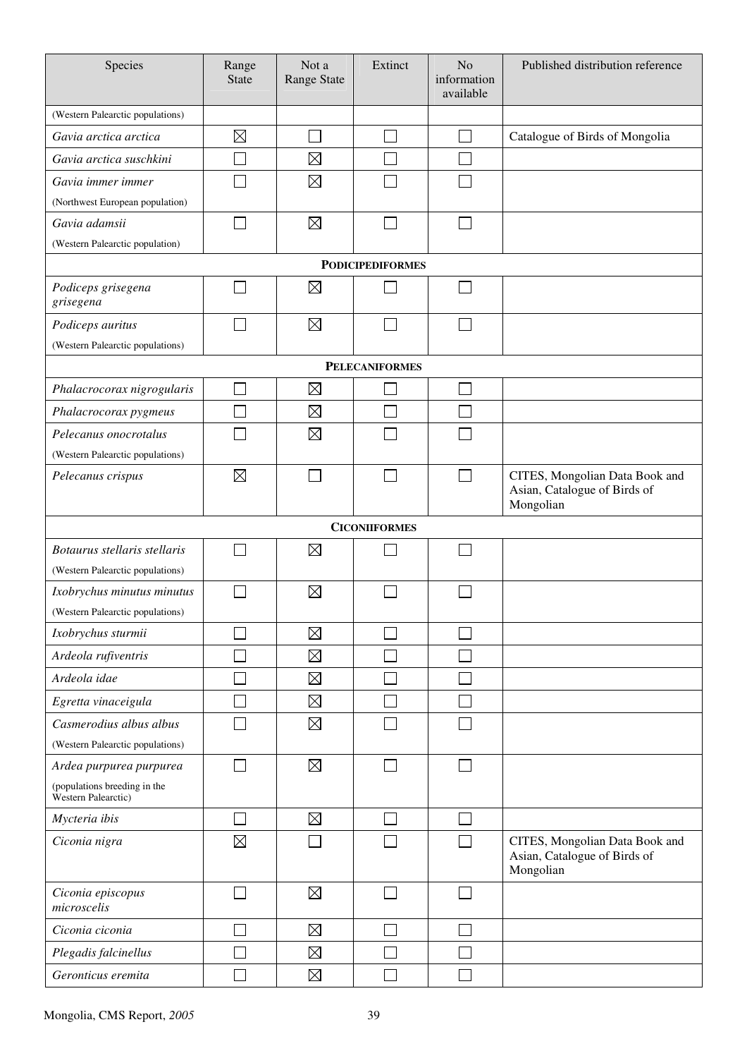| Species | Range State | Not a Range State | Extinct | No information available | Published distribution reference |
|---|---|---|---|---|---|
| (Western Palearctic populations) | | | | | |
| *Gavia arctica arctica* | ☒ | ☐ | ☐ | ☐ | Catalogue of Birds of Mongolia |
| *Gavia arctica suschkini* | ☐ | ☒ | ☐ | ☐ | |
| *Gavia immer immer* (Northwest European population) | ☐ | ☒ | ☐ | ☐ | |
| *Gavia adamsii* (Western Palearctic population) | ☐ | ☒ | ☐ | ☐ | |
| **PODICIPEDIFORMES** | | | | | |
| *Podiceps grisegena grisegena* | ☐ | ☒ | ☐ | ☐ | |
| *Podiceps auritus* (Western Palearctic populations) | ☐ | ☒ | ☐ | ☐ | |
| **PELECANIFORMES** | | | | | |
| *Phalacrocorax nigrogularis* | ☐ | ☒ | ☐ | ☐ | |
| *Phalacrocorax pygmeus* | ☐ | ☒ | ☐ | ☐ | |
| *Pelecanus onocrotalus* (Western Palearctic populations) | ☐ | ☒ | ☐ | ☐ | |
| *Pelecanus crispus* | ☒ | ☐ | ☐ | ☐ | CITES, Mongolian Data Book and Asian, Catalogue of Birds of Mongolian |
| **CICONIIFORMES** | | | | | |
| *Botaurus stellaris stellaris* (Western Palearctic populations) | ☐ | ☒ | ☐ | ☐ | |
| *Ixobrychus minutus minutus* (Western Palearctic populations) | ☐ | ☒ | ☐ | ☐ | |
| *Ixobrychus sturmii* | ☐ | ☒ | ☐ | ☐ | |
| *Ardeola rufiventris* | ☐ | ☒ | ☐ | ☐ | |
| *Ardeola idae* | ☐ | ☒ | ☐ | ☐ | |
| *Egretta vinaceigula* | ☐ | ☒ | ☐ | ☐ | |
| *Casmerodius albus albus* (Western Palearctic populations) | ☐ | ☒ | ☐ | ☐ | |
| *Ardea purpurea purpurea* (populations breeding in the Western Palearctic) | ☐ | ☒ | ☐ | ☐ | |
| *Mycteria ibis* | ☐ | ☒ | ☐ | ☐ | |
| *Ciconia nigra* | ☒ | ☐ | ☐ | ☐ | CITES, Mongolian Data Book and Asian, Catalogue of Birds of Mongolian |
| *Ciconia episcopus microscelis* | ☐ | ☒ | ☐ | ☐ | |
| *Ciconia ciconia* | ☐ | ☒ | ☐ | ☐ | |
| *Plegadis falcinellus* | ☐ | ☒ | ☐ | ☐ | |
| *Geronticus eremita* | ☐ | ☒ | ☐ | ☐ | |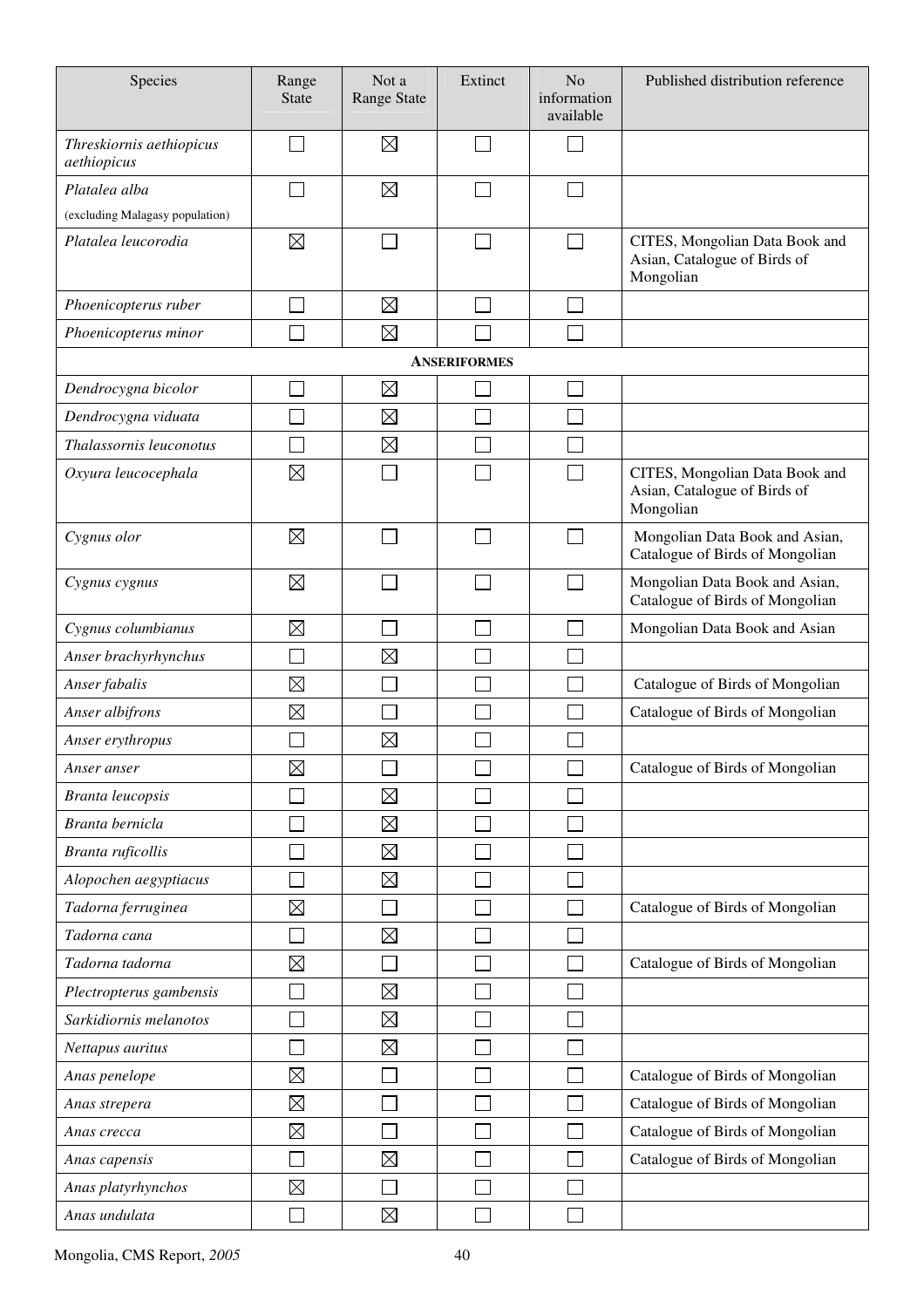| Species | Range State | Not a Range State | Extinct | No information available | Published distribution reference |
|---|---|---|---|---|---|
| *Threskiornis aethiopicus aethiopicus* | ☐ | ☒ | ☐ | ☐ | |
| *Platalea alba* (excluding Malagasy population) | ☐ | ☒ | ☐ | ☐ | |
| *Platalea leucorodia* | ☒ | ☐ | ☐ | ☐ | CITES, Mongolian Data Book and Asian, Catalogue of Birds of Mongolian |
| *Phoenicopterus ruber* | ☐ | ☒ | ☐ | ☐ | |
| *Phoenicopterus minor* | ☐ | ☒ | ☐ | ☐ | |
| **ANSERIFORMES** | | | | | |
| *Dendrocygna bicolor* | ☐ | ☒ | ☐ | ☐ | |
| *Dendrocygna viduata* | ☐ | ☒ | ☐ | ☐ | |
| *Thalassornis leuconotus* | ☐ | ☒ | ☐ | ☐ | |
| *Oxyura leucocephala* | ☒ | ☐ | ☐ | ☐ | CITES, Mongolian Data Book and Asian, Catalogue of Birds of Mongolian |
| *Cygnus olor* | ☒ | ☐ | ☐ | ☐ | Mongolian Data Book and Asian, Catalogue of Birds of Mongolian |
| *Cygnus cygnus* | ☒ | ☐ | ☐ | ☐ | Mongolian Data Book and Asian, Catalogue of Birds of Mongolian |
| *Cygnus columbianus* | ☒ | ☐ | ☐ | ☐ | Mongolian Data Book and Asian |
| *Anser brachyrhynchus* | ☐ | ☒ | ☐ | ☐ | |
| *Anser fabalis* | ☒ | ☐ | ☐ | ☐ | Catalogue of Birds of Mongolian |
| *Anser albifrons* | ☒ | ☐ | ☐ | ☐ | Catalogue of Birds of Mongolian |
| *Anser erythropus* | ☐ | ☒ | ☐ | ☐ | |
| *Anser anser* | ☒ | ☐ | ☐ | ☐ | Catalogue of Birds of Mongolian |
| *Branta leucopsis* | ☐ | ☒ | ☐ | ☐ | |
| *Branta bernicla* | ☐ | ☒ | ☐ | ☐ | |
| *Branta ruficollis* | ☐ | ☒ | ☐ | ☐ | |
| *Alopochen aegyptiacus* | ☐ | ☒ | ☐ | ☐ | |
| *Tadorna ferruginea* | ☒ | ☐ | ☐ | ☐ | Catalogue of Birds of Mongolian |
| *Tadorna cana* | ☐ | ☒ | ☐ | ☐ | |
| *Tadorna tadorna* | ☒ | ☐ | ☐ | ☐ | Catalogue of Birds of Mongolian |
| *Plectropterus gambensis* | ☐ | ☒ | ☐ | ☐ | |
| *Sarkidiornis melanotos* | ☐ | ☒ | ☐ | ☐ | |
| *Nettapus auritus* | ☐ | ☒ | ☐ | ☐ | |
| *Anas penelope* | ☒ | ☐ | ☐ | ☐ | Catalogue of Birds of Mongolian |
| *Anas strepera* | ☒ | ☐ | ☐ | ☐ | Catalogue of Birds of Mongolian |
| *Anas crecca* | ☒ | ☐ | ☐ | ☐ | Catalogue of Birds of Mongolian |
| *Anas capensis* | ☐ | ☒ | ☐ | ☐ | Catalogue of Birds of Mongolian |
| *Anas platyrhynchos* | ☒ | ☐ | ☐ | ☐ | |
| *Anas undulata* | ☐ | ☒ | ☐ | ☐ | |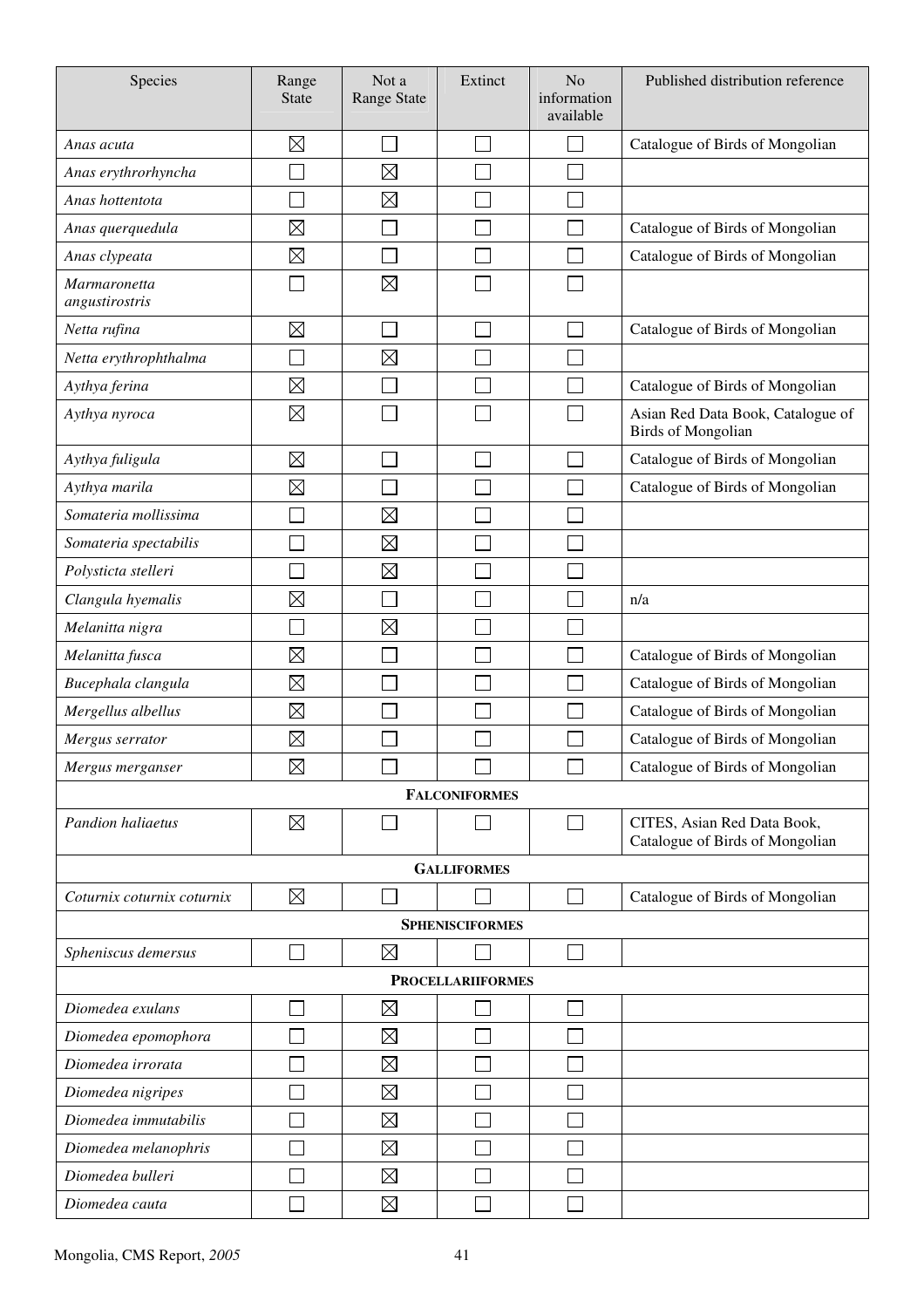| Species | Range State | Not a Range State | Extinct | No information available | Published distribution reference |
|---|---|---|---|---|---|
| *Anas acuta* | ☒ | ☐ | ☐ | ☐ | Catalogue of Birds of Mongolian |
| *Anas erythrorhyncha* | ☐ | ☒ | ☐ | ☐ | |
| *Anas hottentota* | ☐ | ☒ | ☐ | ☐ | |
| *Anas querquedula* | ☒ | ☐ | ☐ | ☐ | Catalogue of Birds of Mongolian |
| *Anas clypeata* | ☒ | ☐ | ☐ | ☐ | Catalogue of Birds of Mongolian |
| *Marmaronetta angustirostris* | ☐ | ☒ | ☐ | ☐ | |
| *Netta rufina* | ☒ | ☐ | ☐ | ☐ | Catalogue of Birds of Mongolian |
| *Netta erythrophthalma* | ☐ | ☒ | ☐ | ☐ | |
| *Aythya ferina* | ☒ | ☐ | ☐ | ☐ | Catalogue of Birds of Mongolian |
| *Aythya nyroca* | ☒ | ☐ | ☐ | ☐ | Asian Red Data Book, Catalogue of Birds of Mongolian |
| *Aythya fuligula* | ☒ | ☐ | ☐ | ☐ | Catalogue of Birds of Mongolian |
| *Aythya marila* | ☒ | ☐ | ☐ | ☐ | Catalogue of Birds of Mongolian |
| *Somateria mollissima* | ☐ | ☒ | ☐ | ☐ | |
| *Somateria spectabilis* | ☐ | ☒ | ☐ | ☐ | |
| *Polysticta stelleri* | ☐ | ☒ | ☐ | ☐ | |
| *Clangula hyemalis* | ☒ | ☐ | ☐ | ☐ | n/a |
| *Melanitta nigra* | ☐ | ☒ | ☐ | ☐ | |
| *Melanitta fusca* | ☒ | ☐ | ☐ | ☐ | Catalogue of Birds of Mongolian |
| *Bucephala clangula* | ☒ | ☐ | ☐ | ☐ | Catalogue of Birds of Mongolian |
| *Mergellus albellus* | ☒ | ☐ | ☐ | ☐ | Catalogue of Birds of Mongolian |
| *Mergus serrator* | ☒ | ☐ | ☐ | ☐ | Catalogue of Birds of Mongolian |
| *Mergus merganser* | ☒ | ☐ | ☐ | ☐ | Catalogue of Birds of Mongolian |
| | | | **FALCONIFORMES** | | |
| *Pandion haliaetus* | ☒ | ☐ | ☐ | ☐ | CITES, Asian Red Data Book, Catalogue of Birds of Mongolian |
| | | | **GALLIFORMES** | | |
| *Coturnix coturnix coturnix* | ☒ | ☐ | ☐ | ☐ | Catalogue of Birds of Mongolian |
| | | | **SPHENISCIFORMES** | | |
| *Spheniscus demersus* | ☐ | ☒ | ☐ | ☐ | |
| | | | **PROCELLARIIFORMES** | | |
| *Diomedea exulans* | ☐ | ☒ | ☐ | ☐ | |
| *Diomedea epomophora* | ☐ | ☒ | ☐ | ☐ | |
| *Diomedea irrorata* | ☐ | ☒ | ☐ | ☐ | |
| *Diomedea nigripes* | ☐ | ☒ | ☐ | ☐ | |
| *Diomedea immutabilis* | ☐ | ☒ | ☐ | ☐ | |
| *Diomedea melanophris* | ☐ | ☒ | ☐ | ☐ | |
| *Diomedea bulleri* | ☐ | ☒ | ☐ | ☐ | |
| *Diomedea cauta* | ☐ | ☒ | ☐ | ☐ | |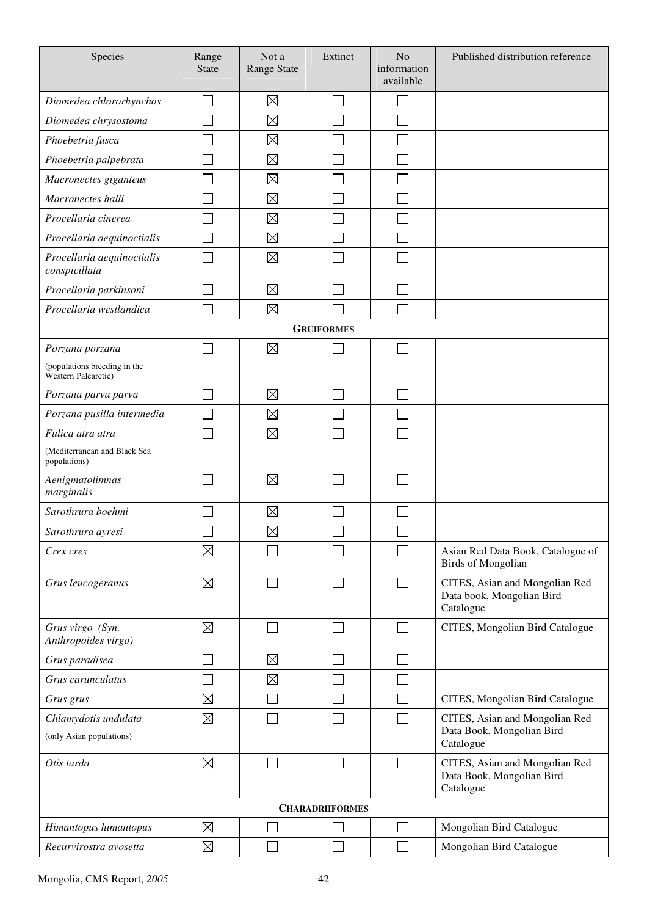| Species | Range State | Not a Range State | Extinct | No information available | Published distribution reference |
|---|---|---|---|---|---|
| *Diomedea chlororhynchos* | ☐ | ☒ | ☐ | ☐ | |
| *Diomedea chrysostoma* | ☐ | ☒ | ☐ | ☐ | |
| *Phoebetria fusca* | ☐ | ☒ | ☐ | ☐ | |
| *Phoebetria palpebrata* | ☐ | ☒ | ☐ | ☐ | |
| *Macronectes giganteus* | ☐ | ☒ | ☐ | ☐ | |
| *Macronectes halli* | ☐ | ☒ | ☐ | ☐ | |
| *Procellaria cinerea* | ☐ | ☒ | ☐ | ☐ | |
| *Procellaria aequinoctialis* | ☐ | ☒ | ☐ | ☐ | |
| *Procellaria aequinoctialis conspicillata* | ☐ | ☒ | ☐ | ☐ | |
| *Procellaria parkinsoni* | ☐ | ☒ | ☐ | ☐ | |
| *Procellaria westlandica* | ☐ | ☒ | ☐ | ☐ | |
| **GRUIFORMES** | | | | | |
| *Porzana porzana* (populations breeding in the Western Palearctic) | ☐ | ☒ | ☐ | ☐ | |
| *Porzana parva parva* | ☐ | ☒ | ☐ | ☐ | |
| *Porzana pusilla intermedia* | ☐ | ☒ | ☐ | ☐ | |
| *Fulica atra atra* (Mediterranean and Black Sea populations) | ☐ | ☒ | ☐ | ☐ | |
| *Aenigmatolimnas marginalis* | ☐ | ☒ | ☐ | ☐ | |
| *Sarothrura boehmi* | ☐ | ☒ | ☐ | ☐ | |
| *Sarothrura ayresi* | ☐ | ☒ | ☐ | ☐ | |
| *Crex crex* | ☒ | ☐ | ☐ | ☐ | Asian Red Data Book, Catalogue of Birds of Mongolian |
| *Grus leucogeranus* | ☒ | ☐ | ☐ | ☐ | CITES, Asian and Mongolian Red Data book, Mongolian Bird Catalogue |
| *Grus virgo (Syn. Anthropoides virgo)* | ☒ | ☐ | ☐ | ☐ | CITES, Mongolian Bird Catalogue |
| *Grus paradisea* | ☐ | ☒ | ☐ | ☐ | |
| *Grus carunculatus* | ☐ | ☒ | ☐ | ☐ | |
| *Grus grus* | ☒ | ☐ | ☐ | ☐ | CITES, Mongolian Bird Catalogue |
| *Chlamydotis undulata* (only Asian populations) | ☒ | ☐ | ☐ | ☐ | CITES, Asian and Mongolian Red Data Book, Mongolian Bird Catalogue |
| *Otis tarda* | ☒ | ☐ | ☐ | ☐ | CITES, Asian and Mongolian Red Data Book, Mongolian Bird Catalogue |
| **CHARADRIIFORMES** | | | | | |
| *Himantopus himantopus* | ☒ | ☐ | ☐ | ☐ | Mongolian Bird Catalogue |
| *Recurvirostra avosetta* | ☒ | ☐ | ☐ | ☐ | Mongolian Bird Catalogue |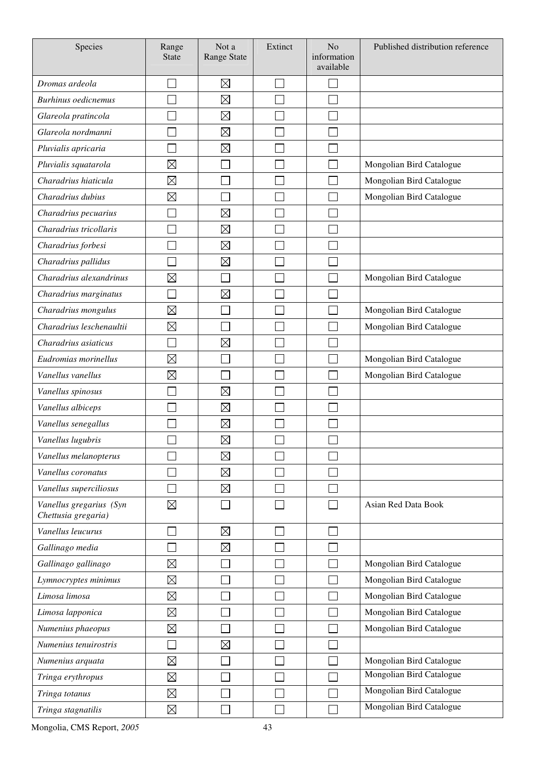| Species | Range State | Not a Range State | Extinct | No information available | Published distribution reference |
|---|---|---|---|---|---|
| *Dromas ardeola* | ☐ | ☒ | ☐ | ☐ | |
| *Burhinus oedicnemus* | ☐ | ☒ | ☐ | ☐ | |
| *Glareola pratincola* | ☐ | ☒ | ☐ | ☐ | |
| *Glareola nordmanni* | ☐ | ☒ | ☐ | ☐ | |
| *Pluvialis apricaria* | ☐ | ☒ | ☐ | ☐ | |
| *Pluvialis squatarola* | ☒ | ☐ | ☐ | ☐ | Mongolian Bird Catalogue |
| *Charadrius hiaticula* | ☒ | ☐ | ☐ | ☐ | Mongolian Bird Catalogue |
| *Charadrius dubius* | ☒ | ☐ | ☐ | ☐ | Mongolian Bird Catalogue |
| *Charadrius pecuarius* | ☐ | ☒ | ☐ | ☐ | |
| *Charadrius tricollaris* | ☐ | ☒ | ☐ | ☐ | |
| *Charadrius forbesi* | ☐ | ☒ | ☐ | ☐ | |
| *Charadrius pallidus* | ☐ | ☒ | ☐ | ☐ | |
| *Charadrius alexandrinus* | ☒ | ☐ | ☐ | ☐ | Mongolian Bird Catalogue |
| *Charadrius marginatus* | ☐ | ☒ | ☐ | ☐ | |
| *Charadrius mongulus* | ☒ | ☐ | ☐ | ☐ | Mongolian Bird Catalogue |
| *Charadrius leschenaultii* | ☒ | ☐ | ☐ | ☐ | Mongolian Bird Catalogue |
| *Charadrius asiaticus* | ☐ | ☒ | ☐ | ☐ | |
| *Eudromias morinellus* | ☒ | ☐ | ☐ | ☐ | Mongolian Bird Catalogue |
| *Vanellus vanellus* | ☒ | ☐ | ☐ | ☐ | Mongolian Bird Catalogue |
| *Vanellus spinosus* | ☐ | ☒ | ☐ | ☐ | |
| *Vanellus albiceps* | ☐ | ☒ | ☐ | ☐ | |
| *Vanellus senegallus* | ☐ | ☒ | ☐ | ☐ | |
| *Vanellus lugubris* | ☐ | ☒ | ☐ | ☐ | |
| *Vanellus melanopterus* | ☐ | ☒ | ☐ | ☐ | |
| *Vanellus coronatus* | ☐ | ☒ | ☐ | ☐ | |
| *Vanellus superciliosus* | ☐ | ☒ | ☐ | ☐ | |
| *Vanellus gregarius (Syn Chettusia gregaria)* | ☒ | ☐ | ☐ | ☐ | Asian Red Data Book |
| *Vanellus leucurus* | ☐ | ☒ | ☐ | ☐ | |
| *Gallinago media* | ☐ | ☒ | ☐ | ☐ | |
| *Gallinago gallinago* | ☒ | ☐ | ☐ | ☐ | Mongolian Bird Catalogue |
| *Lymnocryptes minimus* | ☒ | ☐ | ☐ | ☐ | Mongolian Bird Catalogue |
| *Limosa limosa* | ☒ | ☐ | ☐ | ☐ | Mongolian Bird Catalogue |
| *Limosa lapponica* | ☒ | ☐ | ☐ | ☐ | Mongolian Bird Catalogue |
| *Numenius phaeopus* | ☒ | ☐ | ☐ | ☐ | Mongolian Bird Catalogue |
| *Numenius tenuirostris* | ☐ | ☒ | ☐ | ☐ | |
| *Numenius arquata* | ☒ | ☐ | ☐ | ☐ | Mongolian Bird Catalogue |
| *Tringa erythropus* | ☒ | ☐ | ☐ | ☐ | Mongolian Bird Catalogue |
| *Tringa totanus* | ☒ | ☐ | ☐ | ☐ | Mongolian Bird Catalogue |
| *Tringa stagnatilis* | ☒ | ☐ | ☐ | ☐ | Mongolian Bird Catalogue |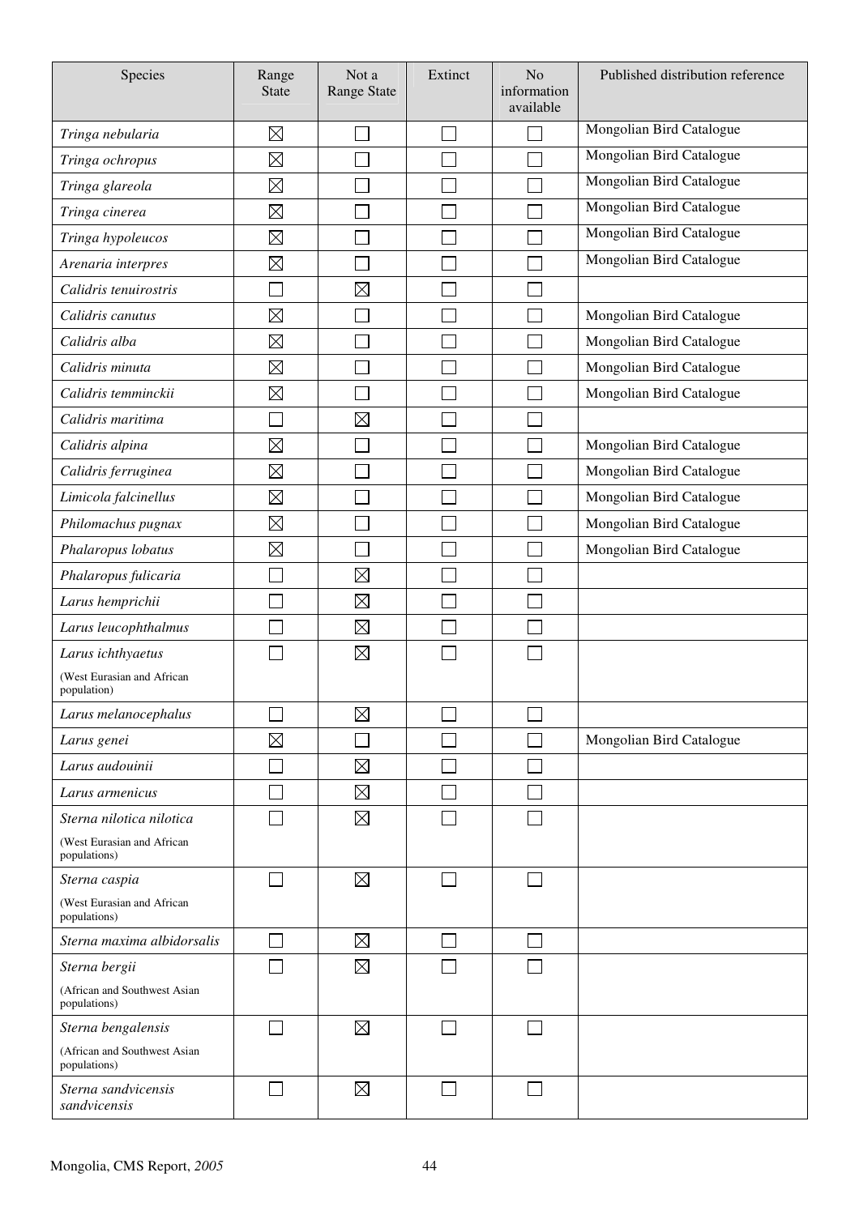| Species | Range State | Not a Range State | Extinct | No information available | Published distribution reference |
|---|---|---|---|---|---|
| *Tringa nebularia* | ☒ | ☐ | ☐ | ☐ | Mongolian Bird Catalogue |
| *Tringa ochropus* | ☒ | ☐ | ☐ | ☐ | Mongolian Bird Catalogue |
| *Tringa glareola* | ☒ | ☐ | ☐ | ☐ | Mongolian Bird Catalogue |
| *Tringa cinerea* | ☒ | ☐ | ☐ | ☐ | Mongolian Bird Catalogue |
| *Tringa hypoleucos* | ☒ | ☐ | ☐ | ☐ | Mongolian Bird Catalogue |
| *Arenaria interpres* | ☒ | ☐ | ☐ | ☐ | Mongolian Bird Catalogue |
| *Calidris tenuirostris* | ☐ | ☒ | ☐ | ☐ | |
| *Calidris canutus* | ☒ | ☐ | ☐ | ☐ | Mongolian Bird Catalogue |
| *Calidris alba* | ☒ | ☐ | ☐ | ☐ | Mongolian Bird Catalogue |
| *Calidris minuta* | ☒ | ☐ | ☐ | ☐ | Mongolian Bird Catalogue |
| *Calidris temminckii* | ☒ | ☐ | ☐ | ☐ | Mongolian Bird Catalogue |
| *Calidris maritima* | ☐ | ☒ | ☐ | ☐ | |
| *Calidris alpina* | ☒ | ☐ | ☐ | ☐ | Mongolian Bird Catalogue |
| *Calidris ferruginea* | ☒ | ☐ | ☐ | ☐ | Mongolian Bird Catalogue |
| *Limicola falcinellus* | ☒ | ☐ | ☐ | ☐ | Mongolian Bird Catalogue |
| *Philomachus pugnax* | ☒ | ☐ | ☐ | ☐ | Mongolian Bird Catalogue |
| *Phalaropus lobatus* | ☒ | ☐ | ☐ | ☐ | Mongolian Bird Catalogue |
| *Phalaropus fulicaria* | ☐ | ☒ | ☐ | ☐ | |
| *Larus hemprichii* | ☐ | ☒ | ☐ | ☐ | |
| *Larus leucophthalmus* | ☐ | ☒ | ☐ | ☐ | |
| *Larus ichthyaetus* (West Eurasian and African population) | ☐ | ☒ | ☐ | ☐ | |
| *Larus melanocephalus* | ☐ | ☒ | ☐ | ☐ | |
| *Larus genei* | ☒ | ☐ | ☐ | ☐ | Mongolian Bird Catalogue |
| *Larus audouinii* | ☐ | ☒ | ☐ | ☐ | |
| *Larus armenicus* | ☐ | ☒ | ☐ | ☐ | |
| *Sterna nilotica nilotica* (West Eurasian and African populations) | ☐ | ☒ | ☐ | ☐ | |
| *Sterna caspia* (West Eurasian and African populations) | ☐ | ☒ | ☐ | ☐ | |
| *Sterna maxima albidorsalis* | ☐ | ☒ | ☐ | ☐ | |
| *Sterna bergii* (African and Southwest Asian populations) | ☐ | ☒ | ☐ | ☐ | |
| *Sterna bengalensis* (African and Southwest Asian populations) | ☐ | ☒ | ☐ | ☐ | |
| *Sterna sandvicensis sandvicensis* | ☐ | ☒ | ☐ | ☐ | |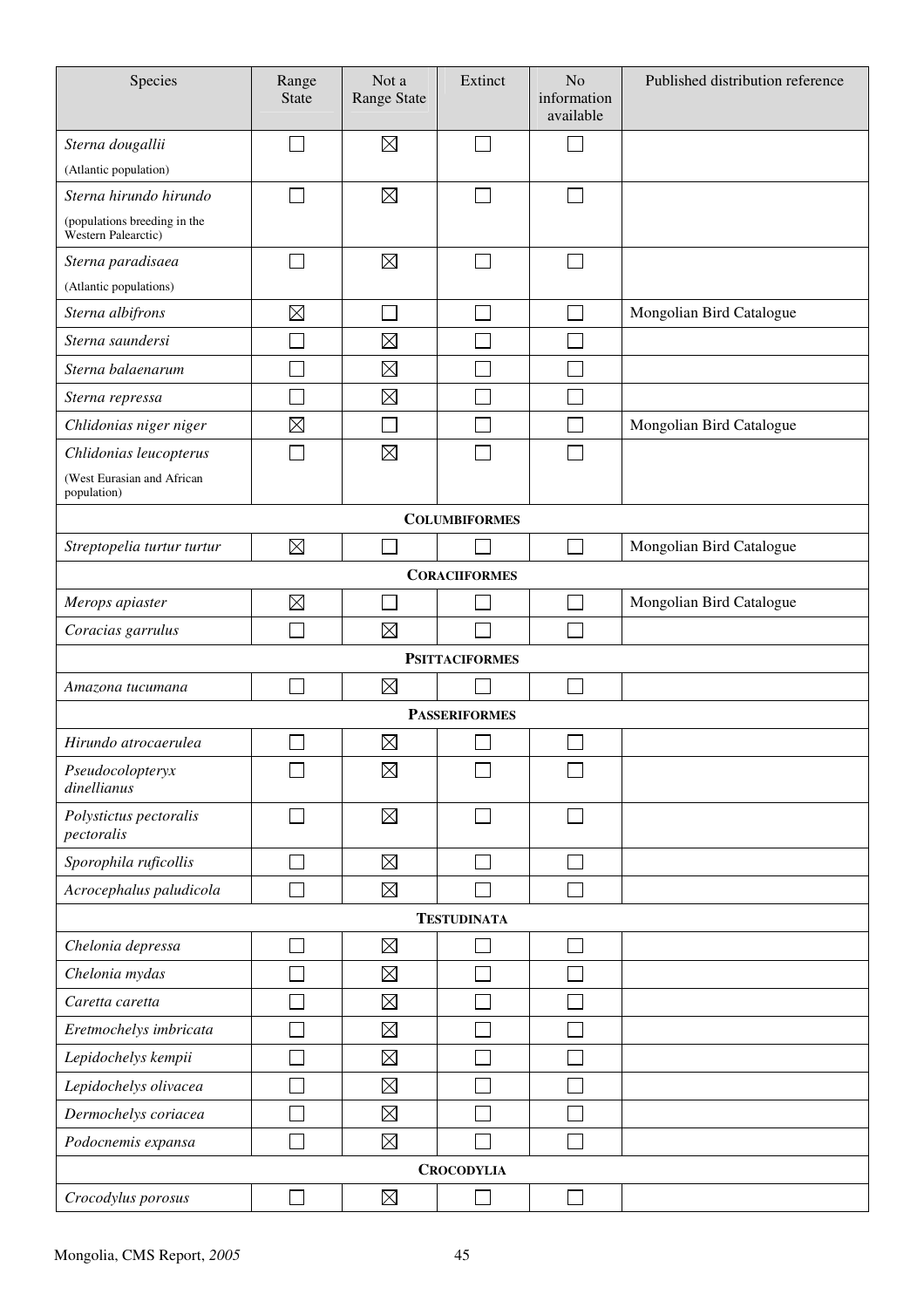| Species | Range State | Not a Range State | Extinct | No information available | Published distribution reference |
|---|---|---|---|---|---|
| *Sterna dougallii* (Atlantic population) | ☐ | ☒ | ☐ | ☐ | |
| *Sterna hirundo hirundo* (populations breeding in the Western Palearctic) | ☐ | ☒ | ☐ | ☐ | |
| *Sterna paradisaea* (Atlantic populations) | ☐ | ☒ | ☐ | ☐ | |
| *Sterna albifrons* | ☒ | ☐ | ☐ | ☐ | Mongolian Bird Catalogue |
| *Sterna saundersi* | ☐ | ☒ | ☐ | ☐ | |
| *Sterna balaenarum* | ☐ | ☒ | ☐ | ☐ | |
| *Sterna repressa* | ☐ | ☒ | ☐ | ☐ | |
| *Chlidonias niger niger* | ☒ | ☐ | ☐ | ☐ | Mongolian Bird Catalogue |
| *Chlidonias leucopterus* (West Eurasian and African population) | ☐ | ☒ | ☐ | ☐ | |
| **COLUMBIFORMES** | | | | | |
| *Streptopelia turtur turtur* | ☒ | ☐ | ☐ | ☐ | Mongolian Bird Catalogue |
| **CORACIIFORMES** | | | | | |
| *Merops apiaster* | ☒ | ☐ | ☐ | ☐ | Mongolian Bird Catalogue |
| *Coracias garrulus* | ☐ | ☒ | ☐ | ☐ | |
| **PSITTACIFORMES** | | | | | |
| *Amazona tucumana* | ☐ | ☒ | ☐ | ☐ | |
| **PASSERIFORMES** | | | | | |
| *Hirundo atrocaerulea* | ☐ | ☒ | ☐ | ☐ | |
| *Pseudocolopteryx dinellianus* | ☐ | ☒ | ☐ | ☐ | |
| *Polystictus pectoralis pectoralis* | ☐ | ☒ | ☐ | ☐ | |
| *Sporophila ruficollis* | ☐ | ☒ | ☐ | ☐ | |
| *Acrocephalus paludicola* | ☐ | ☒ | ☐ | ☐ | |
| **TESTUDINATA** | | | | | |
| *Chelonia depressa* | ☐ | ☒ | ☐ | ☐ | |
| *Chelonia mydas* | ☐ | ☒ | ☐ | ☐ | |
| *Caretta caretta* | ☐ | ☒ | ☐ | ☐ | |
| *Eretmochelys imbricata* | ☐ | ☒ | ☐ | ☐ | |
| *Lepidochelys kempii* | ☐ | ☒ | ☐ | ☐ | |
| *Lepidochelys olivacea* | ☐ | ☒ | ☐ | ☐ | |
| *Dermochelys coriacea* | ☐ | ☒ | ☐ | ☐ | |
| *Podocnemis expansa* | ☐ | ☒ | ☐ | ☐ | |
| **CROCODYLIA** | | | | | |
| *Crocodylus porosus* | ☐ | ☒ | ☐ | ☐ | |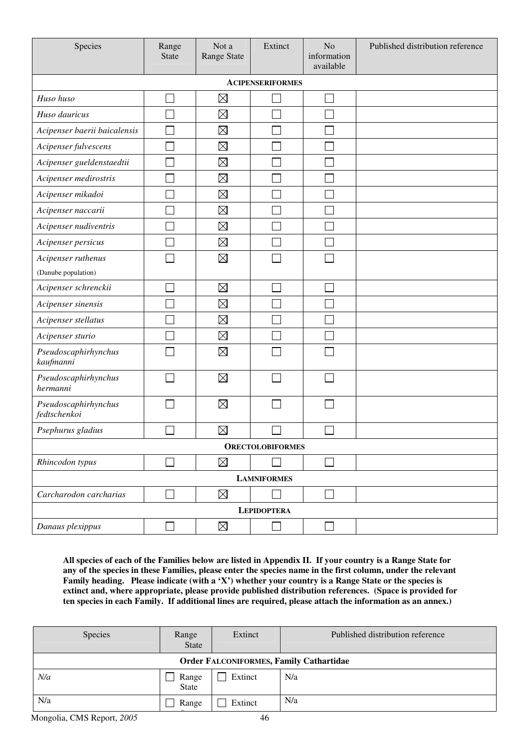| Species | Range State | Not a Range State | Extinct | No information available | Published distribution reference |
|---|---|---|---|---|---|
| **ACIPENSERIFORMES** | | | | | |
| *Huso huso* | ☐ | ☒ | ☐ | ☐ | |
| *Huso dauricus* | ☐ | ☒ | ☐ | ☐ | |
| *Acipenser baerii baicalensis* | ☐ | ☒ | ☐ | ☐ | |
| *Acipenser fulvescens* | ☐ | ☒ | ☐ | ☐ | |
| *Acipenser gueldenstaedtii* | ☐ | ☒ | ☐ | ☐ | |
| *Acipenser medirostris* | ☐ | ☒ | ☐ | ☐ | |
| *Acipenser mikadoi* | ☐ | ☒ | ☐ | ☐ | |
| *Acipenser naccarii* | ☐ | ☒ | ☐ | ☐ | |
| *Acipenser nudiventris* | ☐ | ☒ | ☐ | ☐ | |
| *Acipenser persicus* | ☐ | ☒ | ☐ | ☐ | |
| *Acipenser ruthenus* (Danube population) | ☐ | ☒ | ☐ | ☐ | |
| *Acipenser schrenckii* | ☐ | ☒ | ☐ | ☐ | |
| *Acipenser sinensis* | ☐ | ☒ | ☐ | ☐ | |
| *Acipenser stellatus* | ☐ | ☒ | ☐ | ☐ | |
| *Acipenser sturio* | ☐ | ☒ | ☐ | ☐ | |
| *Pseudoscaphirhynchus kaufmanni* | ☐ | ☒ | ☐ | ☐ | |
| *Pseudoscaphirhynchus hermanni* | ☐ | ☒ | ☐ | ☐ | |
| *Pseudoscaphirhynchus fedtschenkoi* | ☐ | ☒ | ☐ | ☐ | |
| *Psephurus gladius* | ☐ | ☒ | ☐ | ☐ | |
| **ORECTOLOBIFORMES** | | | | | |
| *Rhincodon typus* | ☐ | ☒ | ☐ | ☐ | |
| **LAMNIFORMES** | | | | | |
| *Carcharodon carcharias* | ☐ | ☒ | ☐ | ☐ | |
| **LEPIDOPTERA** | | | | | |
| *Danaus plexippus* | ☐ | ☒ | ☐ | ☐ | |

**All species of each of the Families below are listed in Appendix II. If your country is a Range State for any of the species in these Families, please enter the species name in the first column, under the relevant Family heading. Please indicate (with a 'X') whether your country is a Range State or the species is extinct and, where appropriate, please provide published distribution references. (Space is provided for ten species in each Family. If additional lines are required, please attach the information as an annex.)**

| Species | Range State | Extinct | Published distribution reference |
|---|---|---|---|
| **Order FALCONIFORMES, Family Cathartidae** | | | |
| *N/a* | ☐ Range State | ☐ Extinct | N/a |
| N/a | ☐ Range State | ☐ Extinct | N/a |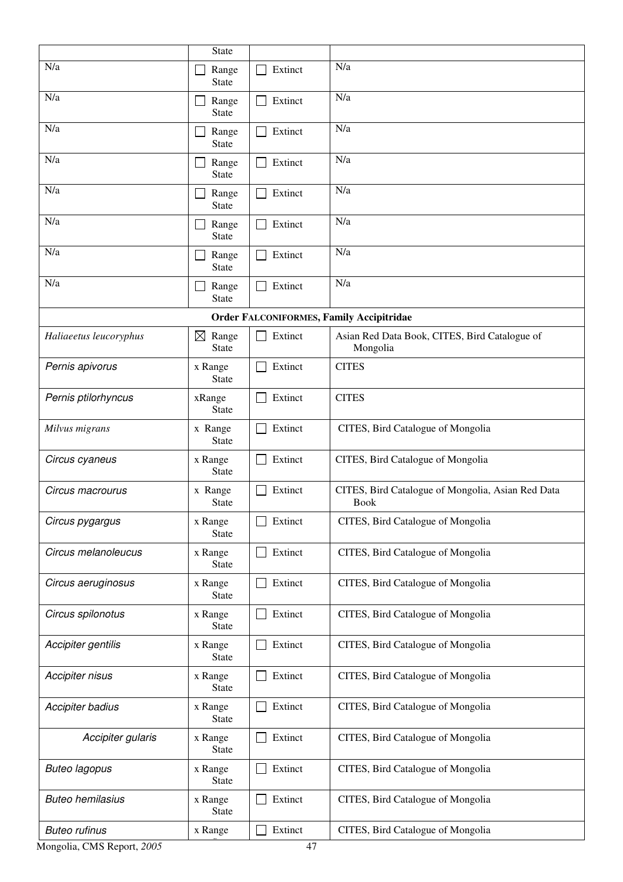|  | State |  |  |
|---|---|---|---|
| N/a | ☐ Range State | ☐ Extinct | N/a |
| N/a | ☐ Range State | ☐ Extinct | N/a |
| N/a | ☐ Range State | ☐ Extinct | N/a |
| N/a | ☐ Range State | ☐ Extinct | N/a |
| N/a | ☐ Range State | ☐ Extinct | N/a |
| N/a | ☐ Range State | ☐ Extinct | N/a |
| N/a | ☐ Range State | ☐ Extinct | N/a |
| N/a | ☐ Range State | ☐ Extinct | N/a |
| **Order FALCONIFORMES, Family Accipitridae** | | | |
| *Haliaeetus leucoryphus* | ☒ Range State | ☐ Extinct | Asian Red Data Book, CITES, Bird Catalogue of Mongolia |
| *Pernis apivorus* | x Range State | ☐ Extinct | CITES |
| *Pernis ptilorhyncus* | xRange State | ☐ Extinct | CITES |
| *Milvus migrans* | x Range State | ☐ Extinct | CITES, Bird Catalogue of Mongolia |
| *Circus cyaneus* | x Range State | ☐ Extinct | CITES, Bird Catalogue of Mongolia |
| *Circus macrourus* | x Range State | ☐ Extinct | CITES, Bird Catalogue of Mongolia, Asian Red Data Book |
| *Circus pygargus* | x Range State | ☐ Extinct | CITES, Bird Catalogue of Mongolia |
| *Circus melanoleucus* | x Range State | ☐ Extinct | CITES, Bird Catalogue of Mongolia |
| *Circus aeruginosus* | x Range State | ☐ Extinct | CITES, Bird Catalogue of Mongolia |
| *Circus spilonotus* | x Range State | ☐ Extinct | CITES, Bird Catalogue of Mongolia |
| *Accipiter gentilis* | x Range State | ☐ Extinct | CITES, Bird Catalogue of Mongolia |
| *Accipiter nisus* | x Range State | ☐ Extinct | CITES, Bird Catalogue of Mongolia |
| *Accipiter badius* | x Range State | ☐ Extinct | CITES, Bird Catalogue of Mongolia |
| *Accipiter gularis* | x Range State | ☐ Extinct | CITES, Bird Catalogue of Mongolia |
| *Buteo lagopus* | x Range State | ☐ Extinct | CITES, Bird Catalogue of Mongolia |
| *Buteo hemilasius* | x Range State | ☐ Extinct | CITES, Bird Catalogue of Mongolia |
| *Buteo rufinus* | x Range | ☐ Extinct | CITES, Bird Catalogue of Mongolia |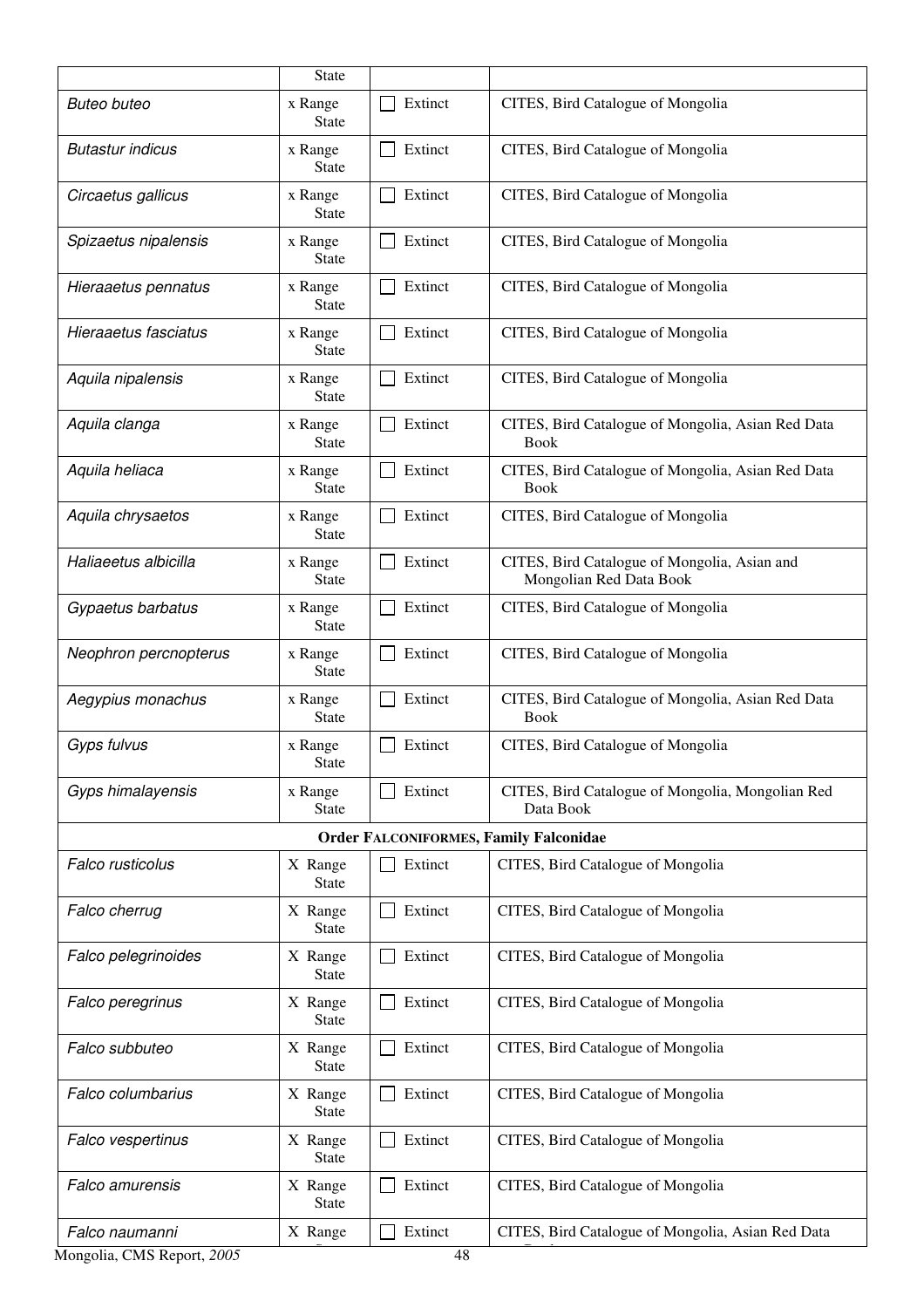| | State | | |
|---|---|---|---|
| *Buteo buteo* | x Range State | ☐ Extinct | CITES, Bird Catalogue of Mongolia |
| *Butastur indicus* | x Range State | ☐ Extinct | CITES, Bird Catalogue of Mongolia |
| *Circaetus gallicus* | x Range State | ☐ Extinct | CITES, Bird Catalogue of Mongolia |
| *Spizaetus nipalensis* | x Range State | ☐ Extinct | CITES, Bird Catalogue of Mongolia |
| *Hieraaetus pennatus* | x Range State | ☐ Extinct | CITES, Bird Catalogue of Mongolia |
| *Hieraaetus fasciatus* | x Range State | ☐ Extinct | CITES, Bird Catalogue of Mongolia |
| *Aquila nipalensis* | x Range State | ☐ Extinct | CITES, Bird Catalogue of Mongolia |
| *Aquila clanga* | x Range State | ☐ Extinct | CITES, Bird Catalogue of Mongolia, Asian Red Data Book |
| *Aquila heliaca* | x Range State | ☐ Extinct | CITES, Bird Catalogue of Mongolia, Asian Red Data Book |
| *Aquila chrysaetos* | x Range State | ☐ Extinct | CITES, Bird Catalogue of Mongolia |
| *Haliaeetus albicilla* | x Range State | ☐ Extinct | CITES, Bird Catalogue of Mongolia, Asian and Mongolian Red Data Book |
| *Gypaetus barbatus* | x Range State | ☐ Extinct | CITES, Bird Catalogue of Mongolia |
| *Neophron percnopterus* | x Range State | ☐ Extinct | CITES, Bird Catalogue of Mongolia |
| *Aegypius monachus* | x Range State | ☐ Extinct | CITES, Bird Catalogue of Mongolia, Asian Red Data Book |
| *Gyps fulvus* | x Range State | ☐ Extinct | CITES, Bird Catalogue of Mongolia |
| *Gyps himalayensis* | x Range State | ☐ Extinct | CITES, Bird Catalogue of Mongolia, Mongolian Red Data Book |
| **Order FALCONIFORMES, Family Falconidae** | | | |
| *Falco rusticolus* | X Range State | ☐ Extinct | CITES, Bird Catalogue of Mongolia |
| *Falco cherrug* | X Range State | ☐ Extinct | CITES, Bird Catalogue of Mongolia |
| *Falco pelegrinoides* | X Range State | ☐ Extinct | CITES, Bird Catalogue of Mongolia |
| *Falco peregrinus* | X Range State | ☐ Extinct | CITES, Bird Catalogue of Mongolia |
| *Falco subbuteo* | X Range State | ☐ Extinct | CITES, Bird Catalogue of Mongolia |
| *Falco columbarius* | X Range State | ☐ Extinct | CITES, Bird Catalogue of Mongolia |
| *Falco vespertinus* | X Range State | ☐ Extinct | CITES, Bird Catalogue of Mongolia |
| *Falco amurensis* | X Range State | ☐ Extinct | CITES, Bird Catalogue of Mongolia |
| *Falco naumanni* | X Range | ☐ Extinct | CITES, Bird Catalogue of Mongolia, Asian Red Data |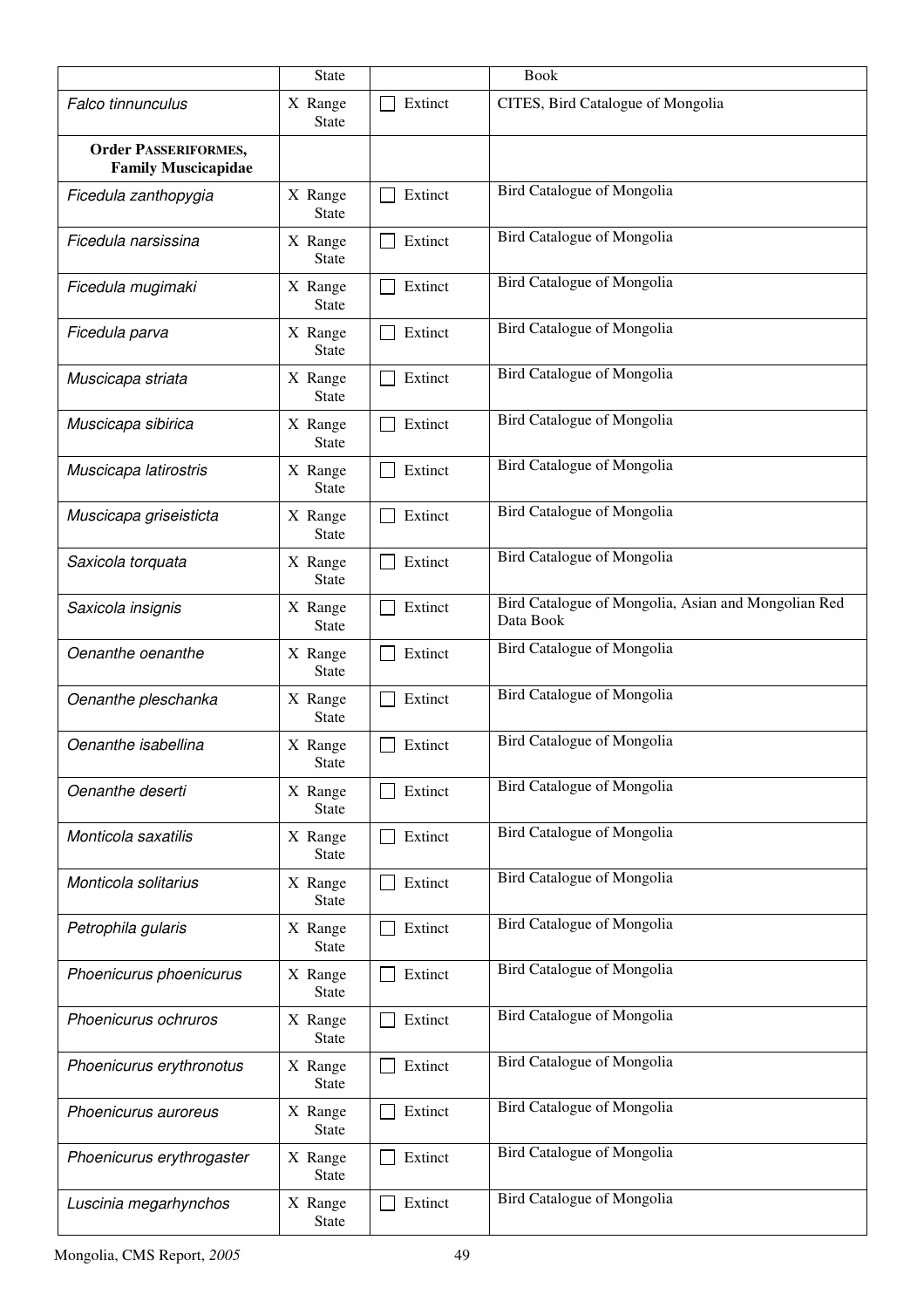| | State | | Book |
|---|---|---|---|
| *Falco tinnunculus* | X Range State | ☐ Extinct | CITES, Bird Catalogue of Mongolia |
| **Order PASSERIFORMES, Family Muscicapidae** | | | |
| *Ficedula zanthopygia* | X Range State | ☐ Extinct | Bird Catalogue of Mongolia |
| *Ficedula narsissina* | X Range State | ☐ Extinct | Bird Catalogue of Mongolia |
| *Ficedula mugimaki* | X Range State | ☐ Extinct | Bird Catalogue of Mongolia |
| *Ficedula parva* | X Range State | ☐ Extinct | Bird Catalogue of Mongolia |
| *Muscicapa striata* | X Range State | ☐ Extinct | Bird Catalogue of Mongolia |
| *Muscicapa sibirica* | X Range State | ☐ Extinct | Bird Catalogue of Mongolia |
| *Muscicapa latirostris* | X Range State | ☐ Extinct | Bird Catalogue of Mongolia |
| *Muscicapa griseisticta* | X Range State | ☐ Extinct | Bird Catalogue of Mongolia |
| *Saxicola torquata* | X Range State | ☐ Extinct | Bird Catalogue of Mongolia |
| *Saxicola insignis* | X Range State | ☐ Extinct | Bird Catalogue of Mongolia, Asian and Mongolian Red Data Book |
| *Oenanthe oenanthe* | X Range State | ☐ Extinct | Bird Catalogue of Mongolia |
| *Oenanthe pleschanka* | X Range State | ☐ Extinct | Bird Catalogue of Mongolia |
| *Oenanthe isabellina* | X Range State | ☐ Extinct | Bird Catalogue of Mongolia |
| *Oenanthe deserti* | X Range State | ☐ Extinct | Bird Catalogue of Mongolia |
| *Monticola saxatilis* | X Range State | ☐ Extinct | Bird Catalogue of Mongolia |
| *Monticola solitarius* | X Range State | ☐ Extinct | Bird Catalogue of Mongolia |
| *Petrophila gularis* | X Range State | ☐ Extinct | Bird Catalogue of Mongolia |
| *Phoenicurus phoenicurus* | X Range State | ☐ Extinct | Bird Catalogue of Mongolia |
| *Phoenicurus ochruros* | X Range State | ☐ Extinct | Bird Catalogue of Mongolia |
| *Phoenicurus erythronotus* | X Range State | ☐ Extinct | Bird Catalogue of Mongolia |
| *Phoenicurus auroreus* | X Range State | ☐ Extinct | Bird Catalogue of Mongolia |
| *Phoenicurus erythrogaster* | X Range State | ☐ Extinct | Bird Catalogue of Mongolia |
| *Luscinia megarhynchos* | X Range State | ☐ Extinct | Bird Catalogue of Mongolia |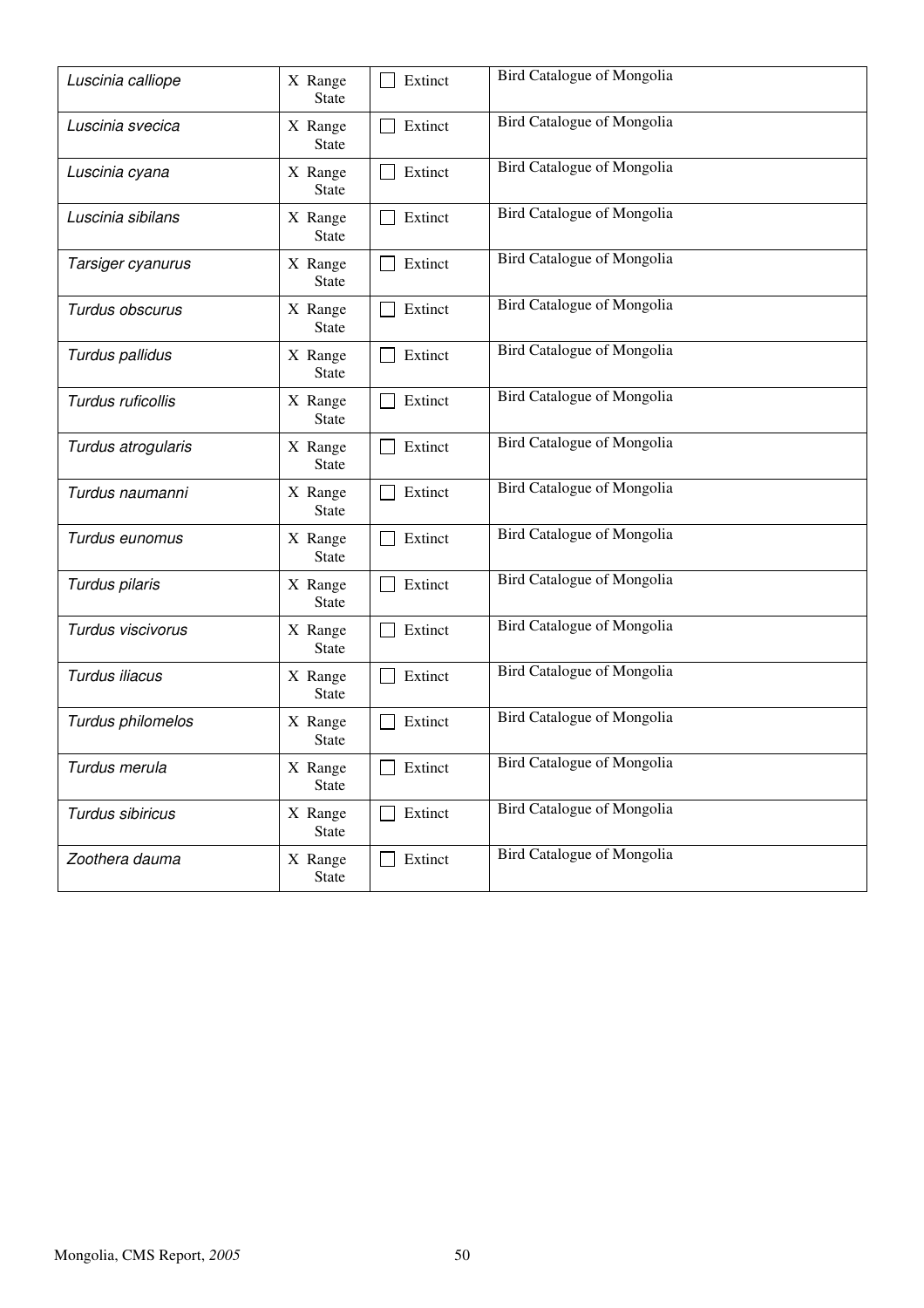| | | | |
|---|---|---|---|
| *Luscinia calliope* | X Range State | ☐ Extinct | Bird Catalogue of Mongolia |
| *Luscinia svecica* | X Range State | ☐ Extinct | Bird Catalogue of Mongolia |
| *Luscinia cyana* | X Range State | ☐ Extinct | Bird Catalogue of Mongolia |
| *Luscinia sibilans* | X Range State | ☐ Extinct | Bird Catalogue of Mongolia |
| *Tarsiger cyanurus* | X Range State | ☐ Extinct | Bird Catalogue of Mongolia |
| *Turdus obscurus* | X Range State | ☐ Extinct | Bird Catalogue of Mongolia |
| *Turdus pallidus* | X Range State | ☐ Extinct | Bird Catalogue of Mongolia |
| *Turdus ruficollis* | X Range State | ☐ Extinct | Bird Catalogue of Mongolia |
| *Turdus atrogularis* | X Range State | ☐ Extinct | Bird Catalogue of Mongolia |
| *Turdus naumanni* | X Range State | ☐ Extinct | Bird Catalogue of Mongolia |
| *Turdus eunomus* | X Range State | ☐ Extinct | Bird Catalogue of Mongolia |
| *Turdus pilaris* | X Range State | ☐ Extinct | Bird Catalogue of Mongolia |
| *Turdus viscivorus* | X Range State | ☐ Extinct | Bird Catalogue of Mongolia |
| *Turdus iliacus* | X Range State | ☐ Extinct | Bird Catalogue of Mongolia |
| *Turdus philomelos* | X Range State | ☐ Extinct | Bird Catalogue of Mongolia |
| *Turdus merula* | X Range State | ☐ Extinct | Bird Catalogue of Mongolia |
| *Turdus sibiricus* | X Range State | ☐ Extinct | Bird Catalogue of Mongolia |
| *Zoothera dauma* | X Range State | ☐ Extinct | Bird Catalogue of Mongolia |